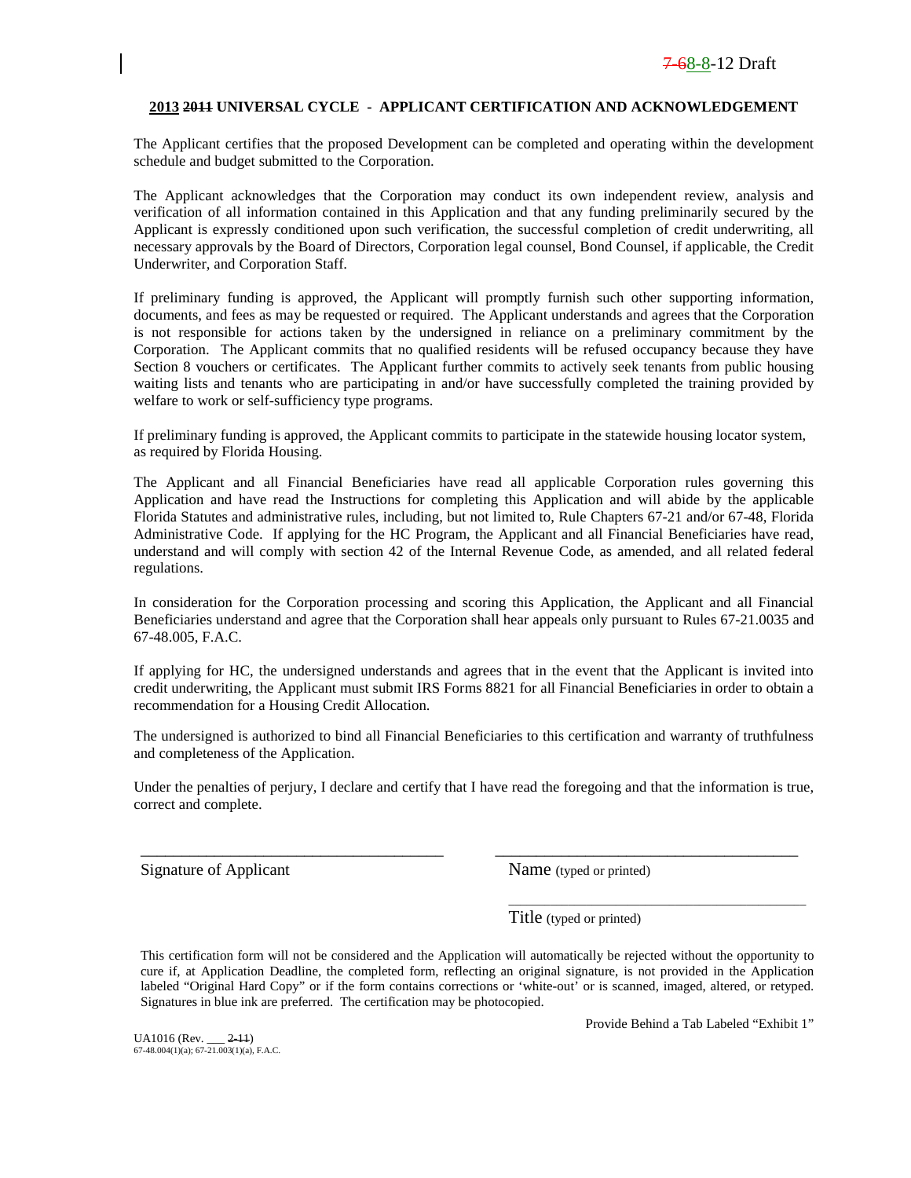7-68-8-12 Draft

**2013 2011 UNIVERSAL CYCLE - APPLICANT CERTIFICATION AND ACKNOWLEDGEMENT**

The Applicant certifies that the proposed Development can be completed and operating within the development schedule and budget submitted to the Corporation.

The Applicant acknowledges that the Corporation may conduct its own independent review, analysis and verification of all information contained in this Application and that any funding preliminarily secured by the Applicant is expressly conditioned upon such verification, the successful completion of credit underwriting, all necessary approvals by the Board of Directors, Corporation legal counsel, Bond Counsel, if applicable, the Credit Underwriter, and Corporation Staff.

If preliminary funding is approved, the Applicant will promptly furnish such other supporting information, documents, and fees as may be requested or required. The Applicant understands and agrees that the Corporation is not responsible for actions taken by the undersigned in reliance on a preliminary commitment by the Corporation. The Applicant commits that no qualified residents will be refused occupancy because they have Section 8 vouchers or certificates. The Applicant further commits to actively seek tenants from public housing waiting lists and tenants who are participating in and/or have successfully completed the training provided by welfare to work or self-sufficiency type programs.

If preliminary funding is approved, the Applicant commits to participate in the statewide housing locator system, as required by Florida Housing.

The Applicant and all Financial Beneficiaries have read all applicable Corporation rules governing this Application and have read the Instructions for completing this Application and will abide by the applicable Florida Statutes and administrative rules, including, but not limited to, Rule Chapters 67-21 and/or 67-48, Florida Administrative Code. If applying for the HC Program, the Applicant and all Financial Beneficiaries have read, understand and will comply with section 42 of the Internal Revenue Code, as amended, and all related federal regulations.

In consideration for the Corporation processing and scoring this Application, the Applicant and all Financial Beneficiaries understand and agree that the Corporation shall hear appeals only pursuant to Rules 67-21.0035 and 67-48.005, F.A.C.

If applying for HC, the undersigned understands and agrees that in the event that the Applicant is invited into credit underwriting, the Applicant must submit IRS Forms 8821 for all Financial Beneficiaries in order to obtain a recommendation for a Housing Credit Allocation.

The undersigned is authorized to bind all Financial Beneficiaries to this certification and warranty of truthfulness and completeness of the Application.

Under the penalties of perjury, I declare and certify that I have read the foregoing and that the information is true, correct and complete.

\_\_\_\_\_\_\_\_\_\_\_\_\_\_\_\_\_\_\_\_\_\_\_\_\_\_\_\_\_\_\_\_\_\_\_\_ \_\_\_\_\_\_\_\_\_\_\_\_\_\_\_\_\_\_\_\_\_\_\_\_\_\_\_\_\_\_\_\_\_\_\_\_

Signature of Applicant — Name (typed or printed)

\_\_\_\_\_\_\_\_\_\_\_\_\_\_\_\_\_\_\_\_\_\_\_\_\_\_\_\_\_\_\_\_\_\_\_\_

Title (typed or printed)

This certification form will not be considered and the Application will automatically be rejected without the opportunity to cure if, at Application Deadline, the completed form, reflecting an original signature, is not provided in the Application labeled "Original Hard Copy" or if the form contains corrections or 'white-out' or is scanned, imaged, altered, or retyped. Signatures in blue ink are preferred. The certification may be photocopied.

Provide Behind a Tab Labeled "Exhibit 1"

UA1016 (Rev. \_\_\_ 2-11)
67-48.004(1)(a); 67-21.003(1)(a), F.A.C.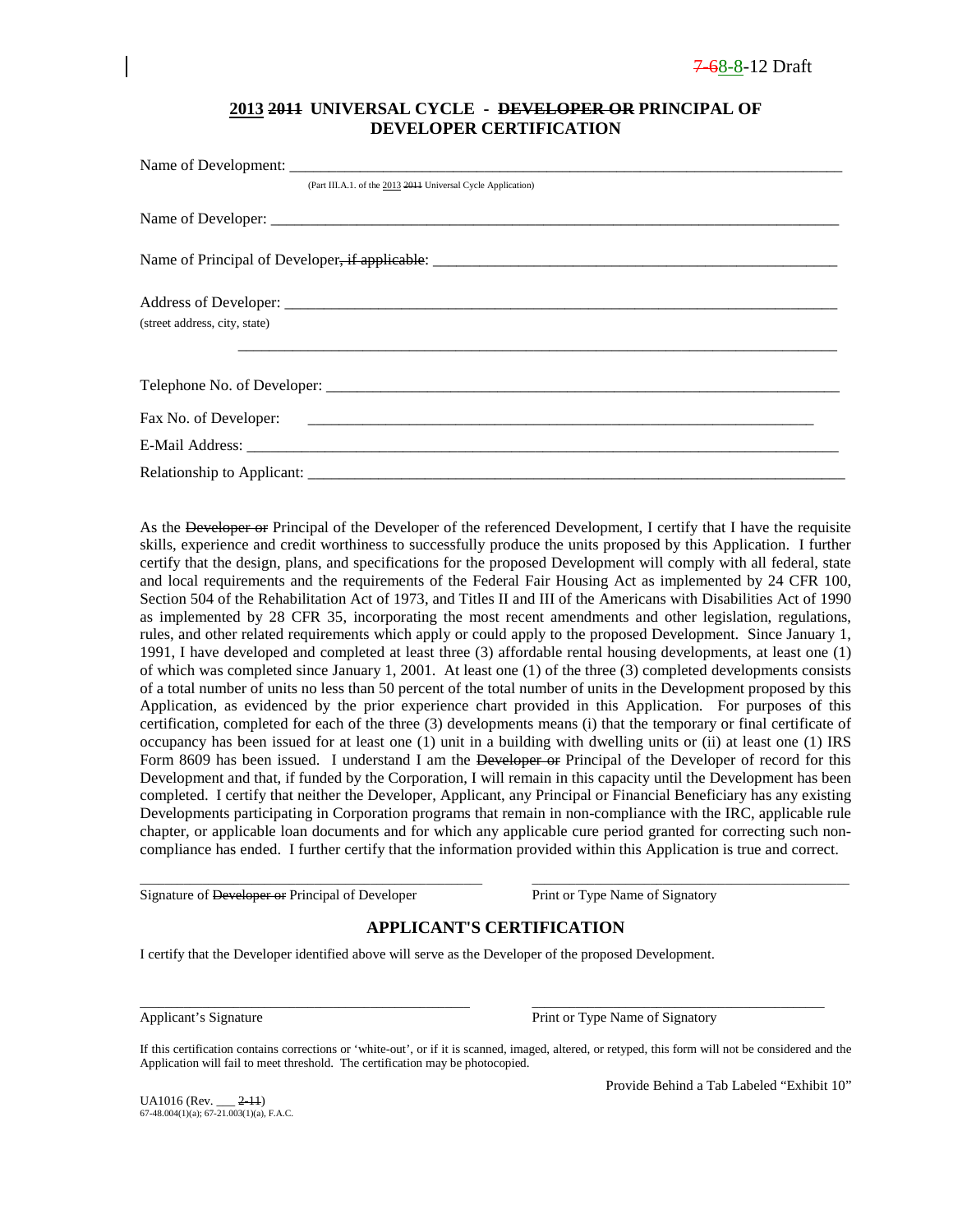7-68-8-12 Draft

## 2013 ~~2011~~ UNIVERSAL CYCLE - ~~DEVELOPER OR~~ PRINCIPAL OF DEVELOPER CERTIFICATION

Name of Development: ___________________________________________________________________________

(Part III.A.1. of the 2013 ~~2011~~ Universal Cycle Application)

Name of Developer: ___________________________________________________________________________

Name of Principal of Developer~~, if applicable~~: ___________________________________________________

Address of Developer: _________________________________________________________________________
(street address, city, state)

_____________________________________________________________________________

Telephone No. of Developer: ____________________________________________________________________

Fax No. of Developer: ________________________________________________________________________

E-Mail Address: _____________________________________________________________________________

Relationship to Applicant: _____________________________________________________________________

As the ~~Developer or~~ Principal of the Developer of the referenced Development, I certify that I have the requisite skills, experience and credit worthiness to successfully produce the units proposed by this Application. I further certify that the design, plans, and specifications for the proposed Development will comply with all federal, state and local requirements and the requirements of the Federal Fair Housing Act as implemented by 24 CFR 100, Section 504 of the Rehabilitation Act of 1973, and Titles II and III of the Americans with Disabilities Act of 1990 as implemented by 28 CFR 35, incorporating the most recent amendments and other legislation, regulations, rules, and other related requirements which apply or could apply to the proposed Development. Since January 1, 1991, I have developed and completed at least three (3) affordable rental housing developments, at least one (1) of which was completed since January 1, 2001. At least one (1) of the three (3) completed developments consists of a total number of units no less than 50 percent of the total number of units in the Development proposed by this Application, as evidenced by the prior experience chart provided in this Application. For purposes of this certification, completed for each of the three (3) developments means (i) that the temporary or final certificate of occupancy has been issued for at least one (1) unit in a building with dwelling units or (ii) at least one (1) IRS Form 8609 has been issued. I understand I am the ~~Developer or~~ Principal of the Developer of record for this Development and that, if funded by the Corporation, I will remain in this capacity until the Development has been completed. I certify that neither the Developer, Applicant, any Principal or Financial Beneficiary has any existing Developments participating in Corporation programs that remain in non-compliance with the IRC, applicable rule chapter, or applicable loan documents and for which any applicable cure period granted for correcting such non-compliance has ended. I further certify that the information provided within this Application is true and correct.

_____________________________________________ &nbsp;&nbsp;&nbsp; _____________________________________________
Signature of ~~Developer or~~ Principal of Developer &nbsp;&nbsp;&nbsp; Print or Type Name of Signatory

## APPLICANT'S CERTIFICATION

I certify that the Developer identified above will serve as the Developer of the proposed Development.

_____________________________________________ &nbsp;&nbsp;&nbsp; _____________________________________________
Applicant's Signature &nbsp;&nbsp;&nbsp; Print or Type Name of Signatory

If this certification contains corrections or 'white-out', or if it is scanned, imaged, altered, or retyped, this form will not be considered and the Application will fail to meet threshold. The certification may be photocopied.

Provide Behind a Tab Labeled "Exhibit 10"

UA1016 (Rev. ___ ~~2-11~~)
67-48.004(1)(a); 67-21.003(1)(a), F.A.C.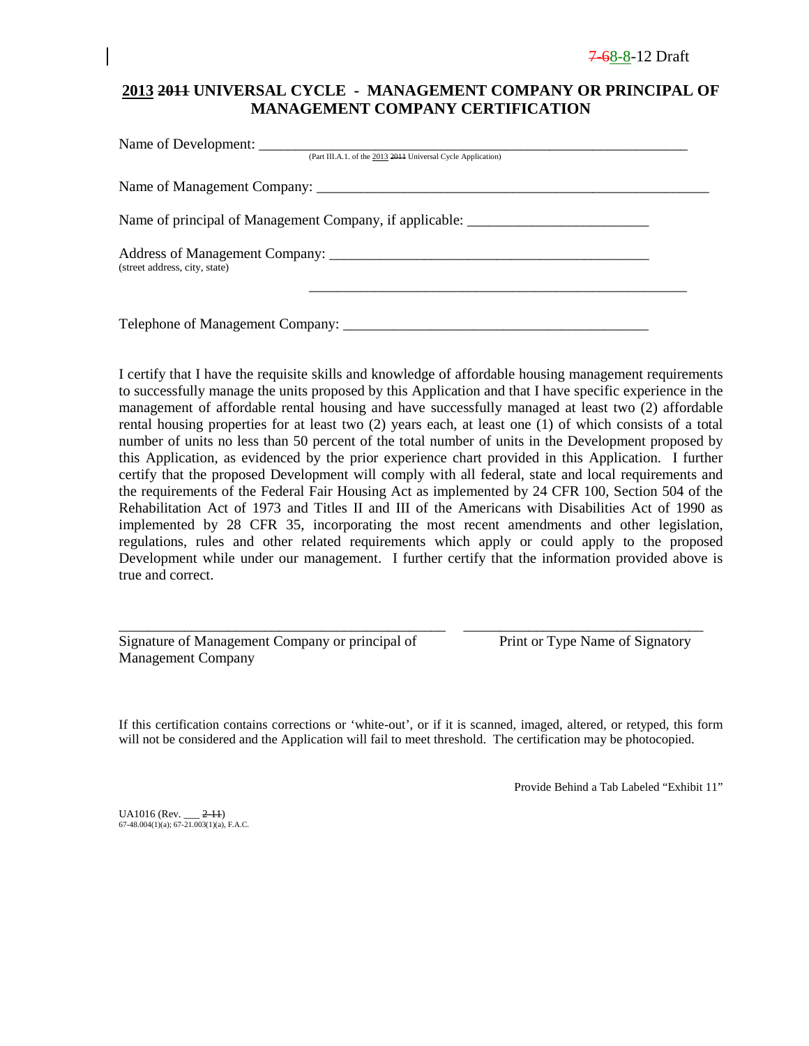7-68-8-12 Draft

## 2013 ~~2011~~ UNIVERSAL CYCLE - MANAGEMENT COMPANY OR PRINCIPAL OF MANAGEMENT COMPANY CERTIFICATION

Name of Development: ____________________________________________________________
(Part III.A.1. of the 2013 ~~2011~~ Universal Cycle Application)

Name of Management Company: ____________________________________________________

Name of principal of Management Company, if applicable: ________________________

Address of Management Company: ____________________________________________
(street address, city, state)

____________________________________________________

Telephone of Management Company: __________________________________________

I certify that I have the requisite skills and knowledge of affordable housing management requirements to successfully manage the units proposed by this Application and that I have specific experience in the management of affordable rental housing and have successfully managed at least two (2) affordable rental housing properties for at least two (2) years each, at least one (1) of which consists of a total number of units no less than 50 percent of the total number of units in the Development proposed by this Application, as evidenced by the prior experience chart provided in this Application. I further certify that the proposed Development will comply with all federal, state and local requirements and the requirements of the Federal Fair Housing Act as implemented by 24 CFR 100, Section 504 of the Rehabilitation Act of 1973 and Titles II and III of the Americans with Disabilities Act of 1990 as implemented by 28 CFR 35, incorporating the most recent amendments and other legislation, regulations, rules and other related requirements which apply or could apply to the proposed Development while under our management. I further certify that the information provided above is true and correct.

______________________________________________ ________________________________
Signature of Management Company or principal of Management Company | Print or Type Name of Signatory

If this certification contains corrections or 'white-out', or if it is scanned, imaged, altered, or retyped, this form will not be considered and the Application will fail to meet threshold. The certification may be photocopied.

Provide Behind a Tab Labeled "Exhibit 11"

UA1016 (Rev. ___ ~~2-11~~)
67-48.004(1)(a); 67-21.003(1)(a), F.A.C.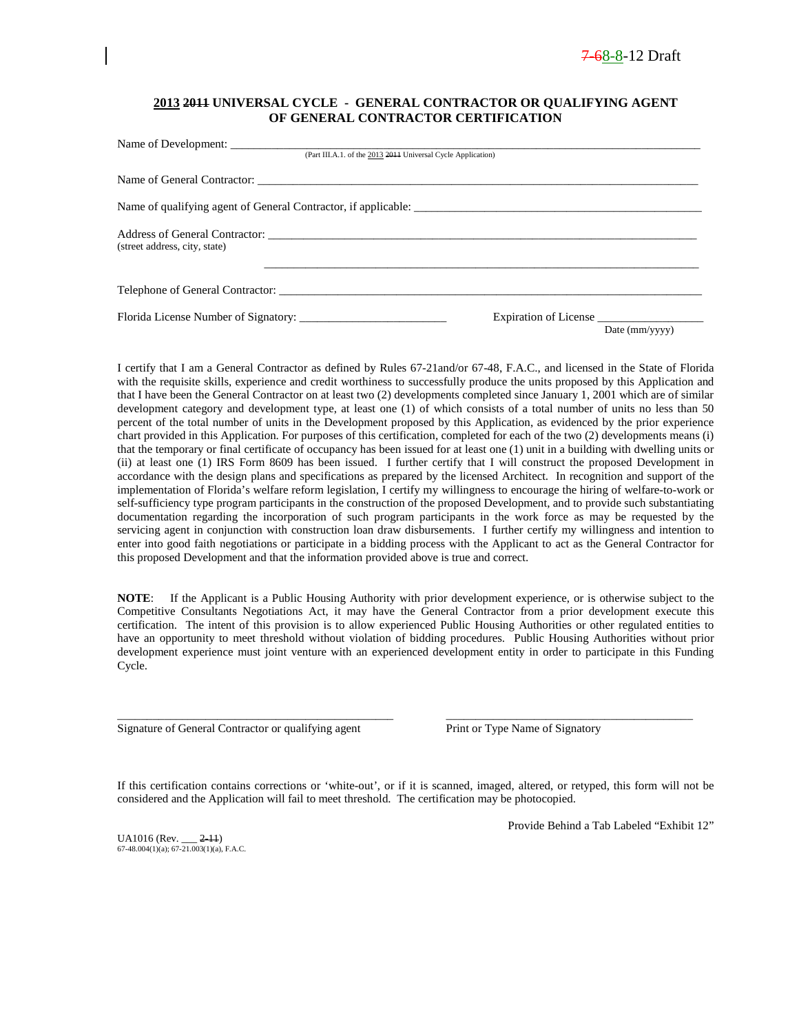7-68-8-12 Draft

## 2013 ~~2011~~ UNIVERSAL CYCLE - GENERAL CONTRACTOR OR QUALIFYING AGENT OF GENERAL CONTRACTOR CERTIFICATION

Name of Development: ___________________________________________________________________________
(Part III.A.1. of the 2013 ~~2011~~ Universal Cycle Application)

Name of General Contractor: ______________________________________________________________________

Name of qualifying agent of General Contractor, if applicable: _______________________________________

Address of General Contractor: ____________________________________________________________________
(street address, city, state)

____________________________________________________________________

Telephone of General Contractor: __________________________________________________________________

Florida License Number of Signatory: _________________________ Expiration of License __________________
Date (mm/yyyy)

I certify that I am a General Contractor as defined by Rules 67-21and/or 67-48, F.A.C., and licensed in the State of Florida with the requisite skills, experience and credit worthiness to successfully produce the units proposed by this Application and that I have been the General Contractor on at least two (2) developments completed since January 1, 2001 which are of similar development category and development type, at least one (1) of which consists of a total number of units no less than 50 percent of the total number of units in the Development proposed by this Application, as evidenced by the prior experience chart provided in this Application. For purposes of this certification, completed for each of the two (2) developments means (i) that the temporary or final certificate of occupancy has been issued for at least one (1) unit in a building with dwelling units or (ii) at least one (1) IRS Form 8609 has been issued. I further certify that I will construct the proposed Development in accordance with the design plans and specifications as prepared by the licensed Architect. In recognition and support of the implementation of Florida's welfare reform legislation, I certify my willingness to encourage the hiring of welfare-to-work or self-sufficiency type program participants in the construction of the proposed Development, and to provide such substantiating documentation regarding the incorporation of such program participants in the work force as may be requested by the servicing agent in conjunction with construction loan draw disbursements. I further certify my willingness and intention to enter into good faith negotiations or participate in a bidding process with the Applicant to act as the General Contractor for this proposed Development and that the information provided above is true and correct.

**NOTE**: If the Applicant is a Public Housing Authority with prior development experience, or is otherwise subject to the Competitive Consultants Negotiations Act, it may have the General Contractor from a prior development execute this certification. The intent of this provision is to allow experienced Public Housing Authorities or other regulated entities to have an opportunity to meet threshold without violation of bidding procedures. Public Housing Authorities without prior development experience must joint venture with an experienced development entity in order to participate in this Funding Cycle.

_______________________________________________ ___________________________________________
Signature of General Contractor or qualifying agent Print or Type Name of Signatory

If this certification contains corrections or 'white-out', or if it is scanned, imaged, altered, or retyped, this form will not be considered and the Application will fail to meet threshold. The certification may be photocopied.

Provide Behind a Tab Labeled "Exhibit 12"

UA1016 (Rev. ___ ~~2-11~~)
67-48.004(1)(a); 67-21.003(1)(a), F.A.C.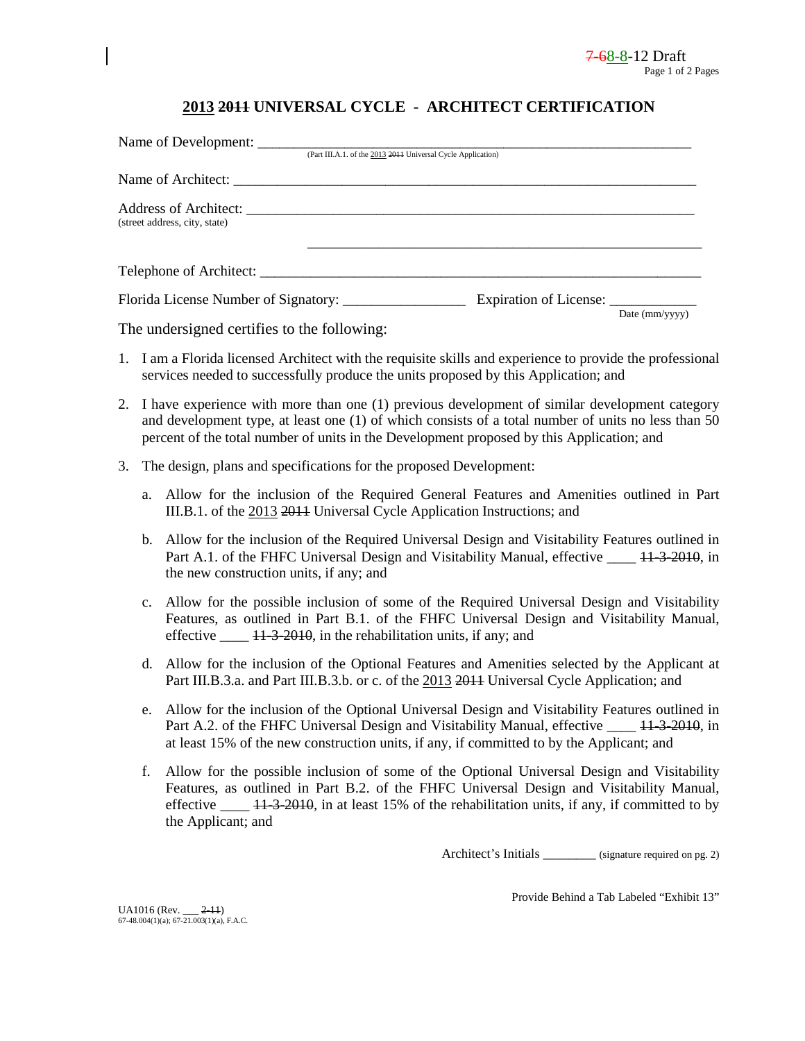7-68-8-12 Draft

## 2013 ~~2011~~ UNIVERSAL CYCLE - ARCHITECT CERTIFICATION

Name of Development: ___________________________________________________________
(Part III.A.1. of the 2013 ~~2011~~ Universal Cycle Application)

Name of Architect: _______________________________________________________________

Address of Architect: _____________________________________________________________
(street address, city, state)

_____________________________________________________________

Telephone of Architect: ____________________________________________________________

Florida License Number of Signatory: ________________ Expiration of License: ___________
Date (mm/yyyy)

The undersigned certifies to the following:

1. I am a Florida licensed Architect with the requisite skills and experience to provide the professional services needed to successfully produce the units proposed by this Application; and

2. I have experience with more than one (1) previous development of similar development category and development type, at least one (1) of which consists of a total number of units no less than 50 percent of the total number of units in the Development proposed by this Application; and

3. The design, plans and specifications for the proposed Development:

   a. Allow for the inclusion of the Required General Features and Amenities outlined in Part III.B.1. of the 2013 ~~2011~~ Universal Cycle Application Instructions; and

   b. Allow for the inclusion of the Required Universal Design and Visitability Features outlined in Part A.1. of the FHFC Universal Design and Visitability Manual, effective ____ ~~11-3-2010~~, in the new construction units, if any; and

   c. Allow for the possible inclusion of some of the Required Universal Design and Visitability Features, as outlined in Part B.1. of the FHFC Universal Design and Visitability Manual, effective ____ ~~11-3-2010~~, in the rehabilitation units, if any; and

   d. Allow for the inclusion of the Optional Features and Amenities selected by the Applicant at Part III.B.3.a. and Part III.B.3.b. or c. of the 2013 ~~2011~~ Universal Cycle Application; and

   e. Allow for the inclusion of the Optional Universal Design and Visitability Features outlined in Part A.2. of the FHFC Universal Design and Visitability Manual, effective ____ ~~11-3-2010~~, in at least 15% of the new construction units, if any, if committed to by the Applicant; and

   f. Allow for the possible inclusion of some of the Optional Universal Design and Visitability Features, as outlined in Part B.2. of the FHFC Universal Design and Visitability Manual, effective ____ ~~11-3-2010~~, in at least 15% of the rehabilitation units, if any, if committed to by the Applicant; and

Architect's Initials ________ (signature required on pg. 2)

Provide Behind a Tab Labeled "Exhibit 13"

UA1016 (Rev. ___ ~~2-11~~)
67-48.004(1)(a); 67-21.003(1)(a), F.A.C.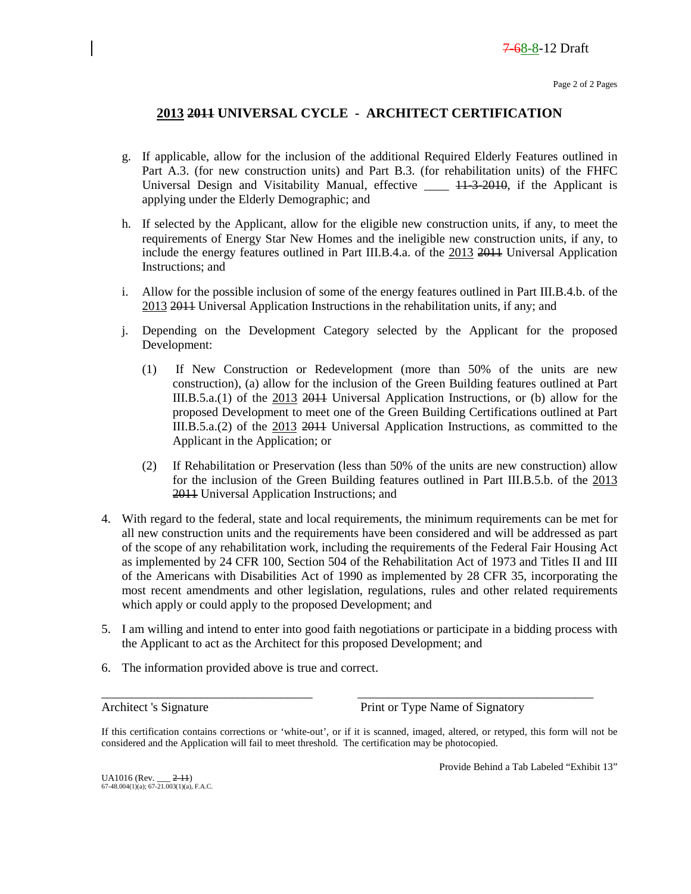7-68-8-12 Draft

## 2013 ~~2011~~ UNIVERSAL CYCLE - ARCHITECT CERTIFICATION

g. If applicable, allow for the inclusion of the additional Required Elderly Features outlined in Part A.3. (for new construction units) and Part B.3. (for rehabilitation units) of the FHFC Universal Design and Visitability Manual, effective ____ ~~11-3-2010~~, if the Applicant is applying under the Elderly Demographic; and

h. If selected by the Applicant, allow for the eligible new construction units, if any, to meet the requirements of Energy Star New Homes and the ineligible new construction units, if any, to include the energy features outlined in Part III.B.4.a. of the 2013 ~~2011~~ Universal Application Instructions; and

i. Allow for the possible inclusion of some of the energy features outlined in Part III.B.4.b. of the 2013 ~~2011~~ Universal Application Instructions in the rehabilitation units, if any; and

j. Depending on the Development Category selected by the Applicant for the proposed Development:

(1) If New Construction or Redevelopment (more than 50% of the units are new construction), (a) allow for the inclusion of the Green Building features outlined at Part III.B.5.a.(1) of the 2013 ~~2011~~ Universal Application Instructions, or (b) allow for the proposed Development to meet one of the Green Building Certifications outlined at Part III.B.5.a.(2) of the 2013 ~~2011~~ Universal Application Instructions, as committed to the Applicant in the Application; or

(2) If Rehabilitation or Preservation (less than 50% of the units are new construction) allow for the inclusion of the Green Building features outlined in Part III.B.5.b. of the 2013 ~~2011~~ Universal Application Instructions; and

4. With regard to the federal, state and local requirements, the minimum requirements can be met for all new construction units and the requirements have been considered and will be addressed as part of the scope of any rehabilitation work, including the requirements of the Federal Fair Housing Act as implemented by 24 CFR 100, Section 504 of the Rehabilitation Act of 1973 and Titles II and III of the Americans with Disabilities Act of 1990 as implemented by 28 CFR 35, incorporating the most recent amendments and other legislation, regulations, rules and other related requirements which apply or could apply to the proposed Development; and

5. I am willing and intend to enter into good faith negotiations or participate in a bidding process with the Applicant to act as the Architect for this proposed Development; and

6. The information provided above is true and correct.

\_\_\_\_\_\_\_\_\_\_\_\_\_\_\_\_\_\_\_\_\_\_\_\_\_\_\_\_\_\_\_\_\_\_ \_\_\_\_\_\_\_\_\_\_\_\_\_\_\_\_\_\_\_\_\_\_\_\_\_\_\_\_\_\_\_\_\_\_\_\_\_\_

Architect 's Signature                    Print or Type Name of Signatory

If this certification contains corrections or 'white-out', or if it is scanned, imaged, altered, or retyped, this form will not be considered and the Application will fail to meet threshold. The certification may be photocopied.

Provide Behind a Tab Labeled "Exhibit 13"

UA1016 (Rev. ___ ~~2-11~~)
67-48.004(1)(a); 67-21.003(1)(a), F.A.C.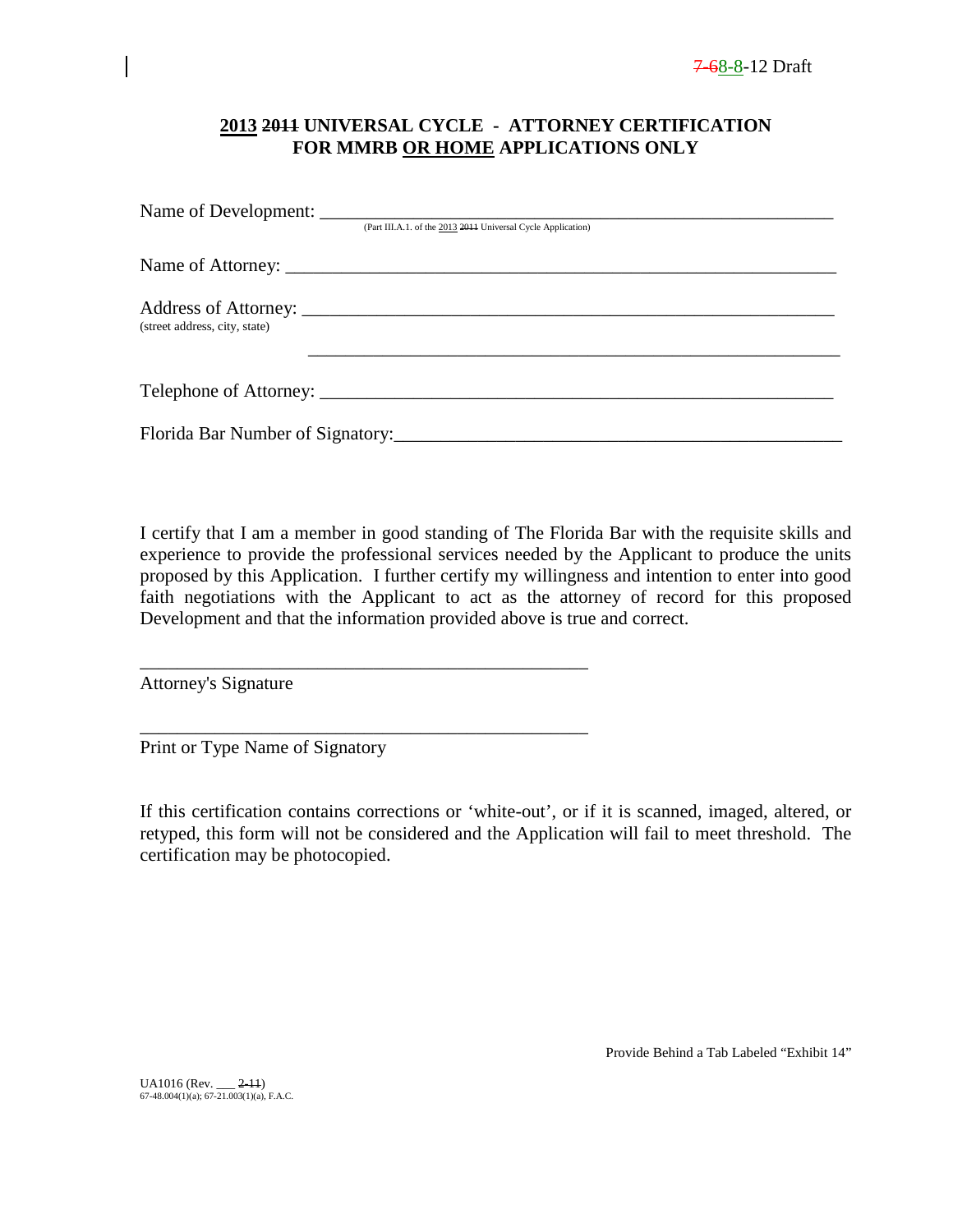7-68-8-12 Draft

## 2013 ~~2011~~ UNIVERSAL CYCLE - ATTORNEY CERTIFICATION FOR MMRB OR HOME APPLICATIONS ONLY

Name of Development: ___________________________________________________________
(Part III.A.1. of the 2013 ~~2011~~ Universal Cycle Application)

Name of Attorney: ______________________________________________________________

Address of Attorney: ____________________________________________________________
(street address, city, state)

_______________________________________________________________

Telephone of Attorney: __________________________________________________________

Florida Bar Number of Signatory:__________________________________________________

I certify that I am a member in good standing of The Florida Bar with the requisite skills and experience to provide the professional services needed by the Applicant to produce the units proposed by this Application. I further certify my willingness and intention to enter into good faith negotiations with the Applicant to act as the attorney of record for this proposed Development and that the information provided above is true and correct.

_________________________________________________
Attorney's Signature

_________________________________________________
Print or Type Name of Signatory

If this certification contains corrections or 'white-out', or if it is scanned, imaged, altered, or retyped, this form will not be considered and the Application will fail to meet threshold. The certification may be photocopied.

Provide Behind a Tab Labeled "Exhibit 14"

UA1016 (Rev. ___ ~~2-11~~)
67-48.004(1)(a); 67-21.003(1)(a), F.A.C.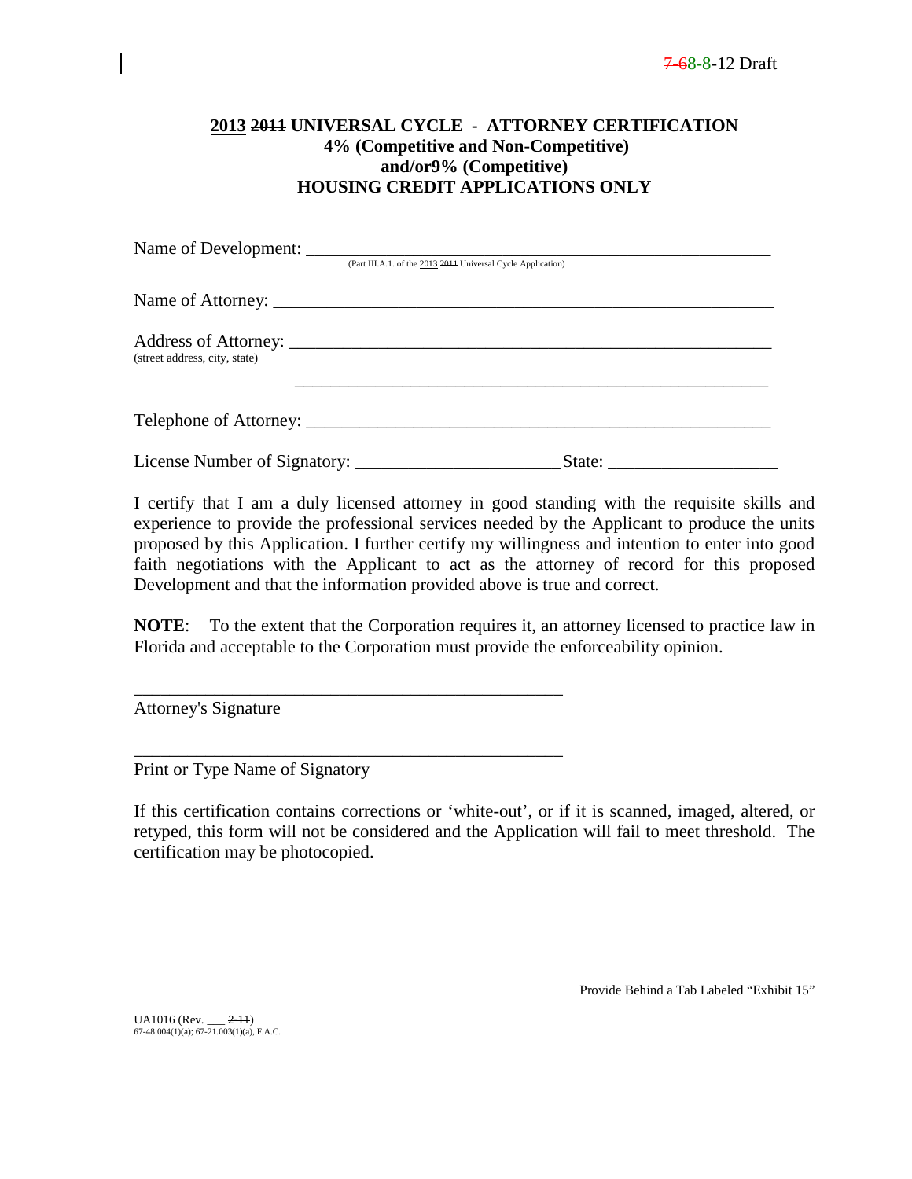7-68-8-12 Draft

## 2013 2011 UNIVERSAL CYCLE - ATTORNEY CERTIFICATION 4% (Competitive and Non-Competitive) and/or9% (Competitive) HOUSING CREDIT APPLICATIONS ONLY

Name of Development: ___________________________________________________________
(Part III.A.1. of the 2013 2011 Universal Cycle Application)

Name of Attorney: ______________________________________________________________

Address of Attorney: ____________________________________________________________
(street address, city, state)

_______________________________________________________

Telephone of Attorney: __________________________________________________________

License Number of Signatory: _______________________ State: ___________________

I certify that I am a duly licensed attorney in good standing with the requisite skills and experience to provide the professional services needed by the Applicant to produce the units proposed by this Application. I further certify my willingness and intention to enter into good faith negotiations with the Applicant to act as the attorney of record for this proposed Development and that the information provided above is true and correct.

**NOTE**: To the extent that the Corporation requires it, an attorney licensed to practice law in Florida and acceptable to the Corporation must provide the enforceability opinion.

_________________________________________________
Attorney's Signature

_________________________________________________
Print or Type Name of Signatory

If this certification contains corrections or 'white-out', or if it is scanned, imaged, altered, or retyped, this form will not be considered and the Application will fail to meet threshold. The certification may be photocopied.

Provide Behind a Tab Labeled "Exhibit 15"

UA1016 (Rev. ___ 2-11)
67-48.004(1)(a); 67-21.003(1)(a), F.A.C.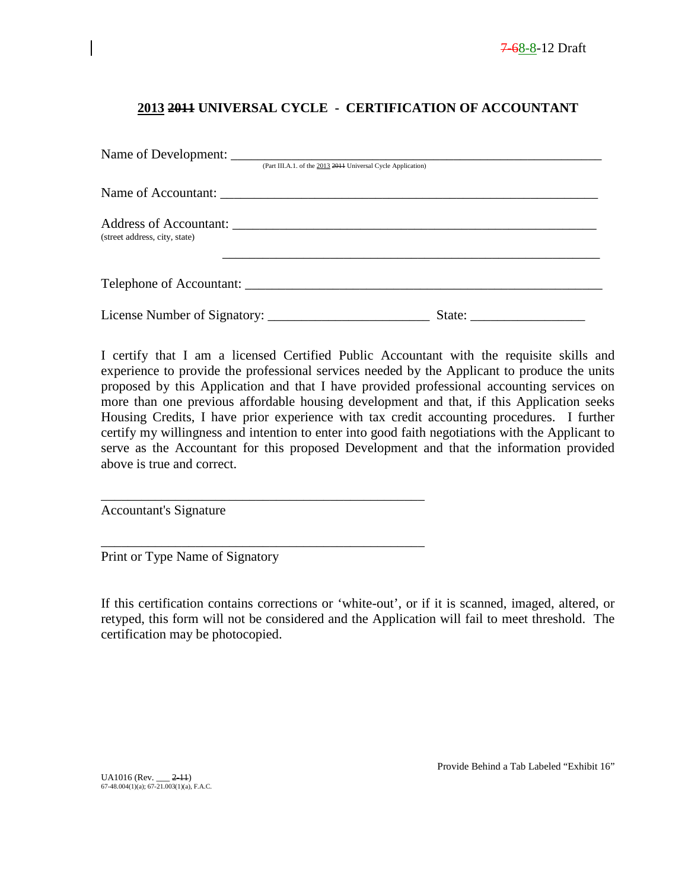7-68-8-12 Draft

## 2013 ~~2011~~ UNIVERSAL CYCLE - CERTIFICATION OF ACCOUNTANT

Name of Development: ____________________________________________________________
(Part III.A.1. of the 2013 ~~2011~~ Universal Cycle Application)

Name of Accountant: ____________________________________________________________

Address of Accountant: __________________________________________________________
(street address, city, state)

__________________________________________________________

Telephone of Accountant: _________________________________________________________

License Number of Signatory: ________________________ State: ________________

I certify that I am a licensed Certified Public Accountant with the requisite skills and experience to provide the professional services needed by the Applicant to produce the units proposed by this Application and that I have provided professional accounting services on more than one previous affordable housing development and that, if this Application seeks Housing Credits, I have prior experience with tax credit accounting procedures. I further certify my willingness and intention to enter into good faith negotiations with the Applicant to serve as the Accountant for this proposed Development and that the information provided above is true and correct.

__________________________________________________
Accountant's Signature

__________________________________________________
Print or Type Name of Signatory

If this certification contains corrections or 'white-out', or if it is scanned, imaged, altered, or retyped, this form will not be considered and the Application will fail to meet threshold. The certification may be photocopied.

Provide Behind a Tab Labeled "Exhibit 16"

UA1016 (Rev. ___ ~~2-11~~)
67-48.004(1)(a); 67-21.003(1)(a), F.A.C.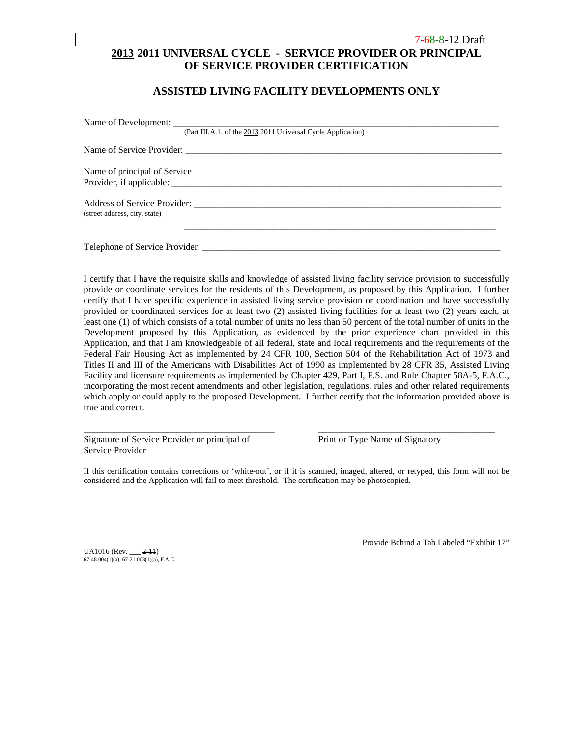7-68-8-12 Draft

# 2013 ~~2011~~ UNIVERSAL CYCLE - SERVICE PROVIDER OR PRINCIPAL OF SERVICE PROVIDER CERTIFICATION

## ASSISTED LIVING FACILITY DEVELOPMENTS ONLY

Name of Development: ___________________________________________________________
(Part III.A.1. of the 2013 ~~2011~~ Universal Cycle Application)

Name of Service Provider: ________________________________________________________

Name of principal of Service Provider, if applicable: ______________________________________________

Address of Service Provider: ______________________________________________________
(street address, city, state)

______________________________________________________

Telephone of Service Provider: ____________________________________________________

I certify that I have the requisite skills and knowledge of assisted living facility service provision to successfully provide or coordinate services for the residents of this Development, as proposed by this Application. I further certify that I have specific experience in assisted living service provision or coordination and have successfully provided or coordinated services for at least two (2) assisted living facilities for at least two (2) years each, at least one (1) of which consists of a total number of units no less than 50 percent of the total number of units in the Development proposed by this Application, as evidenced by the prior experience chart provided in this Application, and that I am knowledgeable of all federal, state and local requirements and the requirements of the Federal Fair Housing Act as implemented by 24 CFR 100, Section 504 of the Rehabilitation Act of 1973 and Titles II and III of the Americans with Disabilities Act of 1990 as implemented by 28 CFR 35, Assisted Living Facility and licensure requirements as implemented by Chapter 429, Part I, F.S. and Rule Chapter 58A-5, F.A.C., incorporating the most recent amendments and other legislation, regulations, rules and other related requirements which apply or could apply to the proposed Development. I further certify that the information provided above is true and correct.

| ______________________________________ | ______________________________________ |
|---|---|
| Signature of Service Provider or principal of Service Provider | Print or Type Name of Signatory |

If this certification contains corrections or 'white-out', or if it is scanned, imaged, altered, or retyped, this form will not be considered and the Application will fail to meet threshold. The certification may be photocopied.

Provide Behind a Tab Labeled "Exhibit 17"

UA1016 (Rev. ___ ~~2-11~~)
67-48.004(1)(a); 67-21.003(1)(a), F.A.C.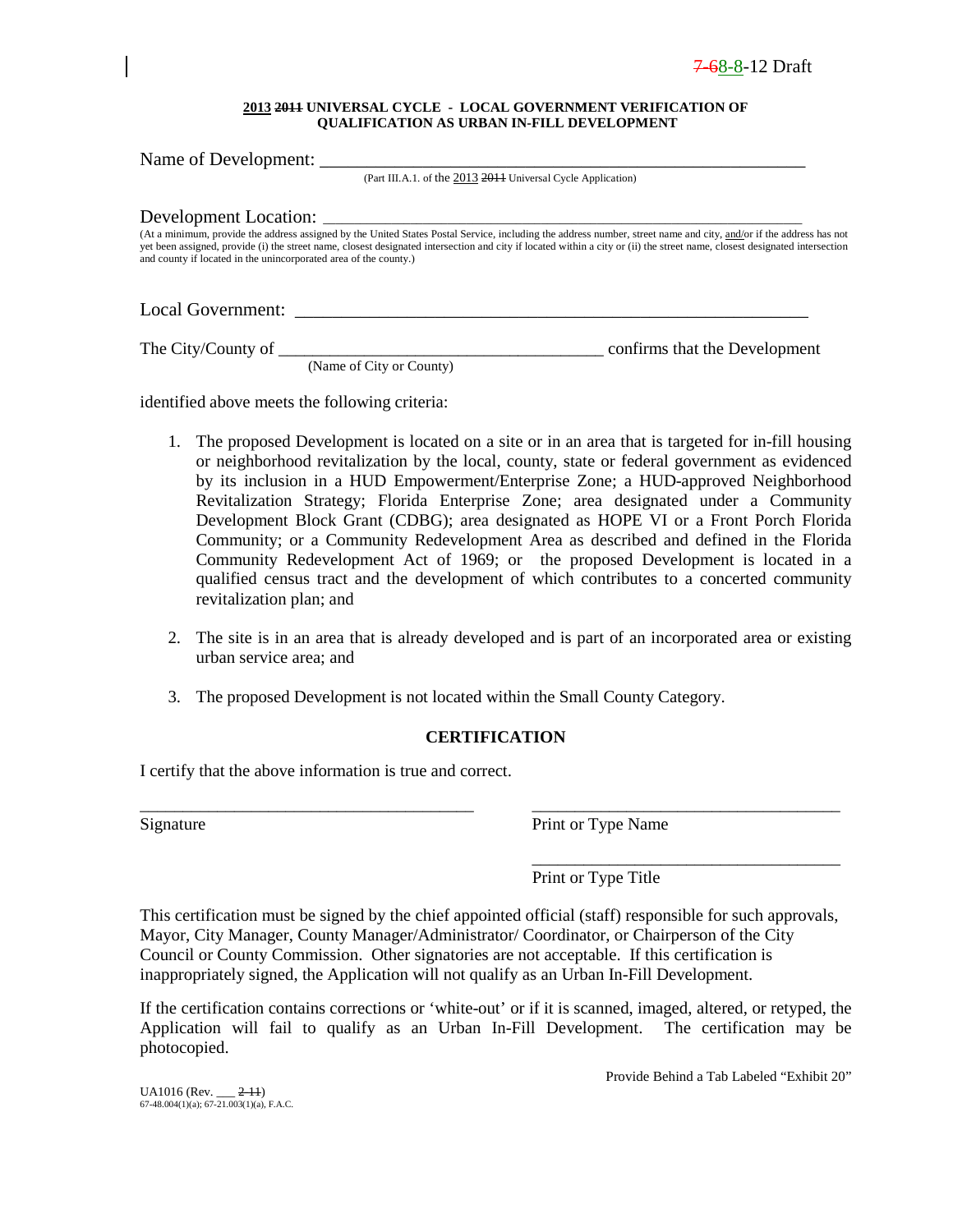7-68-8-12 Draft

**2013 2011 UNIVERSAL CYCLE - LOCAL GOVERNMENT VERIFICATION OF QUALIFICATION AS URBAN IN-FILL DEVELOPMENT**

Name of Development: ___________________________________________________________

(Part III.A.1. of the 2013 2011 Universal Cycle Application)

Development Location: ___________________________________________________________

(At a minimum, provide the address assigned by the United States Postal Service, including the address number, street name and city, and/or if the address has not yet been assigned, provide (i) the street name, closest designated intersection and city if located within a city or (ii) the street name, closest designated intersection and county if located in the unincorporated area of the county.)

Local Government: ___________________________________________________________

The City/County of _______________________________________ confirms that the Development
(Name of City or County)

identified above meets the following criteria:

1. The proposed Development is located on a site or in an area that is targeted for in-fill housing or neighborhood revitalization by the local, county, state or federal government as evidenced by its inclusion in a HUD Empowerment/Enterprise Zone; a HUD-approved Neighborhood Revitalization Strategy; Florida Enterprise Zone; area designated under a Community Development Block Grant (CDBG); area designated as HOPE VI or a Front Porch Florida Community; or a Community Redevelopment Area as described and defined in the Florida Community Redevelopment Act of 1969; or the proposed Development is located in a qualified census tract and the development of which contributes to a concerted community revitalization plan; and

2. The site is in an area that is already developed and is part of an incorporated area or existing urban service area; and

3. The proposed Development is not located within the Small County Category.

## CERTIFICATION

I certify that the above information is true and correct.

_______________________________________ _______________________________________
Signature Print or Type Name

_______________________________________
Print or Type Title

This certification must be signed by the chief appointed official (staff) responsible for such approvals, Mayor, City Manager, County Manager/Administrator/ Coordinator, or Chairperson of the City Council or County Commission. Other signatories are not acceptable. If this certification is inappropriately signed, the Application will not qualify as an Urban In-Fill Development.

If the certification contains corrections or 'white-out' or if it is scanned, imaged, altered, or retyped, the Application will fail to qualify as an Urban In-Fill Development. The certification may be photocopied.

Provide Behind a Tab Labeled "Exhibit 20"

UA1016 (Rev. ___ 2-11)
67-48.004(1)(a); 67-21.003(1)(a), F.A.C.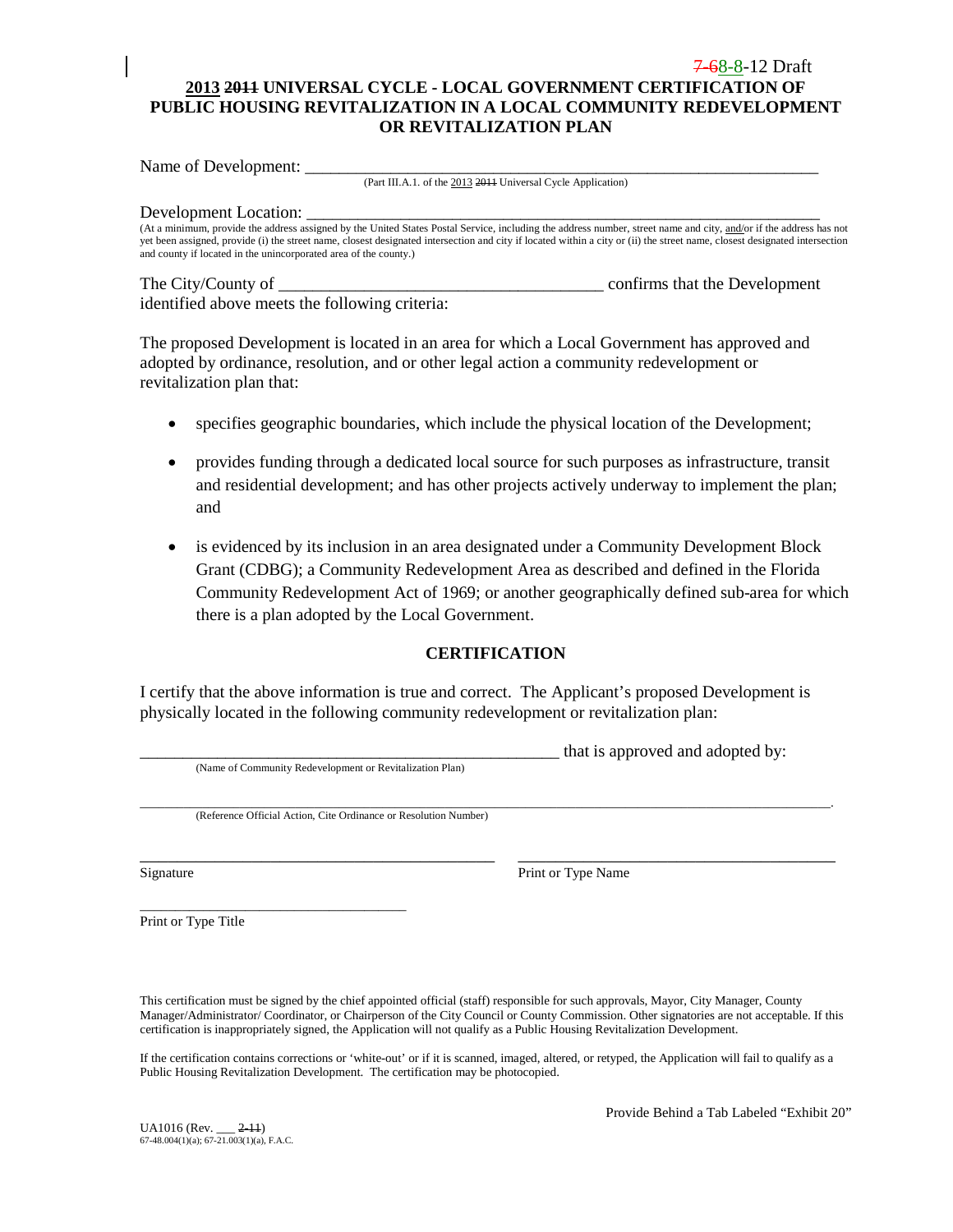7-68-8-12 Draft

# 2013 2011 UNIVERSAL CYCLE - LOCAL GOVERNMENT CERTIFICATION OF PUBLIC HOUSING REVITALIZATION IN A LOCAL COMMUNITY REDEVELOPMENT OR REVITALIZATION PLAN

Name of Development: ___________________________________________________________________
(Part III.A.1. of the 2013 2011 Universal Cycle Application)

Development Location: ___________________________________________________________________
(At a minimum, provide the address assigned by the United States Postal Service, including the address number, street name and city, and/or if the address has not yet been assigned, provide (i) the street name, closest designated intersection and city if located within a city or (ii) the street name, closest designated intersection and county if located in the unincorporated area of the county.)

The City/County of _______________________________________ confirms that the Development identified above meets the following criteria:

The proposed Development is located in an area for which a Local Government has approved and adopted by ordinance, resolution, and or other legal action a community redevelopment or revitalization plan that:

- specifies geographic boundaries, which include the physical location of the Development;
- provides funding through a dedicated local source for such purposes as infrastructure, transit and residential development; and has other projects actively underway to implement the plan; and
- is evidenced by its inclusion in an area designated under a Community Development Block Grant (CDBG); a Community Redevelopment Area as described and defined in the Florida Community Redevelopment Act of 1969; or another geographically defined sub-area for which there is a plan adopted by the Local Government.

## CERTIFICATION

I certify that the above information is true and correct. The Applicant's proposed Development is physically located in the following community redevelopment or revitalization plan:

_____________________________________________________ that is approved and adopted by:
(Name of Community Redevelopment or Revitalization Plan)

_____________________________________________________________________________________________.
(Reference Official Action, Cite Ordinance or Resolution Number)

_____________________________________________ _________________________________________
Signature Print or Type Name

____________________________________
Print or Type Title

This certification must be signed by the chief appointed official (staff) responsible for such approvals, Mayor, City Manager, County Manager/Administrator/ Coordinator, or Chairperson of the City Council or County Commission. Other signatories are not acceptable. If this certification is inappropriately signed, the Application will not qualify as a Public Housing Revitalization Development.

If the certification contains corrections or 'white-out' or if it is scanned, imaged, altered, or retyped, the Application will fail to qualify as a Public Housing Revitalization Development. The certification may be photocopied.

Provide Behind a Tab Labeled "Exhibit 20"

UA1016 (Rev. ___ 2-11)
67-48.004(1)(a); 67-21.003(1)(a), F.A.C.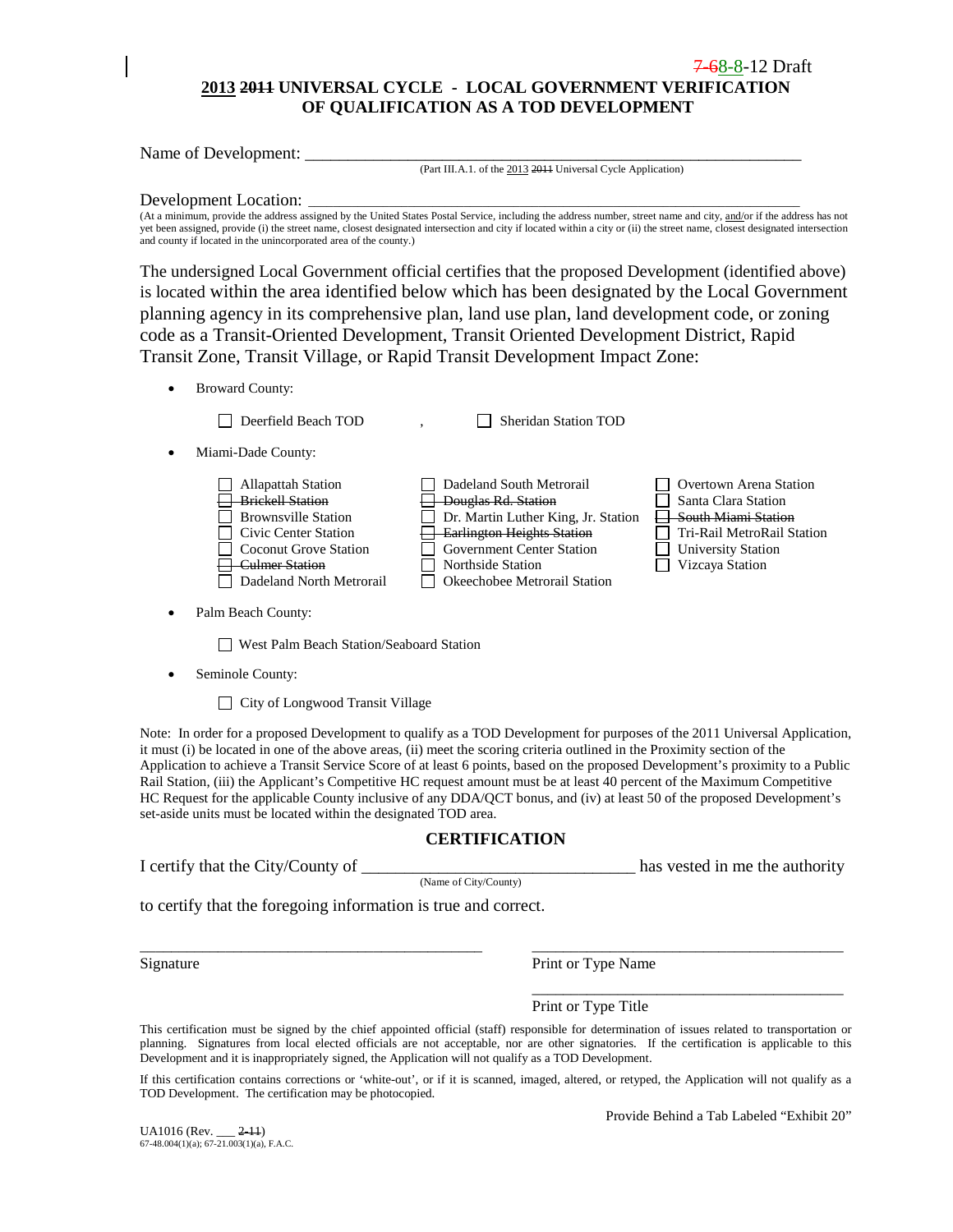7-68-8-12 Draft

# 2013 ~~2011~~ UNIVERSAL CYCLE - LOCAL GOVERNMENT VERIFICATION OF QUALIFICATION AS A TOD DEVELOPMENT

Name of Development: ___________________________________________________________

(Part III.A.1. of the 2013 ~~2011~~ Universal Cycle Application)

Development Location: ___________________________________________________________

(At a minimum, provide the address assigned by the United States Postal Service, including the address number, street name and city, and/or if the address has not yet been assigned, provide (i) the street name, closest designated intersection and city if located within a city or (ii) the street name, closest designated intersection and county if located in the unincorporated area of the county.)

The undersigned Local Government official certifies that the proposed Development (identified above) is located within the area identified below which has been designated by the Local Government planning agency in its comprehensive plan, land use plan, land development code, or zoning code as a Transit-Oriented Development, Transit Oriented Development District, Rapid Transit Zone, Transit Village, or Rapid Transit Development Impact Zone:

- Broward County:

  ☐ Deerfield Beach TOD , ☐ Sheridan Station TOD

- Miami-Dade County:

  ☐ Allapattah Station
  ☐ ~~Brickell Station~~
  ☐ Brownsville Station
  ☐ Civic Center Station
  ☐ Coconut Grove Station
  ☐ ~~Culmer Station~~
  ☐ Dadeland North Metrorail
  ☐ Dadeland South Metrorail
  ☐ ~~Douglas Rd. Station~~
  ☐ Dr. Martin Luther King, Jr. Station
  ☐ ~~Earlington Heights Station~~
  ☐ Government Center Station
  ☐ Northside Station
  ☐ Okeechobee Metrorail Station
  ☐ Overtown Arena Station
  ☐ Santa Clara Station
  ☐ ~~South Miami Station~~
  ☐ Tri-Rail MetroRail Station
  ☐ University Station
  ☐ Vizcaya Station

- Palm Beach County:

  ☐ West Palm Beach Station/Seaboard Station

- Seminole County:

  ☐ City of Longwood Transit Village

Note: In order for a proposed Development to qualify as a TOD Development for purposes of the 2011 Universal Application, it must (i) be located in one of the above areas, (ii) meet the scoring criteria outlined in the Proximity section of the Application to achieve a Transit Service Score of at least 6 points, based on the proposed Development's proximity to a Public Rail Station, (iii) the Applicant's Competitive HC request amount must be at least 40 percent of the Maximum Competitive HC Request for the applicable County inclusive of any DDA/QCT bonus, and (iv) at least 50 of the proposed Development's set-aside units must be located within the designated TOD area.

## CERTIFICATION

I certify that the City/County of ________________________________ has vested in me the authority

(Name of City/County)

to certify that the foregoing information is true and correct.

_____________________________________________ _________________________________________

Signature Print or Type Name

_________________________________________

Print or Type Title

This certification must be signed by the chief appointed official (staff) responsible for determination of issues related to transportation or planning. Signatures from local elected officials are not acceptable, nor are other signatories. If the certification is applicable to this Development and it is inappropriately signed, the Application will not qualify as a TOD Development.

If this certification contains corrections or 'white-out', or if it is scanned, imaged, altered, or retyped, the Application will not qualify as a TOD Development. The certification may be photocopied.

Provide Behind a Tab Labeled "Exhibit 20"

UA1016 (Rev. ___ ~~2-11~~)
67-48.004(1)(a); 67-21.003(1)(a), F.A.C.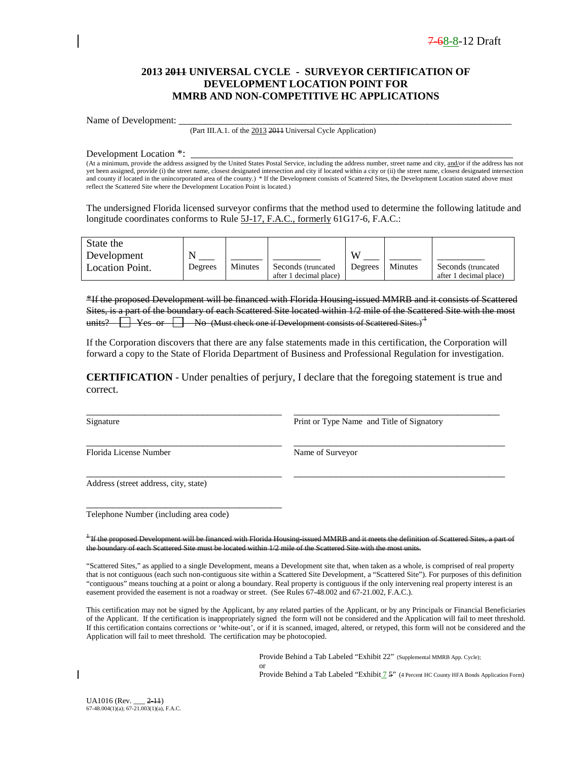7-68-8-12 Draft

**2013 ~~2011~~ UNIVERSAL CYCLE - SURVEYOR CERTIFICATION OF DEVELOPMENT LOCATION POINT FOR MMRB AND NON-COMPETITIVE HC APPLICATIONS**

Name of Development: \_\_\_\_\_\_\_\_\_\_\_\_\_\_\_\_\_\_\_\_\_\_\_\_\_\_\_\_\_\_\_\_\_\_\_\_\_\_\_\_\_\_\_\_\_\_\_\_\_\_\_\_\_\_\_\_\_\_\_\_\_\_\_\_\_\_

(Part III.A.1. of the 2013 ~~2011~~ Universal Cycle Application)

Development Location \*: \_\_\_\_\_\_\_\_\_\_\_\_\_\_\_\_\_\_\_\_\_\_\_\_\_\_\_\_\_\_\_\_\_\_\_\_\_\_\_\_\_\_\_\_\_\_\_\_\_\_\_\_\_\_\_\_\_\_\_\_\_\_\_\_

(At a minimum, provide the address assigned by the United States Postal Service, including the address number, street name and city, and/or if the address has not yet been assigned, provide (i) the street name, closest designated intersection and city if located within a city or (ii) the street name, closest designated intersection and county if located in the unincorporated area of the county.) \* If the Development consists of Scattered Sites, the Development Location stated above must reflect the Scattered Site where the Development Location Point is located.)

The undersigned Florida licensed surveyor confirms that the method used to determine the following latitude and longitude coordinates conforms to Rule 5J-17, F.A.C., formerly 61G17-6, F.A.C.:

| State the Development Location Point. | N \_\_\_ Degrees | \_\_\_\_\_\_ Minutes | \_\_\_\_\_\_\_\_\_ Seconds (truncated after 1 decimal place) | W \_\_\_ Degrees | \_\_\_\_\_\_ Minutes | \_\_\_\_\_\_\_\_\_ Seconds (truncated after 1 decimal place) |
|---|---|---|---|---|---|---|

~~\*If the proposed Development will be financed with Florida Housing-issued MMRB and it consists of Scattered Sites, is a part of the boundary of each Scattered Site located within 1/2 mile of the Scattered Site with the most units? ☐ Yes or ☐ No (Must check one if Development consists of Scattered Sites.)[1]~~

If the Corporation discovers that there are any false statements made in this certification, the Corporation will forward a copy to the State of Florida Department of Business and Professional Regulation for investigation.

**CERTIFICATION** - Under penalties of perjury, I declare that the foregoing statement is true and correct.

\_\_\_\_\_\_\_\_\_\_\_\_\_\_\_\_\_\_\_\_\_\_\_\_\_\_\_\_\_\_\_\_\_\_\_\_\_\_\_\_\_\_
Signature

\_\_\_\_\_\_\_\_\_\_\_\_\_\_\_\_\_\_\_\_\_\_\_\_\_\_\_\_\_\_\_\_\_\_\_\_\_\_\_\_\_\_
Print or Type Name and Title of Signatory

\_\_\_\_\_\_\_\_\_\_\_\_\_\_\_\_\_\_\_\_\_\_\_\_\_\_\_\_\_\_\_\_\_\_\_\_\_\_\_\_\_\_
Florida License Number

\_\_\_\_\_\_\_\_\_\_\_\_\_\_\_\_\_\_\_\_\_\_\_\_\_\_\_\_\_\_\_\_\_\_\_\_\_\_\_\_\_\_
Name of Surveyor

\_\_\_\_\_\_\_\_\_\_\_\_\_\_\_\_\_\_\_\_\_\_\_\_\_\_\_\_\_\_\_\_\_\_\_\_\_\_\_\_\_\_ \_\_\_\_\_\_\_\_\_\_\_\_\_\_\_\_\_\_\_\_\_\_\_\_\_\_\_\_\_\_\_\_\_\_\_\_\_\_\_\_\_\_
Address (street address, city, state)

\_\_\_\_\_\_\_\_\_\_\_\_\_\_\_\_\_\_\_\_\_\_\_\_\_\_\_\_\_\_\_\_\_\_\_\_\_\_\_\_\_\_
Telephone Number (including area code)

~~[1] If the proposed Development will be financed with Florida Housing-issued MMRB and it meets the definition of Scattered Sites, a part of the boundary of each Scattered Site must be located within 1/2 mile of the Scattered Site with the most units.~~

"Scattered Sites," as applied to a single Development, means a Development site that, when taken as a whole, is comprised of real property that is not contiguous (each such non-contiguous site within a Scattered Site Development, a "Scattered Site"). For purposes of this definition "contiguous" means touching at a point or along a boundary. Real property is contiguous if the only intervening real property interest is an easement provided the easement is not a roadway or street. (See Rules 67-48.002 and 67-21.002, F.A.C.).

This certification may not be signed by the Applicant, by any related parties of the Applicant, or by any Principals or Financial Beneficiaries of the Applicant. If the certification is inappropriately signed the form will not be considered and the Application will fail to meet threshold. If this certification contains corrections or 'white-out', or if it is scanned, imaged, altered, or retyped, this form will not be considered and the Application will fail to meet threshold. The certification may be photocopied.

Provide Behind a Tab Labeled "Exhibit 22" (Supplemental MMRB App. Cycle);
or
Provide Behind a Tab Labeled "Exhibit 7 ~~5~~" (4 Percent HC County HFA Bonds Application Form)

UA1016 (Rev. \_\_\_ ~~2-11~~)
67-48.004(1)(a); 67-21.003(1)(a), F.A.C.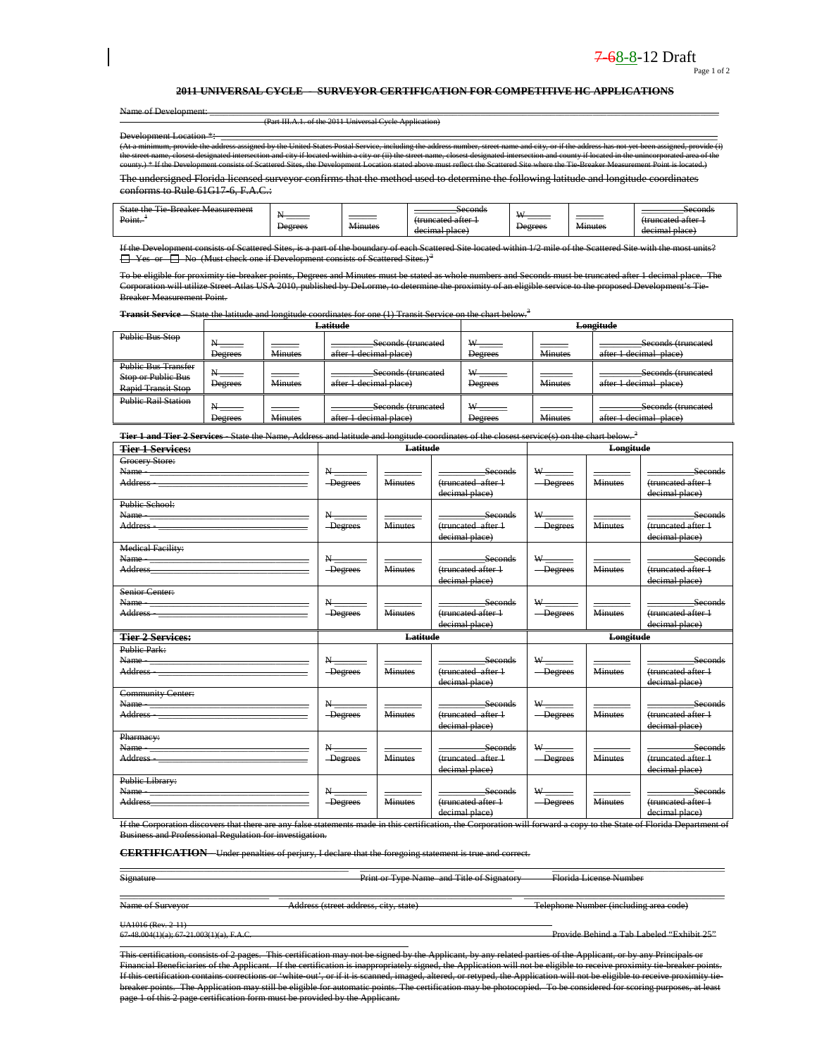7-68-8-12 Draft

Page 1 of 2

**2011 UNIVERSAL CYCLE – SURVEYOR CERTIFICATION FOR COMPETITIVE HC APPLICATIONS**

Name of Development: ___________________________________________________________________
(Part III.A.1. of the 2011 Universal Cycle Application)

Development Location *: ___________________________________________________________________
(At a minimum, provide the address assigned by the United States Postal Service, including the address number, street name and city, or if the address has not yet been assigned, provide (i) the street name, closest designated intersection and city if located within a city or (ii) the street name, closest designated intersection and county if located in the unincorporated area of the county.) * If the Development consists of Scattered Sites, the Development Location stated above must reflect the Scattered Site where the Tie-Breaker Measurement Point is located.)

The undersigned Florida licensed surveyor confirms that the method used to determine the following latitude and longitude coordinates conforms to Rule 61G17-6, F.A.C.:

| State the Tie-Breaker Measurement Point.[1] | N_____ Degrees | _____ Minutes | _______Seconds (truncated after 1 decimal place) | W_____ Degrees | _____ Minutes | _______Seconds (truncated after 1 decimal place) |
|---|---|---|---|---|---|---|

If the Development consists of Scattered Sites, is a part of the boundary of each Scattered Site located within 1/2 mile of the Scattered Site with the most units?
☐ Yes or ☐ No (Must check one if Development consists of Scattered Sites.)[2]

To be eligible for proximity tie-breaker points, Degrees and Minutes must be stated as whole numbers and Seconds must be truncated after 1 decimal place. The Corporation will utilize Street Atlas USA 2010, published by DeLorme, to determine the proximity of an eligible service to the proposed Development's Tie-Breaker Measurement Point.

**Transit Service** – State the latitude and longitude coordinates for one (1) Transit Service on the chart below.[3]

| | Latitude | | | Longitude | | |
|---|---|---|---|---|---|---|
| Public Bus Stop | N_____ Degrees | _____ Minutes | _______Seconds (truncated after 1 decimal place) | W_____ Degrees | _____ Minutes | _______Seconds (truncated after 1 decimal place) |
| Public Bus Transfer Stop or Public Bus Rapid Transit Stop | N_____ Degrees | _____ Minutes | _______Seconds (truncated after 1 decimal place) | W_____ Degrees | _____ Minutes | _______Seconds (truncated after 1 decimal place) |
| Public Rail Station | N_____ Degrees | _____ Minutes | _______Seconds (truncated after 1 decimal place) | W_____ Degrees | _____ Minutes | _______Seconds (truncated after 1 decimal place) |

**Tier 1 and Tier 2 Services** - State the Name, Address and latitude and longitude coordinates of the closest service(s) on the chart below.[3]

| **Tier 1 Services:** | Latitude | | | Longitude | | |
|---|---|---|---|---|---|---|
| Grocery Store: Name - ____________ Address - ____________ | N_____ Degrees | _____ Minutes | _______Seconds (truncated after 1 decimal place) | W_____ Degrees | _____ Minutes | _______Seconds (truncated after 1 decimal place) |
| Public School: Name - ____________ Address - ____________ | N_____ Degrees | _____ Minutes | _______Seconds (truncated after 1 decimal place) | W_____ Degrees | _____ Minutes | _______Seconds (truncated after 1 decimal place) |
| Medical Facility: Name - ____________ Address ____________ | N_____ Degrees | _____ Minutes | _______Seconds (truncated after 1 decimal place) | W_____ Degrees | _____ Minutes | _______Seconds (truncated after 1 decimal place) |
| Senior Center: Name - ____________ Address - ____________ | N_____ Degrees | _____ Minutes | _______Seconds (truncated after 1 decimal place) | W_____ Degrees | _____ Minutes | _______Seconds (truncated after 1 decimal place) |
| **Tier 2 Services:** | **Latitude** | | | **Longitude** | | |
| Public Park: Name - ____________ Address - ____________ | N_____ Degrees | _____ Minutes | _______Seconds (truncated after 1 decimal place) | W_____ Degrees | _____ Minutes | _______Seconds (truncated after 1 decimal place) |
| Community Center: Name - ____________ Address - ____________ | N_____ Degrees | _____ Minutes | _______Seconds (truncated after 1 decimal place) | W_____ Degrees | _____ Minutes | _______Seconds (truncated after 1 decimal place) |
| Pharmacy: Name - ____________ Address - ____________ | N_____ Degrees | _____ Minutes | _______Seconds (truncated after 1 decimal place) | W_____ Degrees | _____ Minutes | _______Seconds (truncated after 1 decimal place) |
| Public Library: Name - ____________ Address ____________ | N_____ Degrees | _____ Minutes | _______Seconds (truncated after 1 decimal place) | W_____ Degrees | _____ Minutes | _______Seconds (truncated after 1 decimal place) |

If the Corporation discovers that there are any false statements made in this certification, the Corporation will forward a copy to the State of Florida Department of Business and Professional Regulation for investigation.

**CERTIFICATION** – Under penalties of perjury, I declare that the foregoing statement is true and correct.

______________________ ______________________ ______________________
Signature | Print or Type Name and Title of Signatory | Florida License Number

______________________ ______________________ ______________________
Name of Surveyor | Address (street address, city, state) | Telephone Number (including area code)

UA1016 (Rev. 2-11)
67-48.004(1)(a); 67-21.003(1)(a), F.A.C. — Provide Behind a Tab Labeled "Exhibit 25"

This certification, consists of 2 pages. This certification may not be signed by the Applicant, by any related parties of the Applicant, or by any Principals or Financial Beneficiaries of the Applicant. If the certification is inappropriately signed, the Application will not be eligible to receive proximity tie-breaker points. If this certification contains corrections or 'white-out', or if it is scanned, imaged, altered, or retyped, the Application will not be eligible to receive proximity tie-breaker points. The Application may still be eligible for automatic points. The certification may be photocopied. To be considered for scoring purposes, at least page 1 of this 2 page certification form must be provided by the Applicant.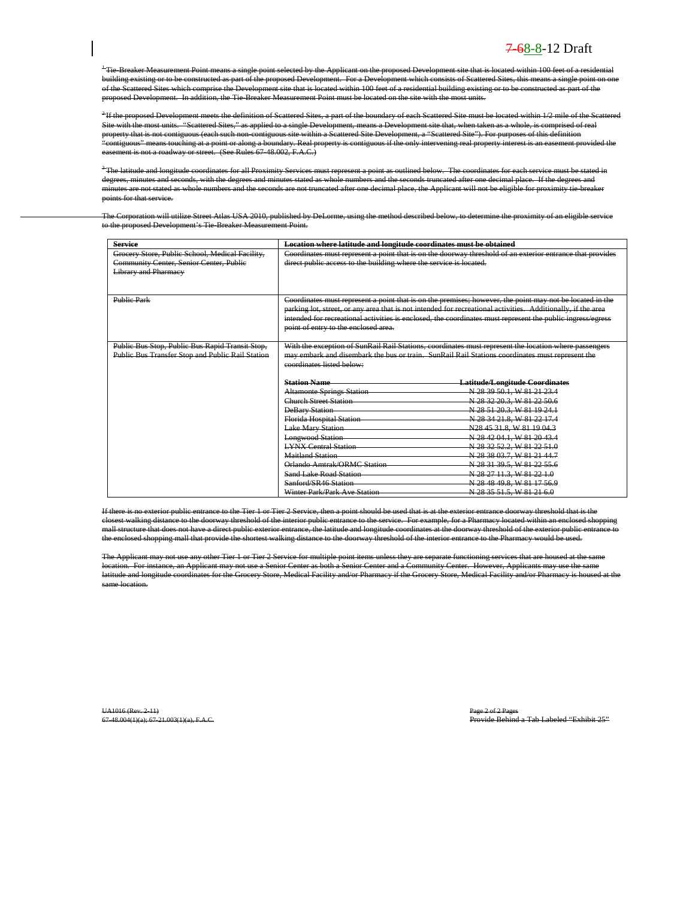7-68-8-12 Draft

[1] Tie-Breaker Measurement Point means a single point selected by the Applicant on the proposed Development site that is located within 100 feet of a residential building existing or to be constructed as part of the proposed Development. For a Development which consists of Scattered Sites, this means a single point on one of the Scattered Sites which comprise the Development site that is located within 100 feet of a residential building existing or to be constructed as part of the proposed Development. In addition, the Tie-Breaker Measurement Point must be located on the site with the most units.

[2] If the proposed Development meets the definition of Scattered Sites, a part of the boundary of each Scattered Site must be located within 1/2 mile of the Scattered Site with the most units. "Scattered Sites," as applied to a single Development, means a Development site that, when taken as a whole, is comprised of real property that is not contiguous (each such non-contiguous site within a Scattered Site Development, a "Scattered Site"). For purposes of this definition "contiguous" means touching at a point or along a boundary. Real property is contiguous if the only intervening real property interest is an easement provided the easement is not a roadway or street. (See Rules 67-48.002, F.A.C.)

[3] The latitude and longitude coordinates for all Proximity Services must represent a point as outlined below. The coordinates for each service must be stated in degrees, minutes and seconds, with the degrees and minutes stated as whole numbers and the seconds truncated after one decimal place. If the degrees and minutes are not stated as whole numbers and the seconds are not truncated after one decimal place, the Applicant will not be eligible for proximity tie-breaker points for that service.

The Corporation will utilize Street Atlas USA 2010, published by DeLorme, using the method described below, to determine the proximity of an eligible service to the proposed Development's Tie-Breaker Measurement Point.

| Service | Location where latitude and longitude coordinates must be obtained |
|---|---|
| Grocery Store, Public School, Medical Facility, Community Center, Senior Center, Public Library and Pharmacy | Coordinates must represent a point that is on the doorway threshold of an exterior entrance that provides direct public access to the building where the service is located. |
| Public Park | Coordinates must represent a point that is on the premises; however, the point may not be located in the parking lot, street, or any area that is not intended for recreational activities. Additionally, if the area intended for recreational activities is enclosed, the coordinates must represent the public ingress/egress point of entry to the enclosed area. |
| Public Bus Stop, Public Bus Rapid Transit Stop, Public Bus Transfer Stop and Public Rail Station | With the exception of SunRail Rail Stations, coordinates must represent the location where passengers may embark and disembark the bus or train. SunRail Rail Stations coordinates must represent the coordinates listed below:<br><br>**Station Name** — **Latitude/Longitude Coordinates**<br>Altamonte Springs Station — N 28 39 50.1, W 81 21 23.4<br>Church Street Station — N 28 32 20.3, W 81 22 50.6<br>DeBary Station — N 28 51 20.3, W 81 19 24.1<br>Florida Hospital Station — N 28 34 21.8, W 81 22 17.4<br>Lake Mary Station — N28 45 31.8, W 81 19 04.3<br>Longwood Station — N 28 42 04.1, W 81 20 43.4<br>LYNX Central Station — N 28 32 52.2, W 81 22 51.0<br>Maitland Station — N 28 38 03.7, W 81 21 44.7<br>Orlando Amtrak/ORMC Station — N 28 31 39.5, W 81 22 55.6<br>Sand Lake Road Station — N 28 27 11.3, W 81 22 1.0<br>Sanford/SR46 Station — N 28 48 49.8, W 81 17 56.9<br>Winter Park/Park Ave Station — N 28 35 51.5, W 81 21 6.0 |

If there is no exterior public entrance to the Tier 1 or Tier 2 Service, then a point should be used that is at the exterior entrance doorway threshold that is the closest walking distance to the doorway threshold of the interior public entrance to the service. For example, for a Pharmacy located within an enclosed shopping mall structure that does not have a direct public exterior entrance, the latitude and longitude coordinates at the doorway threshold of the exterior public entrance to the enclosed shopping mall that provide the shortest walking distance to the doorway threshold of the interior entrance to the Pharmacy would be used.

The Applicant may not use any other Tier 1 or Tier 2 Service for multiple point items unless they are separate functioning services that are housed at the same location. For instance, an Applicant may not use a Senior Center as both a Senior Center and a Community Center. However, Applicants may use the same latitude and longitude coordinates for the Grocery Store, Medical Facility and/or Pharmacy if the Grocery Store, Medical Facility and/or Pharmacy is housed at the same location.

UA1016 (Rev. 2-11)
67-48.004(1)(a); 67-21.003(1)(a), F.A.C.

Provide Behind a Tab Labeled "Exhibit 25"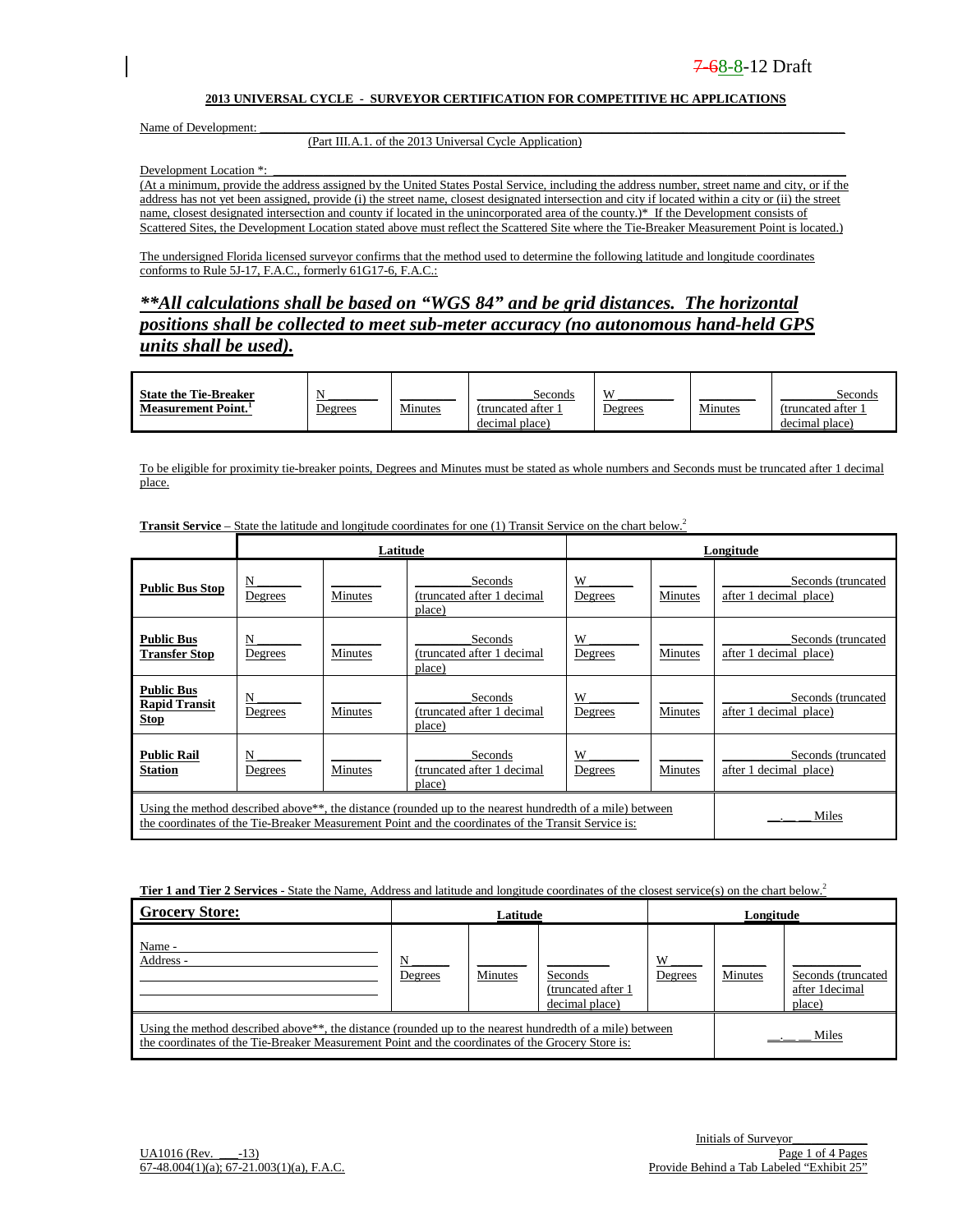7-68-8-12 Draft

**2013 UNIVERSAL CYCLE - SURVEYOR CERTIFICATION FOR COMPETITIVE HC APPLICATIONS**

Name of Development: ___________________________________________

(Part III.A.1. of the 2013 Universal Cycle Application)

Development Location *: ___________________________________________

(At a minimum, provide the address assigned by the United States Postal Service, including the address number, street name and city, or if the address has not yet been assigned, provide (i) the street name, closest designated intersection and city if located within a city or (ii) the street name, closest designated intersection and county if located in the unincorporated area of the county.)* If the Development consists of Scattered Sites, the Development Location stated above must reflect the Scattered Site where the Tie-Breaker Measurement Point is located.)

The undersigned Florida licensed surveyor confirms that the method used to determine the following latitude and longitude coordinates conforms to Rule 5J-17, F.A.C., formerly 61G17-6, F.A.C.:

***\*\*All calculations shall be based on "WGS 84" and be grid distances. The horizontal positions shall be collected to meet sub-meter accuracy (no autonomous hand-held GPS units shall be used).***

| **State the Tie-Breaker Measurement Point.**[1] | N ______ Degrees | ______ Minutes | ______ Seconds (truncated after 1 decimal place) | W ______ Degrees | ______ Minutes | ______ Seconds (truncated after 1 decimal place) |
|---|---|---|---|---|---|---|

To be eligible for proximity tie-breaker points, Degrees and Minutes must be stated as whole numbers and Seconds must be truncated after 1 decimal place.

**Transit Service** – State the latitude and longitude coordinates for one (1) Transit Service on the chart below.[2]

| | **Latitude** | | | **Longitude** | | |
|---|---|---|---|---|---|---|
| **Public Bus Stop** | N ______ Degrees | ______ Minutes | ______ Seconds (truncated after 1 decimal place) | W ______ Degrees | ______ Minutes | ______ Seconds (truncated after 1 decimal place) |
| **Public Bus Transfer Stop** | N ______ Degrees | ______ Minutes | ______ Seconds (truncated after 1 decimal place) | W ______ Degrees | ______ Minutes | ______ Seconds (truncated after 1 decimal place) |
| **Public Bus Rapid Transit Stop** | N ______ Degrees | ______ Minutes | ______ Seconds (truncated after 1 decimal place) | W ______ Degrees | ______ Minutes | ______ Seconds (truncated after 1 decimal place) |
| **Public Rail Station** | N ______ Degrees | ______ Minutes | ______ Seconds (truncated after 1 decimal place) | W ______ Degrees | ______ Minutes | ______ Seconds (truncated after 1 decimal place) |
| Using the method described above\*\*, the distance (rounded up to the nearest hundredth of a mile) between the coordinates of the Tie-Breaker Measurement Point and the coordinates of the Transit Service is: | | | | | | __.__ __ Miles |

**Tier 1 and Tier 2 Services** - State the Name, Address and latitude and longitude coordinates of the closest service(s) on the chart below.[2]

| **Grocery Store:** | **Latitude** | | | **Longitude** | | |
|---|---|---|---|---|---|---|
| Name - ______<br>Address - ______ | N ______ Degrees | ______ Minutes | ______ Seconds (truncated after 1 decimal place) | W ______ Degrees | ______ Minutes | ______ Seconds (truncated after 1decimal place) |
| Using the method described above\*\*, the distance (rounded up to the nearest hundredth of a mile) between the coordinates of the Tie-Breaker Measurement Point and the coordinates of the Grocery Store is: | | | | | | __.__ __ Miles |

Initials of Surveyor__________

UA1016 (Rev. ___-13)
67-48.004(1)(a); 67-21.003(1)(a), F.A.C.

Provide Behind a Tab Labeled "Exhibit 25"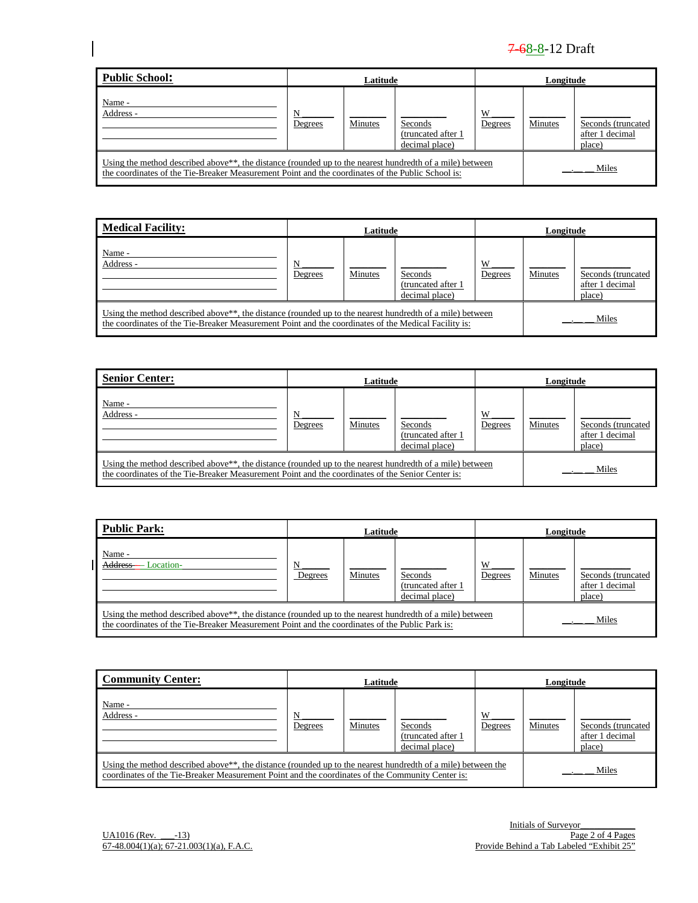| Public School: | Latitude | | | Longitude | | |
|---|---|---|---|---|---|---|
| Name - ______<br>Address - ______ | N ____<br>Degrees | ____<br>Minutes | ____<br>Seconds (truncated after 1 decimal place) | W ____<br>Degrees | ____<br>Minutes | ____<br>Seconds (truncated after 1 decimal place) |
| Using the method described above**, the distance (rounded up to the nearest hundredth of a mile) between the coordinates of the Tie-Breaker Measurement Point and the coordinates of the Public School is: | | | | | __.__ __ Miles | |

| Medical Facility: | Latitude | | | Longitude | | |
|---|---|---|---|---|---|---|
| Name - ______<br>Address - ______ | N ____<br>Degrees | ____<br>Minutes | ____<br>Seconds (truncated after 1 decimal place) | W ____<br>Degrees | ____<br>Minutes | ____<br>Seconds (truncated after 1 decimal place) |
| Using the method described above**, the distance (rounded up to the nearest hundredth of a mile) between the coordinates of the Tie-Breaker Measurement Point and the coordinates of the Medical Facility is: | | | | | __.__ __ Miles | |

| Senior Center: | Latitude | | | Longitude | | |
|---|---|---|---|---|---|---|
| Name - ______<br>Address - ______ | N ____<br>Degrees | ____<br>Minutes | ____<br>Seconds (truncated after 1 decimal place) | W ____<br>Degrees | ____<br>Minutes | ____<br>Seconds (truncated after 1 decimal place) |
| Using the method described above**, the distance (rounded up to the nearest hundredth of a mile) between the coordinates of the Tie-Breaker Measurement Point and the coordinates of the Senior Center is: | | | | | __.__ __ Miles | |

| Public Park: | Latitude | | | Longitude | | |
|---|---|---|---|---|---|---|
| Name - ______<br>~~Address~~ Location- ______ | N ____<br>Degrees | ____<br>Minutes | ____<br>Seconds (truncated after 1 decimal place) | W ____<br>Degrees | ____<br>Minutes | ____<br>Seconds (truncated after 1 decimal place) |
| Using the method described above**, the distance (rounded up to the nearest hundredth of a mile) between the coordinates of the Tie-Breaker Measurement Point and the coordinates of the Public Park is: | | | | | __.__ __ Miles | |

| Community Center: | Latitude | | | Longitude | | |
|---|---|---|---|---|---|---|
| Name - ______<br>Address - ______ | N ____<br>Degrees | ____<br>Minutes | ____<br>Seconds (truncated after 1 decimal place) | W ____<br>Degrees | ____<br>Minutes | ____<br>Seconds (truncated after 1 decimal place) |
| Using the method described above**, the distance (rounded up to the nearest hundredth of a mile) between the coordinates of the Tie-Breaker Measurement Point and the coordinates of the Community Center is: | | | | | __.__ __ Miles | |

Initials of Surveyor______

UA1016 (Rev. ___-13)
67-48.004(1)(a); 67-21.003(1)(a), F.A.C.

Provide Behind a Tab Labeled "Exhibit 25"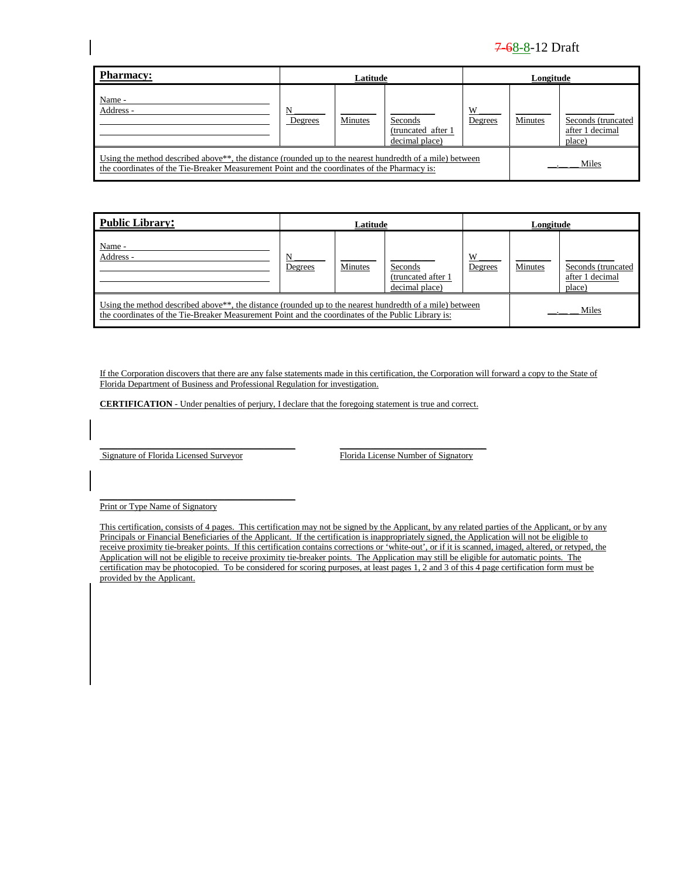| **Pharmacy:** | Latitude | | | Longitude | | |
|---|---|---|---|---|---|---|
| Name - ______ Address - ______ | N ______ Degrees | ______ Minutes | ______ Seconds (truncated after 1 decimal place) | W ______ Degrees | ______ Minutes | ______ Seconds (truncated after 1 decimal place) |
| Using the method described above**, the distance (rounded up to the nearest hundredth of a mile) between the coordinates of the Tie-Breaker Measurement Point and the coordinates of the Pharmacy is: | | | | | __.__ __ Miles | |

| **Public Library:** | Latitude | | | Longitude | | |
|---|---|---|---|---|---|---|
| Name - ______ Address - ______ | N ______ Degrees | ______ Minutes | ______ Seconds (truncated after 1 decimal place) | W ______ Degrees | ______ Minutes | ______ Seconds (truncated after 1 decimal place) |
| Using the method described above**, the distance (rounded up to the nearest hundredth of a mile) between the coordinates of the Tie-Breaker Measurement Point and the coordinates of the Public Library is: | | | | | __.__ __ Miles | |

If the Corporation discovers that there are any false statements made in this certification, the Corporation will forward a copy to the State of Florida Department of Business and Professional Regulation for investigation.

**CERTIFICATION** - Under penalties of perjury, I declare that the foregoing statement is true and correct.

______________________________ Signature of Florida Licensed Surveyor

______________________________ Florida License Number of Signatory

______________________________ Print or Type Name of Signatory

This certification, consists of 4 pages. This certification may not be signed by the Applicant, by any related parties of the Applicant, or by any Principals or Financial Beneficiaries of the Applicant. If the certification is inappropriately signed, the Application will not be eligible to receive proximity tie-breaker points. If this certification contains corrections or 'white-out', or if it is scanned, imaged, altered, or retyped, the Application will not be eligible to receive proximity tie-breaker points. The Application may still be eligible for automatic points. The certification may be photocopied. To be considered for scoring purposes, at least pages 1, 2 and 3 of this 4 page certification form must be provided by the Applicant.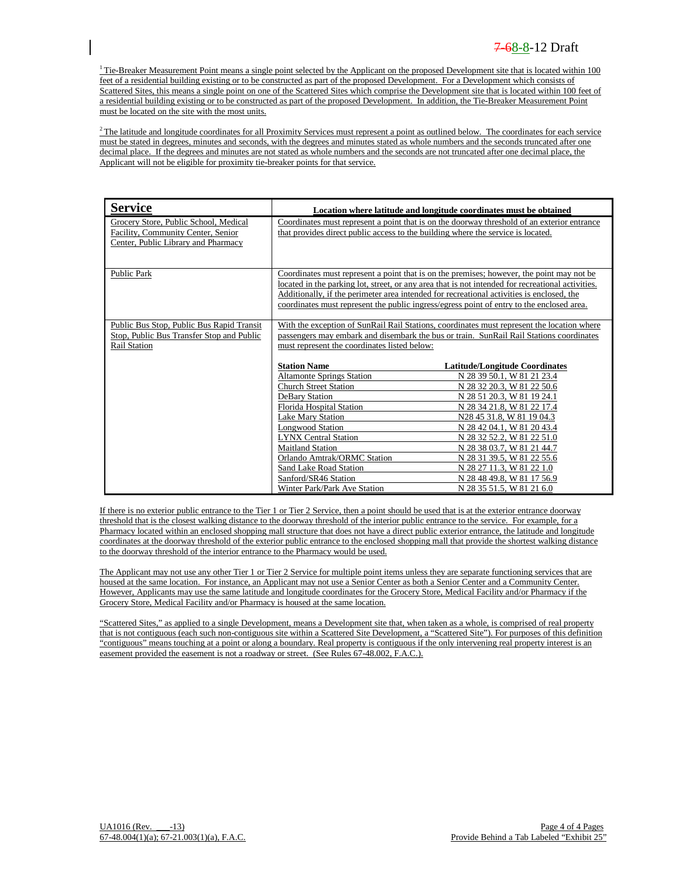[1] Tie-Breaker Measurement Point means a single point selected by the Applicant on the proposed Development site that is located within 100 feet of a residential building existing or to be constructed as part of the proposed Development. For a Development which consists of Scattered Sites, this means a single point on one of the Scattered Sites which comprise the Development site that is located within 100 feet of a residential building existing or to be constructed as part of the proposed Development. In addition, the Tie-Breaker Measurement Point must be located on the site with the most units.

[2] The latitude and longitude coordinates for all Proximity Services must represent a point as outlined below. The coordinates for each service must be stated in degrees, minutes and seconds, with the degrees and minutes stated as whole numbers and the seconds truncated after one decimal place. If the degrees and minutes are not stated as whole numbers and the seconds are not truncated after one decimal place, the Applicant will not be eligible for proximity tie-breaker points for that service.

| **Service** | **Location where latitude and longitude coordinates must be obtained** |
|---|---|
| Grocery Store, Public School, Medical Facility, Community Center, Senior Center, Public Library and Pharmacy | Coordinates must represent a point that is on the doorway threshold of an exterior entrance that provides direct public access to the building where the service is located. |
| Public Park | Coordinates must represent a point that is on the premises; however, the point may not be located in the parking lot, street, or any area that is not intended for recreational activities. Additionally, if the perimeter area intended for recreational activities is enclosed, the coordinates must represent the public ingress/egress point of entry to the enclosed area. |
| Public Bus Stop, Public Bus Rapid Transit Stop, Public Bus Transfer Stop and Public Rail Station | With the exception of SunRail Rail Stations, coordinates must represent the location where passengers may embark and disembark the bus or train. SunRail Rail Stations coordinates must represent the coordinates listed below: |

| **Station Name** | **Latitude/Longitude Coordinates** |
|---|---|
| Altamonte Springs Station | N 28 39 50.1, W 81 21 23.4 |
| Church Street Station | N 28 32 20.3, W 81 22 50.6 |
| DeBary Station | N 28 51 20.3, W 81 19 24.1 |
| Florida Hospital Station | N 28 34 21.8, W 81 22 17.4 |
| Lake Mary Station | N28 45 31.8, W 81 19 04.3 |
| Longwood Station | N 28 42 04.1, W 81 20 43.4 |
| LYNX Central Station | N 28 32 52.2, W 81 22 51.0 |
| Maitland Station | N 28 38 03.7, W 81 21 44.7 |
| Orlando Amtrak/ORMC Station | N 28 31 39.5, W 81 22 55.6 |
| Sand Lake Road Station | N 28 27 11.3, W 81 22 1.0 |
| Sanford/SR46 Station | N 28 48 49.8, W 81 17 56.9 |
| Winter Park/Park Ave Station | N 28 35 51.5, W 81 21 6.0 |

If there is no exterior public entrance to the Tier 1 or Tier 2 Service, then a point should be used that is at the exterior entrance doorway threshold that is the closest walking distance to the doorway threshold of the interior public entrance to the service. For example, for a Pharmacy located within an enclosed shopping mall structure that does not have a direct public exterior entrance, the latitude and longitude coordinates at the doorway threshold of the exterior public entrance to the enclosed shopping mall that provide the shortest walking distance to the doorway threshold of the interior entrance to the Pharmacy would be used.

The Applicant may not use any other Tier 1 or Tier 2 Service for multiple point items unless they are separate functioning services that are housed at the same location. For instance, an Applicant may not use a Senior Center as both a Senior Center and a Community Center. However, Applicants may use the same latitude and longitude coordinates for the Grocery Store, Medical Facility and/or Pharmacy if the Grocery Store, Medical Facility and/or Pharmacy is housed at the same location.

"Scattered Sites," as applied to a single Development, means a Development site that, when taken as a whole, is comprised of real property that is not contiguous (each such non-contiguous site within a Scattered Site Development, a "Scattered Site"). For purposes of this definition "contiguous" means touching at a point or along a boundary. Real property is contiguous if the only intervening real property interest is an easement provided the easement is not a roadway or street. (See Rules 67-48.002, F.A.C.).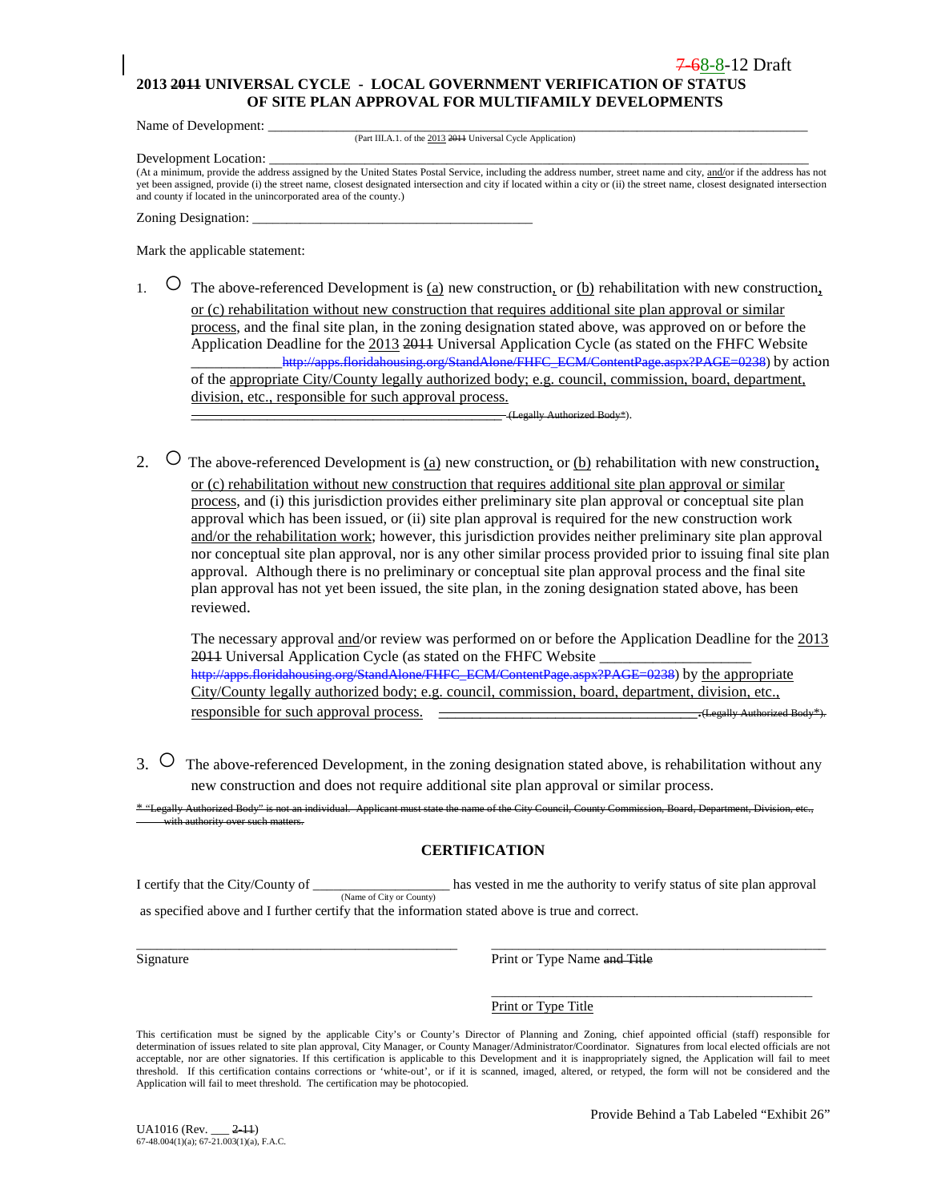7-68-8-12 Draft

**2013 ~~2011~~ UNIVERSAL CYCLE - LOCAL GOVERNMENT VERIFICATION OF STATUS OF SITE PLAN APPROVAL FOR MULTIFAMILY DEVELOPMENTS**

Name of Development: \_\_\_\_\_\_\_\_\_\_\_\_\_\_\_\_\_\_\_\_\_\_\_\_\_\_\_\_\_\_\_\_\_\_\_\_\_\_\_\_\_\_\_\_\_\_\_\_\_\_\_\_\_\_\_\_\_\_\_\_\_\_\_\_\_\_\_\_\_\_\_\_\_\_\_\_\_\_
(Part III.A.1. of the 2013 ~~2011~~ Universal Cycle Application)

Development Location: \_\_\_\_\_\_\_\_\_\_\_\_\_\_\_\_\_\_\_\_\_\_\_\_\_\_\_\_\_\_\_\_\_\_\_\_\_\_\_\_\_\_\_\_\_\_\_\_\_\_\_\_\_\_\_\_\_\_\_\_\_\_\_\_\_\_\_\_\_\_\_\_\_\_\_\_\_\_
(At a minimum, provide the address assigned by the United States Postal Service, including the address number, street name and city, and/or if the address has not yet been assigned, provide (i) the street name, closest designated intersection and city if located within a city or (ii) the street name, closest designated intersection and county if located in the unincorporated area of the county.)

Zoning Designation: \_\_\_\_\_\_\_\_\_\_\_\_\_\_\_\_\_\_\_\_\_\_\_\_\_\_\_\_\_\_\_\_\_\_\_\_\_\_\_\_

Mark the applicable statement:

1. ○ The above-referenced Development is (a) new construction, or (b) rehabilitation with new construction, or (c) rehabilitation without new construction that requires additional site plan approval or similar process, and the final site plan, in the zoning designation stated above, was approved on or before the Application Deadline for the 2013 ~~2011~~ Universal Application Cycle (as stated on the FHFC Website \_\_\_\_\_\_\_\_\_\_\_\_ ~~http://apps.floridahousing.org/StandAlone/FHFC_ECM/ContentPage.aspx?PAGE=0238~~) by action of the appropriate City/County legally authorized body; e.g. council, commission, board, department, division, etc., responsible for such approval process. ~~\_\_\_\_\_\_\_\_\_\_\_\_\_\_\_\_\_\_\_\_\_\_\_\_\_\_\_\_\_\_\_\_\_\_\_\_\_\_\_\_ (Legally Authorized Body*)~~.

2. ○ The above-referenced Development is (a) new construction, or (b) rehabilitation with new construction, or (c) rehabilitation without new construction that requires additional site plan approval or similar process, and (i) this jurisdiction provides either preliminary site plan approval or conceptual site plan approval which has been issued, or (ii) site plan approval is required for the new construction work and/or the rehabilitation work; however, this jurisdiction provides neither preliminary site plan approval nor conceptual site plan approval, nor is any other similar process provided prior to issuing final site plan approval. Although there is no preliminary or conceptual site plan approval process and the final site plan approval has not yet been issued, the site plan, in the zoning designation stated above, has been reviewed.

   The necessary approval and/or review was performed on or before the Application Deadline for the 2013 ~~2011~~ Universal Application Cycle (as stated on the FHFC Website \_\_\_\_\_\_\_\_\_\_\_\_\_\_\_\_\_\_\_\_ ~~http://apps.floridahousing.org/StandAlone/FHFC_ECM/ContentPage.aspx?PAGE=0238~~) by the appropriate City/County legally authorized body; e.g. council, commission, board, department, division, etc., responsible for such approval process. ~~\_\_\_\_\_\_\_\_\_\_\_\_\_\_\_\_\_\_\_\_\_\_\_\_\_\_\_\_\_\_\_\_\_\_. (Legally Authorized Body*)~~.

3. ○ The above-referenced Development, in the zoning designation stated above, is rehabilitation without any new construction and does not require additional site plan approval or similar process.

~~* "Legally Authorized Body" is not an individual. Applicant must state the name of the City Council, County Commission, Board, Department, Division, etc., with authority over such matters.~~

## CERTIFICATION

I certify that the City/County of \_\_\_\_\_\_\_\_\_\_\_\_\_\_\_\_\_\_\_\_ has vested in me the authority to verify status of site plan approval
(Name of City or County)
as specified above and I further certify that the information stated above is true and correct.

\_\_\_\_\_\_\_\_\_\_\_\_\_\_\_\_\_\_\_\_\_\_\_\_\_\_\_\_\_\_\_\_\_\_\_\_\_\_\_\_ \_\_\_\_\_\_\_\_\_\_\_\_\_\_\_\_\_\_\_\_\_\_\_\_\_\_\_\_\_\_\_\_\_\_\_\_\_\_\_\_
Signature Print or Type Name ~~and Title~~

\_\_\_\_\_\_\_\_\_\_\_\_\_\_\_\_\_\_\_\_\_\_\_\_\_\_\_\_\_\_\_\_\_\_\_\_\_\_\_\_
Print or Type Title

This certification must be signed by the applicable City's or County's Director of Planning and Zoning, chief appointed official (staff) responsible for determination of issues related to site plan approval, City Manager, or County Manager/Administrator/Coordinator. Signatures from local elected officials are not acceptable, nor are other signatories. If this certification is applicable to this Development and it is inappropriately signed, the Application will fail to meet threshold. If this certification contains corrections or 'white-out', or if it is scanned, imaged, altered, or retyped, the form will not be considered and the Application will fail to meet threshold. The certification may be photocopied.

Provide Behind a Tab Labeled "Exhibit 26"

UA1016 (Rev. \_\_\_ ~~2-11~~)
67-48.004(1)(a); 67-21.003(1)(a), F.A.C.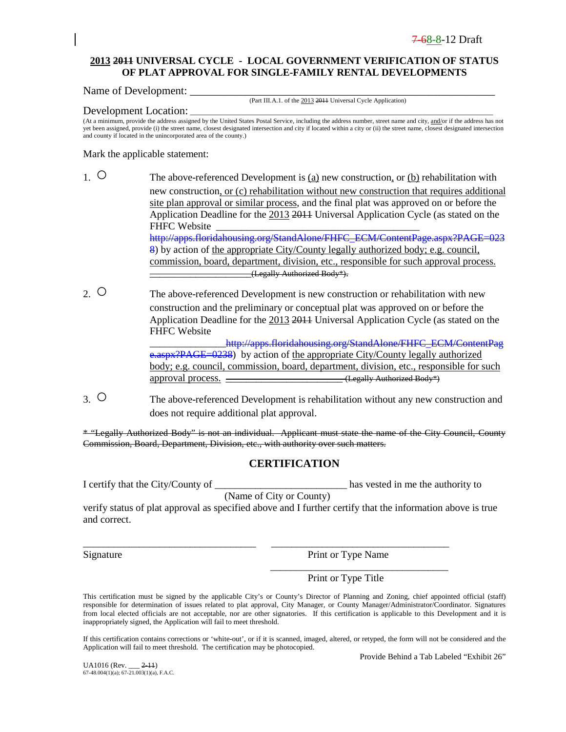7-68-8-12 Draft

## 2013 2011 UNIVERSAL CYCLE - LOCAL GOVERNMENT VERIFICATION OF STATUS OF PLAT APPROVAL FOR SINGLE-FAMILY RENTAL DEVELOPMENTS

Name of Development: ___________________________________________________________

(Part III.A.1. of the 2013 2011 Universal Cycle Application)

Development Location: __________________________________________________________

(At a minimum, provide the address assigned by the United States Postal Service, including the address number, street name and city, and/or if the address has not yet been assigned, provide (i) the street name, closest designated intersection and city if located within a city or (ii) the street name, closest designated intersection and county if located in the unincorporated area of the county.)

Mark the applicable statement:

1. ○ The above-referenced Development is (a) new construction, or (b) rehabilitation with new construction, or (c) rehabilitation without new construction that requires additional site plan approval or similar process, and the final plat was approved on or before the Application Deadline for the 2013 2011 Universal Application Cycle (as stated on the FHFC Website ______________________________________ http://apps.floridahousing.org/StandAlone/FHFC_ECM/ContentPage.aspx?PAGE=0238) by action of the appropriate City/County legally authorized body; e.g. council, commission, board, department, division, etc., responsible for such approval process. ____________________(Legally Authorized Body*).

2. ○ The above-referenced Development is new construction or rehabilitation with new construction and the preliminary or conceptual plat was approved on or before the Application Deadline for the 2013 2011 Universal Application Cycle (as stated on the FHFC Website ______________http://apps.floridahousing.org/StandAlone/FHFC_ECM/ContentPage.aspx?PAGE=0238) by action of the appropriate City/County legally authorized body; e.g. council, commission, board, department, division, etc., responsible for such approval process. ______________________(Legally Authorized Body*)

3. ○ The above-referenced Development is rehabilitation without any new construction and does not require additional plat approval.

* "Legally Authorized Body" is not an individual. Applicant must state the name of the City Council, County Commission, Board, Department, Division, etc., with authority over such matters.

## CERTIFICATION

I certify that the City/County of _________________________ has vested in me the authority to
(Name of City or County)
verify status of plat approval as specified above and I further certify that the information above is true and correct.

_________________________________ _________________________________
Signature Print or Type Name

_________________________________
Print or Type Title

This certification must be signed by the applicable City's or County's Director of Planning and Zoning, chief appointed official (staff) responsible for determination of issues related to plat approval, City Manager, or County Manager/Administrator/Coordinator. Signatures from local elected officials are not acceptable, nor are other signatories. If this certification is applicable to this Development and it is inappropriately signed, the Application will fail to meet threshold.

If this certification contains corrections or 'white-out', or if it is scanned, imaged, altered, or retyped, the form will not be considered and the Application will fail to meet threshold. The certification may be photocopied.

Provide Behind a Tab Labeled "Exhibit 26"

UA1016 (Rev. ___ 2-11)
67-48.004(1)(a); 67-21.003(1)(a), F.A.C.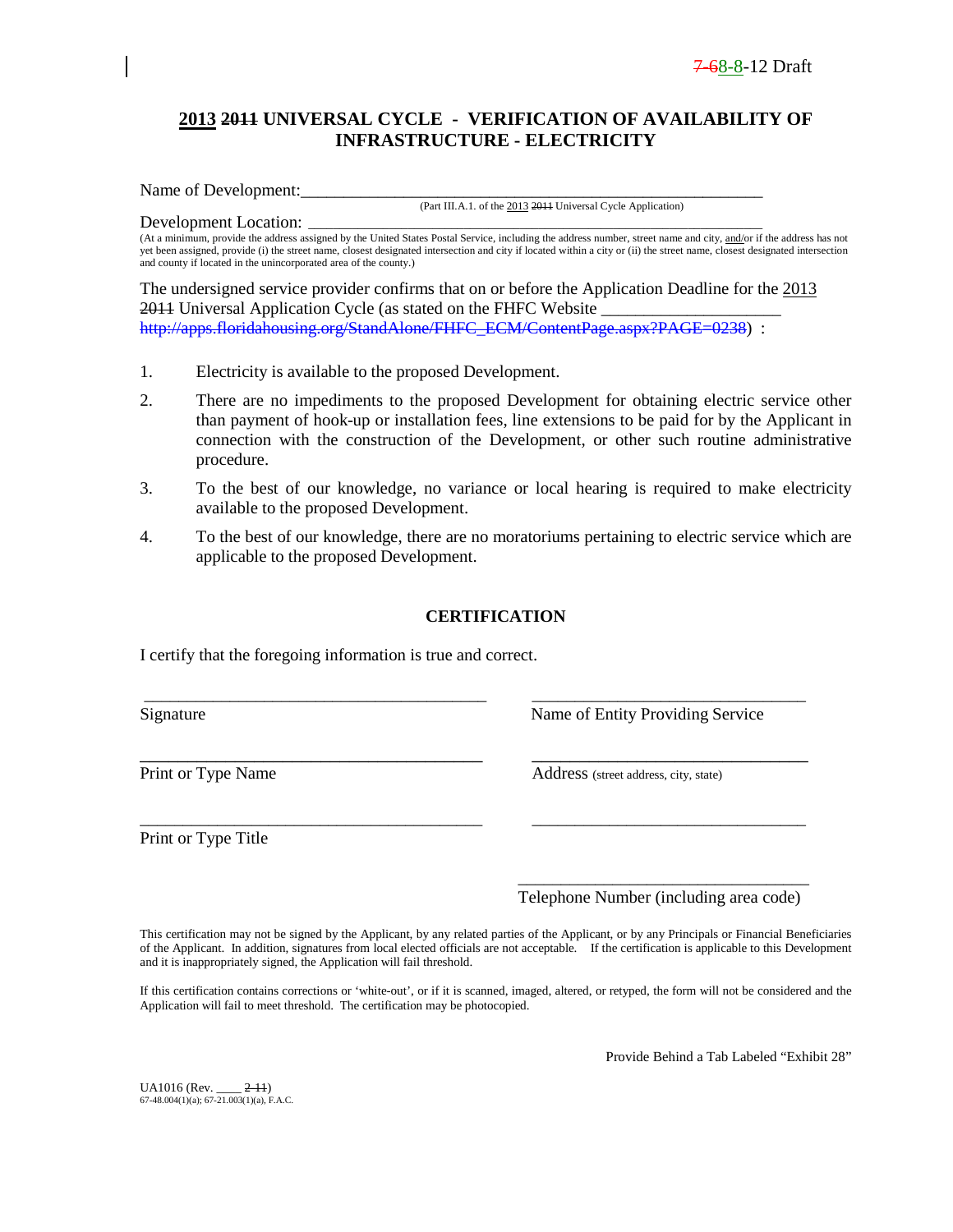7-68-8-12 Draft

## 2013 ~~2011~~ UNIVERSAL CYCLE - VERIFICATION OF AVAILABILITY OF INFRASTRUCTURE - ELECTRICITY

Name of Development:\_\_\_\_\_\_\_\_\_\_\_\_\_\_\_\_\_\_\_\_\_\_\_\_\_\_\_\_\_\_\_\_\_\_\_\_\_\_\_\_\_\_\_\_\_\_\_\_\_\_\_\_\_\_\_\_\_\_

(Part III.A.1. of the 2013 ~~2011~~ Universal Cycle Application)

Development Location: \_\_\_\_\_\_\_\_\_\_\_\_\_\_\_\_\_\_\_\_\_\_\_\_\_\_\_\_\_\_\_\_\_\_\_\_\_\_\_\_\_\_\_\_\_\_\_\_\_\_\_\_\_\_\_\_\_\_

(At a minimum, provide the address assigned by the United States Postal Service, including the address number, street name and city, and/or if the address has not yet been assigned, provide (i) the street name, closest designated intersection and city if located within a city or (ii) the street name, closest designated intersection and county if located in the unincorporated area of the county.)

The undersigned service provider confirms that on or before the Application Deadline for the 2013 ~~2011~~ Universal Application Cycle (as stated on the FHFC Website \_\_\_\_\_\_\_\_\_\_\_\_\_\_\_\_\_\_\_\_\_ ~~http://apps.floridahousing.org/StandAlone/FHFC_ECM/ContentPage.aspx?PAGE=0238~~) :

1. Electricity is available to the proposed Development.
2. There are no impediments to the proposed Development for obtaining electric service other than payment of hook-up or installation fees, line extensions to be paid for by the Applicant in connection with the construction of the Development, or other such routine administrative procedure.
3. To the best of our knowledge, no variance or local hearing is required to make electricity available to the proposed Development.
4. To the best of our knowledge, there are no moratoriums pertaining to electric service which are applicable to the proposed Development.

### CERTIFICATION

I certify that the foregoing information is true and correct.

\_\_\_\_\_\_\_\_\_\_\_\_\_\_\_\_\_\_\_\_\_\_\_\_\_\_\_\_\_\_\_\_\_\_\_\_\_\_\_
Signature

\_\_\_\_\_\_\_\_\_\_\_\_\_\_\_\_\_\_\_\_\_\_\_\_\_\_\_\_\_\_\_\_\_
Name of Entity Providing Service

\_\_\_\_\_\_\_\_\_\_\_\_\_\_\_\_\_\_\_\_\_\_\_\_\_\_\_\_\_\_\_\_\_\_\_\_\_\_\_
Print or Type Name

\_\_\_\_\_\_\_\_\_\_\_\_\_\_\_\_\_\_\_\_\_\_\_\_\_\_\_\_\_\_\_\_\_
Address (street address, city, state)

\_\_\_\_\_\_\_\_\_\_\_\_\_\_\_\_\_\_\_\_\_\_\_\_\_\_\_\_\_\_\_\_\_\_\_\_\_\_\_
Print or Type Title

\_\_\_\_\_\_\_\_\_\_\_\_\_\_\_\_\_\_\_\_\_\_\_\_\_\_\_\_\_\_\_\_\_

\_\_\_\_\_\_\_\_\_\_\_\_\_\_\_\_\_\_\_\_\_\_\_\_\_\_\_\_\_\_\_\_\_
Telephone Number (including area code)

This certification may not be signed by the Applicant, by any related parties of the Applicant, or by any Principals or Financial Beneficiaries of the Applicant. In addition, signatures from local elected officials are not acceptable. If the certification is applicable to this Development and it is inappropriately signed, the Application will fail threshold.

If this certification contains corrections or 'white-out', or if it is scanned, imaged, altered, or retyped, the form will not be considered and the Application will fail to meet threshold. The certification may be photocopied.

Provide Behind a Tab Labeled "Exhibit 28"

UA1016 (Rev. \_\_\_\_ ~~2-11~~)
67-48.004(1)(a); 67-21.003(1)(a), F.A.C.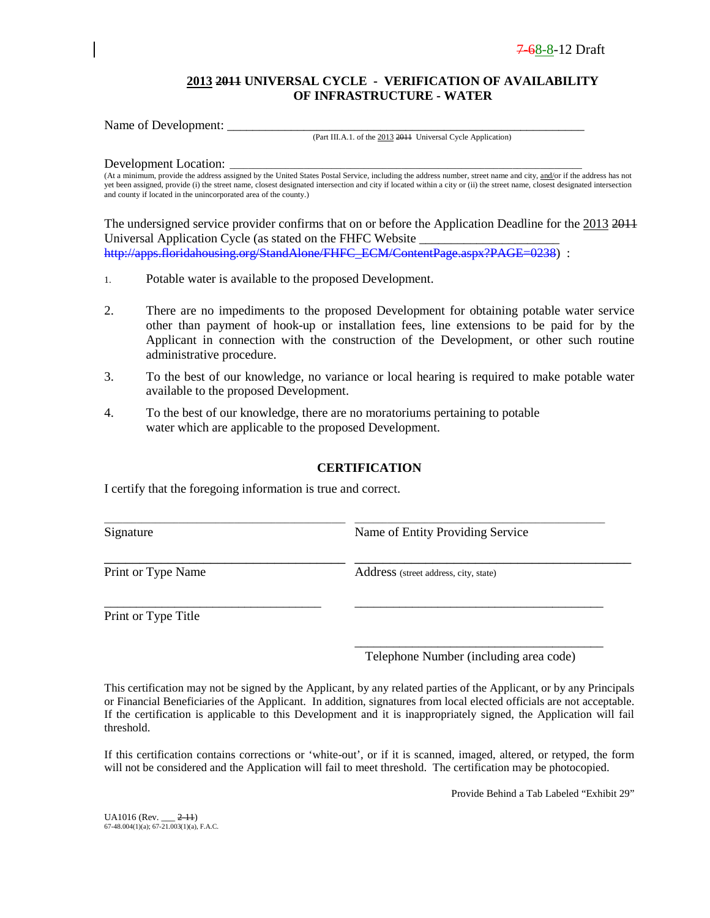7-68-8-12 Draft

**2013 ~~2011~~ UNIVERSAL CYCLE - VERIFICATION OF AVAILABILITY OF INFRASTRUCTURE - WATER**

Name of Development: ___________________________________________________________
(Part III.A.1. of the 2013 ~~2011~~ Universal Cycle Application)

Development Location: _________________________________________________________
(At a minimum, provide the address assigned by the United States Postal Service, including the address number, street name and city, and/or if the address has not yet been assigned, provide (i) the street name, closest designated intersection and city if located within a city or (ii) the street name, closest designated intersection and county if located in the unincorporated area of the county.)

The undersigned service provider confirms that on or before the Application Deadline for the 2013 ~~2011~~ Universal Application Cycle (as stated on the FHFC Website ______________________ ~~http://apps.floridahousing.org/StandAlone/FHFC_ECM/ContentPage.aspx?PAGE=0238~~) :

1. Potable water is available to the proposed Development.
2. There are no impediments to the proposed Development for obtaining potable water service other than payment of hook-up or installation fees, line extensions to be paid for by the Applicant in connection with the construction of the Development, or other such routine administrative procedure.
3. To the best of our knowledge, no variance or local hearing is required to make potable water available to the proposed Development.
4. To the best of our knowledge, there are no moratoriums pertaining to potable water which are applicable to the proposed Development.

**CERTIFICATION**

I certify that the foregoing information is true and correct.

| | |
|---|---|
| ______________________________ | ______________________________ |
| Signature | Name of Entity Providing Service |
| ______________________________ | ______________________________ |
| Print or Type Name | Address (street address, city, state) |
| ______________________________ | ______________________________ |
| Print or Type Title | |
| | ______________________________ |
| | Telephone Number (including area code) |

This certification may not be signed by the Applicant, by any related parties of the Applicant, or by any Principals or Financial Beneficiaries of the Applicant. In addition, signatures from local elected officials are not acceptable. If the certification is applicable to this Development and it is inappropriately signed, the Application will fail threshold.

If this certification contains corrections or 'white-out', or if it is scanned, imaged, altered, or retyped, the form will not be considered and the Application will fail to meet threshold. The certification may be photocopied.

Provide Behind a Tab Labeled "Exhibit 29"

UA1016 (Rev. ___ ~~2-11~~)
67-48.004(1)(a); 67-21.003(1)(a), F.A.C.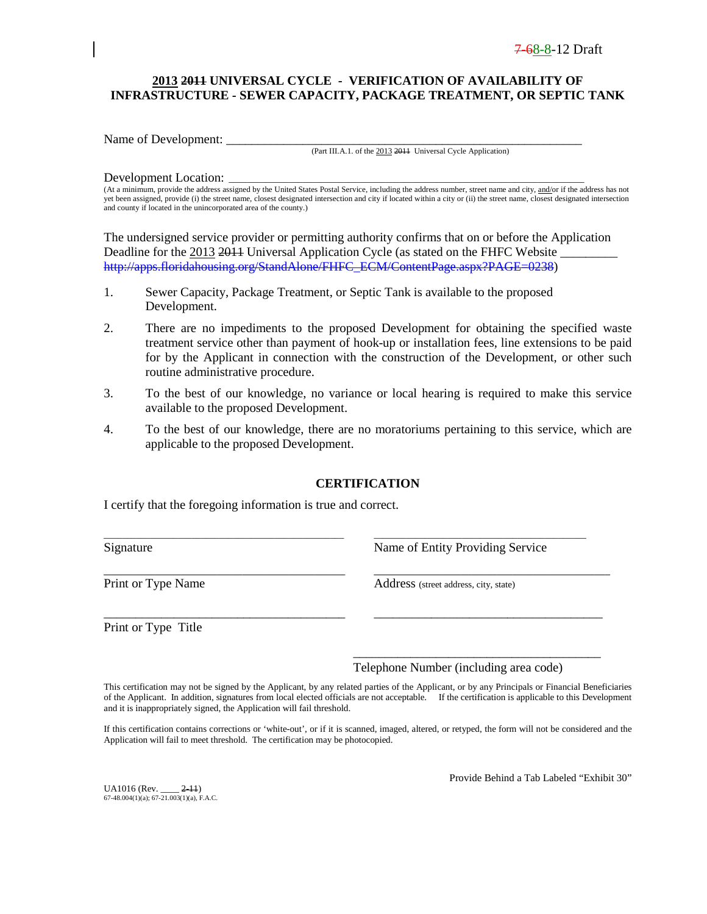7-68-8-12 Draft

**2013 2011 UNIVERSAL CYCLE - VERIFICATION OF AVAILABILITY OF INFRASTRUCTURE - SEWER CAPACITY, PACKAGE TREATMENT, OR SEPTIC TANK**

Name of Development: ___________________________________________________________

(Part III.A.1. of the 2013 2011 Universal Cycle Application)

Development Location: __________________________________________________________

(At a minimum, provide the address assigned by the United States Postal Service, including the address number, street name and city, and/or if the address has not yet been assigned, provide (i) the street name, closest designated intersection and city if located within a city or (ii) the street name, closest designated intersection and county if located in the unincorporated area of the county.)

The undersigned service provider or permitting authority confirms that on or before the Application Deadline for the 2013 2011 Universal Application Cycle (as stated on the FHFC Website _________ http://apps.floridahousing.org/StandAlone/FHFC_ECM/ContentPage.aspx?PAGE=0238)

1. Sewer Capacity, Package Treatment, or Septic Tank is available to the proposed Development.

2. There are no impediments to the proposed Development for obtaining the specified waste treatment service other than payment of hook-up or installation fees, line extensions to be paid for by the Applicant in connection with the construction of the Development, or other such routine administrative procedure.

3. To the best of our knowledge, no variance or local hearing is required to make this service available to the proposed Development.

4. To the best of our knowledge, there are no moratoriums pertaining to this service, which are applicable to the proposed Development.

**CERTIFICATION**

I certify that the foregoing information is true and correct.

| | |
|---|---|
| ________________________________ | ________________________________ |
| Signature | Name of Entity Providing Service |
| ________________________________ | ________________________________ |
| Print or Type Name | Address (street address, city, state) |
| ________________________________ | ________________________________ |
| Print or Type Title | |
| | ________________________________ |
| | Telephone Number (including area code) |

This certification may not be signed by the Applicant, by any related parties of the Applicant, or by any Principals or Financial Beneficiaries of the Applicant. In addition, signatures from local elected officials are not acceptable. If the certification is applicable to this Development and it is inappropriately signed, the Application will fail threshold.

If this certification contains corrections or 'white-out', or if it is scanned, imaged, altered, or retyped, the form will not be considered and the Application will fail to meet threshold. The certification may be photocopied.

Provide Behind a Tab Labeled "Exhibit 30"

UA1016 (Rev. ____ 2-11)
67-48.004(1)(a); 67-21.003(1)(a), F.A.C.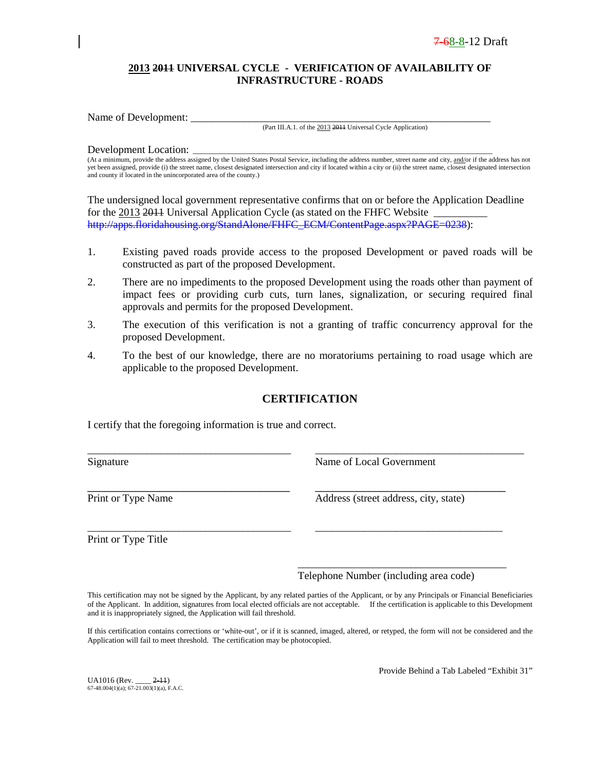7-68-8-12 Draft

**2013 ~~2011~~ UNIVERSAL CYCLE - VERIFICATION OF AVAILABILITY OF INFRASTRUCTURE - ROADS**

Name of Development: ___________________________________________________________

(Part III.A.1. of the 2013 ~~2011~~ Universal Cycle Application)

Development Location: __________________________________________________________

(At a minimum, provide the address assigned by the United States Postal Service, including the address number, street name and city, and/or if the address has not yet been assigned, provide (i) the street name, closest designated intersection and city if located within a city or (ii) the street name, closest designated intersection and county if located in the unincorporated area of the county.)

The undersigned local government representative confirms that on or before the Application Deadline for the 2013 ~~2011~~ Universal Application Cycle (as stated on the FHFC Website __________ ~~http://apps.floridahousing.org/StandAlone/FHFC_ECM/ContentPage.aspx?PAGE=0238~~):

1. Existing paved roads provide access to the proposed Development or paved roads will be constructed as part of the proposed Development.
2. There are no impediments to the proposed Development using the roads other than payment of impact fees or providing curb cuts, turn lanes, signalization, or securing required final approvals and permits for the proposed Development.
3. The execution of this verification is not a granting of traffic concurrency approval for the proposed Development.
4. To the best of our knowledge, there are no moratoriums pertaining to road usage which are applicable to the proposed Development.

## CERTIFICATION

I certify that the foregoing information is true and correct.

| | |
|---|---|
| ______________________________ | ______________________________ |
| Signature | Name of Local Government |
| ______________________________ | ______________________________ |
| Print or Type Name | Address (street address, city, state) |
| ______________________________ | ______________________________ |
| Print or Type Title | |
| | ______________________________ |
| | Telephone Number (including area code) |

This certification may not be signed by the Applicant, by any related parties of the Applicant, or by any Principals or Financial Beneficiaries of the Applicant. In addition, signatures from local elected officials are not acceptable. If the certification is applicable to this Development and it is inappropriately signed, the Application will fail threshold.

If this certification contains corrections or 'white-out', or if it is scanned, imaged, altered, or retyped, the form will not be considered and the Application will fail to meet threshold. The certification may be photocopied.

Provide Behind a Tab Labeled "Exhibit 31"

UA1016 (Rev. ____ ~~2-11~~)
67-48.004(1)(a); 67-21.003(1)(a), F.A.C.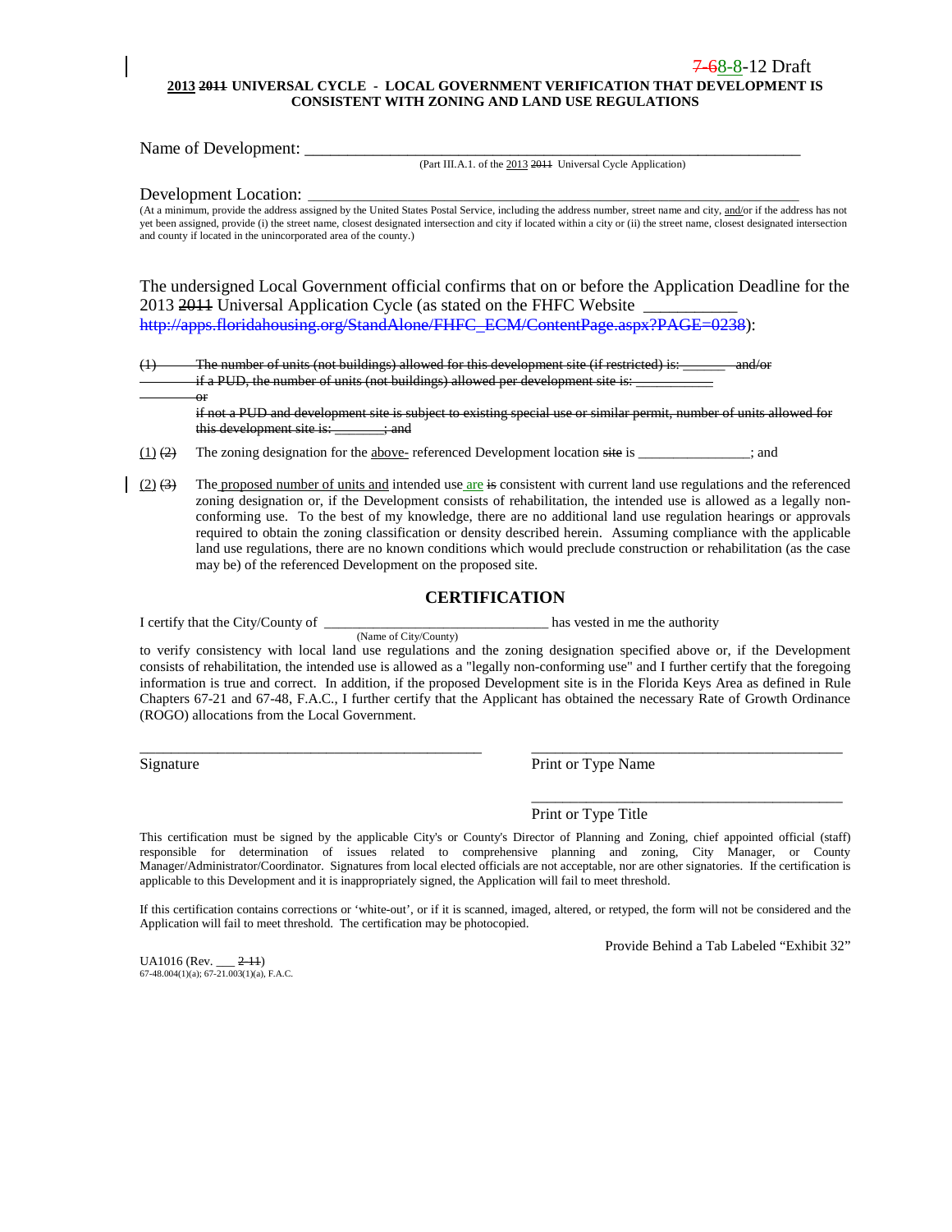7-68-8-12 Draft

**2013 2011 UNIVERSAL CYCLE - LOCAL GOVERNMENT VERIFICATION THAT DEVELOPMENT IS CONSISTENT WITH ZONING AND LAND USE REGULATIONS**

Name of Development: \_\_\_\_\_\_\_\_\_\_\_\_\_\_\_\_\_\_\_\_\_\_\_\_\_\_\_\_\_\_\_\_\_\_\_\_\_\_\_\_\_\_\_\_\_\_\_\_\_\_\_\_\_\_\_\_

(Part III.A.1. of the 2013 2011 Universal Cycle Application)

Development Location: \_\_\_\_\_\_\_\_\_\_\_\_\_\_\_\_\_\_\_\_\_\_\_\_\_\_\_\_\_\_\_\_\_\_\_\_\_\_\_\_\_\_\_\_\_\_\_\_\_\_\_\_\_\_\_\_

(At a minimum, provide the address assigned by the United States Postal Service, including the address number, street name and city, and/or if the address has not yet been assigned, provide (i) the street name, closest designated intersection and city if located within a city or (ii) the street name, closest designated intersection and county if located in the unincorporated area of the county.)

The undersigned Local Government official confirms that on or before the Application Deadline for the 2013 2011 Universal Application Cycle (as stated on the FHFC Website \_\_\_\_\_\_\_\_\_\_\_ http://apps.floridahousing.org/StandAlone/FHFC_ECM/ContentPage.aspx?PAGE=0238):

~~(1) The number of units (not buildings) allowed for this development site (if restricted) is: \_\_\_\_\_\_ and/or if a PUD, the number of units (not buildings) allowed per development site is: \_\_\_\_\_\_\_\_\_\_\_ or if not a PUD and development site is subject to existing special use or similar permit, number of units allowed for this development site is: \_\_\_\_\_\_\_; and~~

(1) ~~(2)~~ The zoning designation for the above- referenced Development location ~~site~~ is \_\_\_\_\_\_\_\_\_\_\_\_\_\_\_; and

(2) ~~(3)~~ The proposed number of units and intended use are ~~is~~ consistent with current land use regulations and the referenced zoning designation or, if the Development consists of rehabilitation, the intended use is allowed as a legally non-conforming use. To the best of my knowledge, there are no additional land use regulation hearings or approvals required to obtain the zoning classification or density described herein. Assuming compliance with the applicable land use regulations, there are no known conditions which would preclude construction or rehabilitation (as the case may be) of the referenced Development on the proposed site.

## CERTIFICATION

I certify that the City/County of \_\_\_\_\_\_\_\_\_\_\_\_\_\_\_\_\_\_\_\_\_\_\_\_\_\_\_\_\_\_ has vested in me the authority

(Name of City/County)

to verify consistency with local land use regulations and the zoning designation specified above or, if the Development consists of rehabilitation, the intended use is allowed as a "legally non-conforming use" and I further certify that the foregoing information is true and correct. In addition, if the proposed Development site is in the Florida Keys Area as defined in Rule Chapters 67-21 and 67-48, F.A.C., I further certify that the Applicant has obtained the necessary Rate of Growth Ordinance (ROGO) allocations from the Local Government.

\_\_\_\_\_\_\_\_\_\_\_\_\_\_\_\_\_\_\_\_\_\_\_\_\_\_\_\_\_\_\_\_\_\_\_\_\_\_\_\_ Signature

\_\_\_\_\_\_\_\_\_\_\_\_\_\_\_\_\_\_\_\_\_\_\_\_\_\_\_\_\_\_\_\_\_\_\_\_\_\_\_\_ Print or Type Name

\_\_\_\_\_\_\_\_\_\_\_\_\_\_\_\_\_\_\_\_\_\_\_\_\_\_\_\_\_\_\_\_\_\_\_\_\_\_\_\_ Print or Type Title

This certification must be signed by the applicable City's or County's Director of Planning and Zoning, chief appointed official (staff) responsible for determination of issues related to comprehensive planning and zoning, City Manager, or County Manager/Administrator/Coordinator. Signatures from local elected officials are not acceptable, nor are other signatories. If the certification is applicable to this Development and it is inappropriately signed, the Application will fail to meet threshold.

If this certification contains corrections or 'white-out', or if it is scanned, imaged, altered, or retyped, the form will not be considered and the Application will fail to meet threshold. The certification may be photocopied.

Provide Behind a Tab Labeled "Exhibit 32"

UA1016 (Rev. \_\_\_ ~~2-11~~)
67-48.004(1)(a); 67-21.003(1)(a), F.A.C.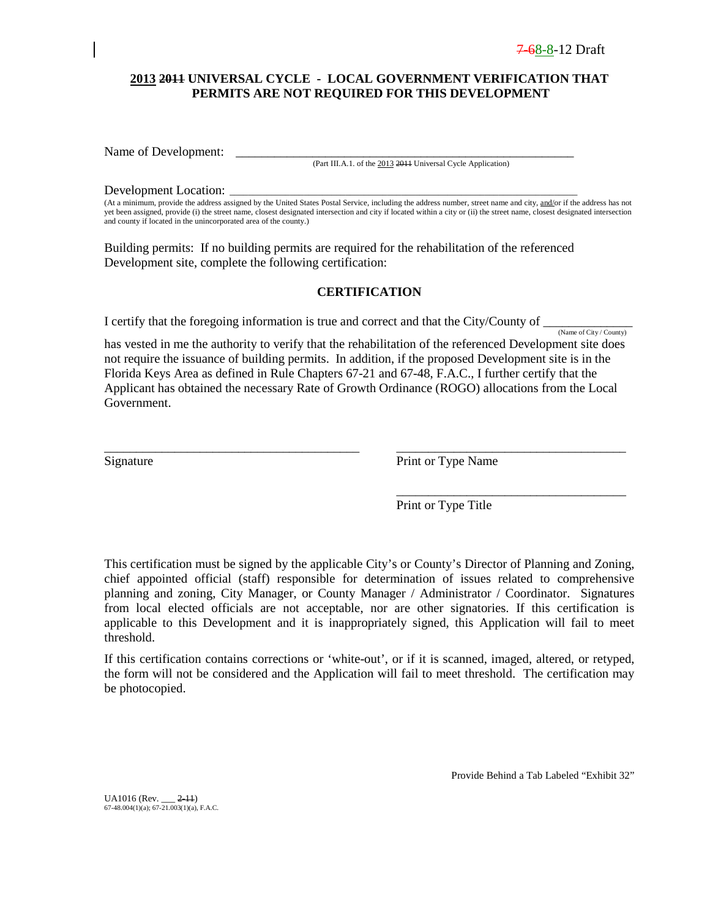7-68-8-12 Draft

## ~~2011~~ 2013 UNIVERSAL CYCLE - LOCAL GOVERNMENT VERIFICATION THAT PERMITS ARE NOT REQUIRED FOR THIS DEVELOPMENT

Name of Development: ___________________________________________________________
(Part III.A.1. of the 2013 ~~2011~~ Universal Cycle Application)

Development Location: ___________________________________________________________
(At a minimum, provide the address assigned by the United States Postal Service, including the address number, street name and city, and/or if the address has not yet been assigned, provide (i) the street name, closest designated intersection and city if located within a city or (ii) the street name, closest designated intersection and county if located in the unincorporated area of the county.)

Building permits: If no building permits are required for the rehabilitation of the referenced Development site, complete the following certification:

### CERTIFICATION

I certify that the foregoing information is true and correct and that the City/County of ______________
(Name of City / County)
has vested in me the authority to verify that the rehabilitation of the referenced Development site does not require the issuance of building permits. In addition, if the proposed Development site is in the Florida Keys Area as defined in Rule Chapters 67-21 and 67-48, F.A.C., I further certify that the Applicant has obtained the necessary Rate of Growth Ordinance (ROGO) allocations from the Local Government.

_________________________________________ Signature

_____________________________________ Print or Type Name

_____________________________________ Print or Type Title

This certification must be signed by the applicable City's or County's Director of Planning and Zoning, chief appointed official (staff) responsible for determination of issues related to comprehensive planning and zoning, City Manager, or County Manager / Administrator / Coordinator. Signatures from local elected officials are not acceptable, nor are other signatories. If this certification is applicable to this Development and it is inappropriately signed, this Application will fail to meet threshold.

If this certification contains corrections or 'white-out', or if it is scanned, imaged, altered, or retyped, the form will not be considered and the Application will fail to meet threshold. The certification may be photocopied.

Provide Behind a Tab Labeled "Exhibit 32"

UA1016 (Rev. ___ ~~2-11~~)
67-48.004(1)(a); 67-21.003(1)(a), F.A.C.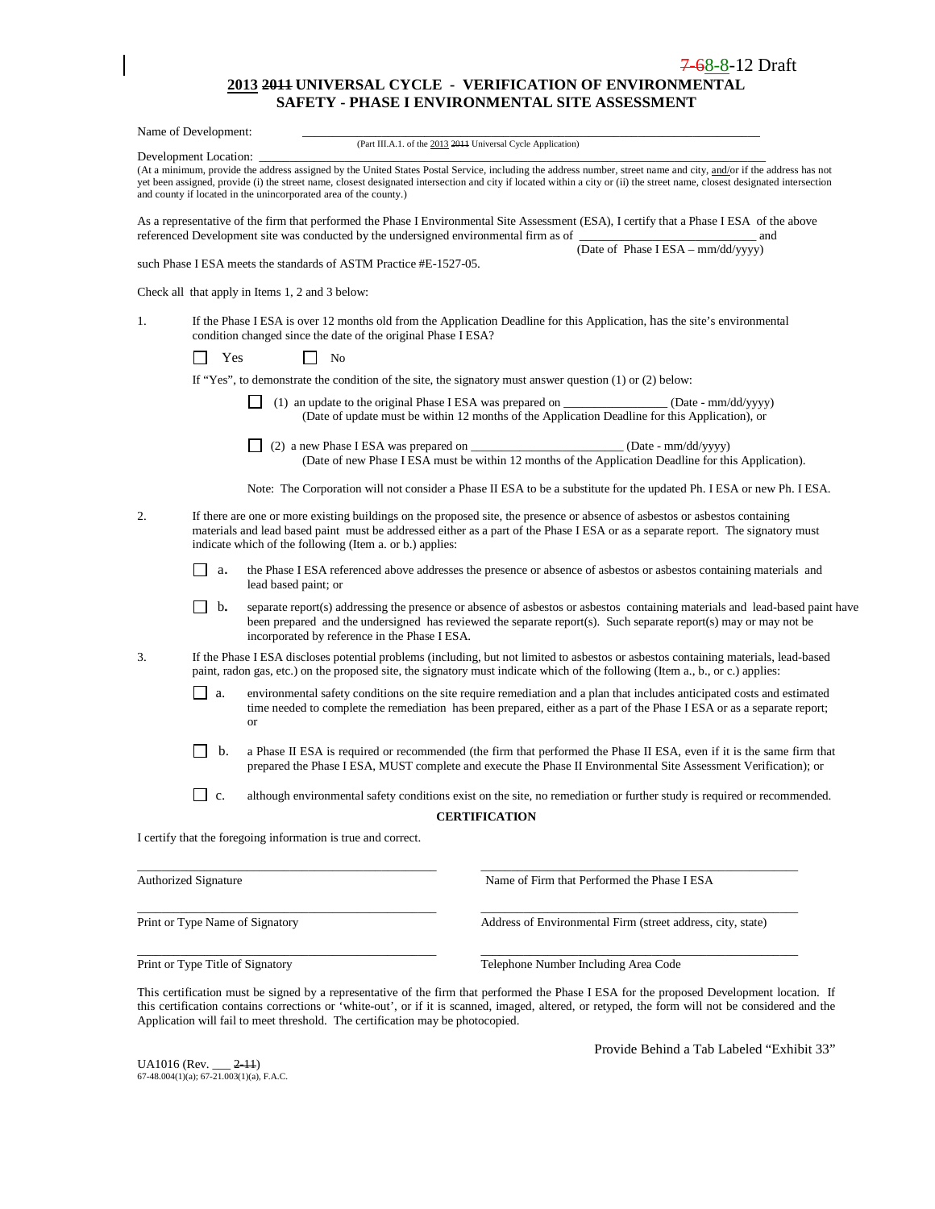7-68-8-12 Draft

## 2013 2011 UNIVERSAL CYCLE - VERIFICATION OF ENVIRONMENTAL SAFETY - PHASE I ENVIRONMENTAL SITE ASSESSMENT

Name of Development: \_\_\_\_\_\_\_\_\_\_\_\_\_\_\_\_\_\_\_\_\_\_\_\_\_\_\_\_\_\_\_\_\_\_\_\_\_\_\_\_\_\_\_\_\_\_\_\_\_\_\_\_\_\_\_\_\_\_\_\_\_\_\_\_\_\_\_\_\_\_\_\_\_\_\_\_\_\_

(Part III.A.1. of the 2013 2011 Universal Cycle Application)

Development Location: \_\_\_\_\_\_\_\_\_\_\_\_\_\_\_\_\_\_\_\_\_\_\_\_\_\_\_\_\_\_\_\_\_\_\_\_\_\_\_\_\_\_\_\_\_\_\_\_\_\_\_\_\_\_\_\_\_\_\_\_\_\_\_\_\_\_\_\_\_\_\_\_\_\_\_\_\_\_\_\_\_\_\_\_\_\_\_\_\_\_

(At a minimum, provide the address assigned by the United States Postal Service, including the address number, street name and city, and/or if the address has not yet been assigned, provide (i) the street name, closest designated intersection and city if located within a city or (ii) the street name, closest designated intersection and county if located in the unincorporated area of the county.)

As a representative of the firm that performed the Phase I Environmental Site Assessment (ESA), I certify that a Phase I ESA of the above referenced Development site was conducted by the undersigned environmental firm as of \_\_\_\_\_\_\_\_\_\_\_\_\_\_\_\_\_\_\_\_\_\_\_\_\_\_\_\_\_\_ and
(Date of Phase I ESA – mm/dd/yyyy)
such Phase I ESA meets the standards of ASTM Practice #E-1527-05.

Check all that apply in Items 1, 2 and 3 below:

1. If the Phase I ESA is over 12 months old from the Application Deadline for this Application, has the site's environmental condition changed since the date of the original Phase I ESA?

   ☐ Yes ☐ No

   If "Yes", to demonstrate the condition of the site, the signatory must answer question (1) or (2) below:

   ☐ (1) an update to the original Phase I ESA was prepared on \_\_\_\_\_\_\_\_\_\_\_\_\_\_\_\_\_ (Date - mm/dd/yyyy)
   (Date of update must be within 12 months of the Application Deadline for this Application), or

   ☐ (2) a new Phase I ESA was prepared on \_\_\_\_\_\_\_\_\_\_\_\_\_\_\_\_\_\_\_\_\_\_\_\_\_ (Date - mm/dd/yyyy)
   (Date of new Phase I ESA must be within 12 months of the Application Deadline for this Application).

   Note: The Corporation will not consider a Phase II ESA to be a substitute for the updated Ph. I ESA or new Ph. I ESA.

2. If there are one or more existing buildings on the proposed site, the presence or absence of asbestos or asbestos containing materials and lead based paint must be addressed either as a part of the Phase I ESA or as a separate report. The signatory must indicate which of the following (Item a. or b.) applies:

   ☐ a. the Phase I ESA referenced above addresses the presence or absence of asbestos or asbestos containing materials and lead based paint; or

   ☐ b. separate report(s) addressing the presence or absence of asbestos or asbestos containing materials and lead-based paint have been prepared and the undersigned has reviewed the separate report(s). Such separate report(s) may or may not be incorporated by reference in the Phase I ESA.

3. If the Phase I ESA discloses potential problems (including, but not limited to asbestos or asbestos containing materials, lead-based paint, radon gas, etc.) on the proposed site, the signatory must indicate which of the following (Item a., b., or c.) applies:

   ☐ a. environmental safety conditions on the site require remediation and a plan that includes anticipated costs and estimated time needed to complete the remediation has been prepared, either as a part of the Phase I ESA or as a separate report; or

   ☐ b. a Phase II ESA is required or recommended (the firm that performed the Phase II ESA, even if it is the same firm that prepared the Phase I ESA, MUST complete and execute the Phase II Environmental Site Assessment Verification); or

   ☐ c. although environmental safety conditions exist on the site, no remediation or further study is required or recommended.

**CERTIFICATION**

I certify that the foregoing information is true and correct.

| | |
|---|---|
| \_\_\_\_\_\_\_\_\_\_\_\_\_\_\_\_\_\_\_\_\_\_\_\_\_\_\_\_\_\_\_\_\_\_ | \_\_\_\_\_\_\_\_\_\_\_\_\_\_\_\_\_\_\_\_\_\_\_\_\_\_\_\_\_\_\_\_\_\_ |
| Authorized Signature | Name of Firm that Performed the Phase I ESA |
| \_\_\_\_\_\_\_\_\_\_\_\_\_\_\_\_\_\_\_\_\_\_\_\_\_\_\_\_\_\_\_\_\_\_ | \_\_\_\_\_\_\_\_\_\_\_\_\_\_\_\_\_\_\_\_\_\_\_\_\_\_\_\_\_\_\_\_\_\_ |
| Print or Type Name of Signatory | Address of Environmental Firm (street address, city, state) |
| \_\_\_\_\_\_\_\_\_\_\_\_\_\_\_\_\_\_\_\_\_\_\_\_\_\_\_\_\_\_\_\_\_\_ | \_\_\_\_\_\_\_\_\_\_\_\_\_\_\_\_\_\_\_\_\_\_\_\_\_\_\_\_\_\_\_\_\_\_ |
| Print or Type Title of Signatory | Telephone Number Including Area Code |

This certification must be signed by a representative of the firm that performed the Phase I ESA for the proposed Development location. If this certification contains corrections or 'white-out', or if it is scanned, imaged, altered, or retyped, the form will not be considered and the Application will fail to meet threshold. The certification may be photocopied.

Provide Behind a Tab Labeled "Exhibit 33"

UA1016 (Rev. \_\_\_ 2-11)
67-48.004(1)(a); 67-21.003(1)(a), F.A.C.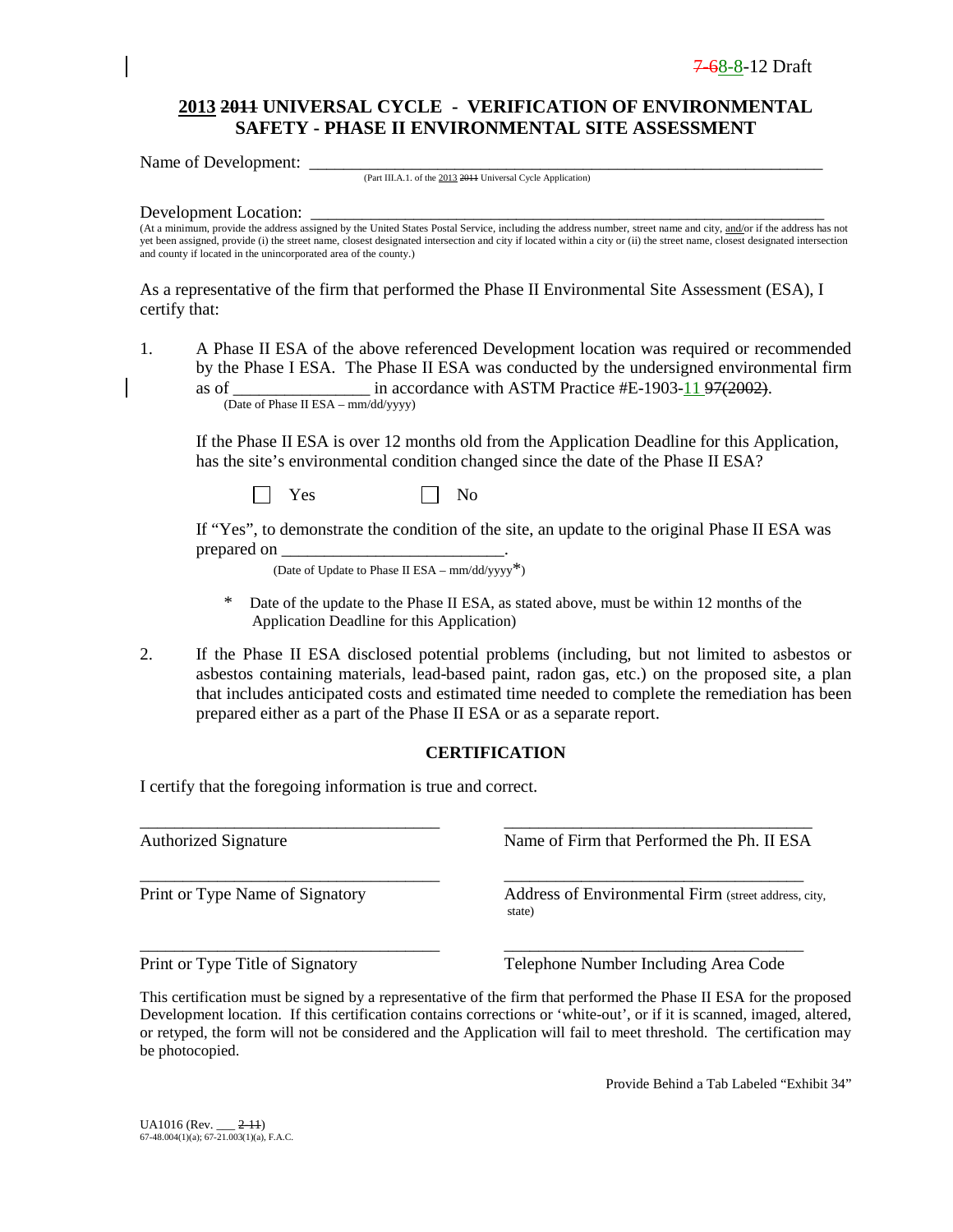7-68-8-12 Draft

## 2013 2011 UNIVERSAL CYCLE - VERIFICATION OF ENVIRONMENTAL SAFETY - PHASE II ENVIRONMENTAL SITE ASSESSMENT

Name of Development: ___________________________________________________________________
(Part III.A.1. of the 2013 2011 Universal Cycle Application)

Development Location: ___________________________________________________________________
(At a minimum, provide the address assigned by the United States Postal Service, including the address number, street name and city, and/or if the address has not yet been assigned, provide (i) the street name, closest designated intersection and city if located within a city or (ii) the street name, closest designated intersection and county if located in the unincorporated area of the county.)

As a representative of the firm that performed the Phase II Environmental Site Assessment (ESA), I certify that:

1. A Phase II ESA of the above referenced Development location was required or recommended by the Phase I ESA. The Phase II ESA was conducted by the undersigned environmental firm as of ________________ in accordance with ASTM Practice #E-1903-11 97(2002).
   (Date of Phase II ESA – mm/dd/yyyy)

   If the Phase II ESA is over 12 months old from the Application Deadline for this Application, has the site's environmental condition changed since the date of the Phase II ESA?

   ☐ Yes ☐ No

   If "Yes", to demonstrate the condition of the site, an update to the original Phase II ESA was prepared on __________________________.
   (Date of Update to Phase II ESA – mm/dd/yyyy*)

   \* Date of the update to the Phase II ESA, as stated above, must be within 12 months of the Application Deadline for this Application)

2. If the Phase II ESA disclosed potential problems (including, but not limited to asbestos or asbestos containing materials, lead-based paint, radon gas, etc.) on the proposed site, a plan that includes anticipated costs and estimated time needed to complete the remediation has been prepared either as a part of the Phase II ESA or as a separate report.

### CERTIFICATION

I certify that the foregoing information is true and correct.

| | |
|---|---|
| ___________________________________ | ___________________________________ |
| Authorized Signature | Name of Firm that Performed the Ph. II ESA |
| ___________________________________ | ___________________________________ |
| Print or Type Name of Signatory | Address of Environmental Firm (street address, city, state) |
| ___________________________________ | ___________________________________ |
| Print or Type Title of Signatory | Telephone Number Including Area Code |

This certification must be signed by a representative of the firm that performed the Phase II ESA for the proposed Development location. If this certification contains corrections or 'white-out', or if it is scanned, imaged, altered, or retyped, the form will not be considered and the Application will fail to meet threshold. The certification may be photocopied.

Provide Behind a Tab Labeled "Exhibit 34"

UA1016 (Rev. ___ 2-11)
67-48.004(1)(a); 67-21.003(1)(a), F.A.C.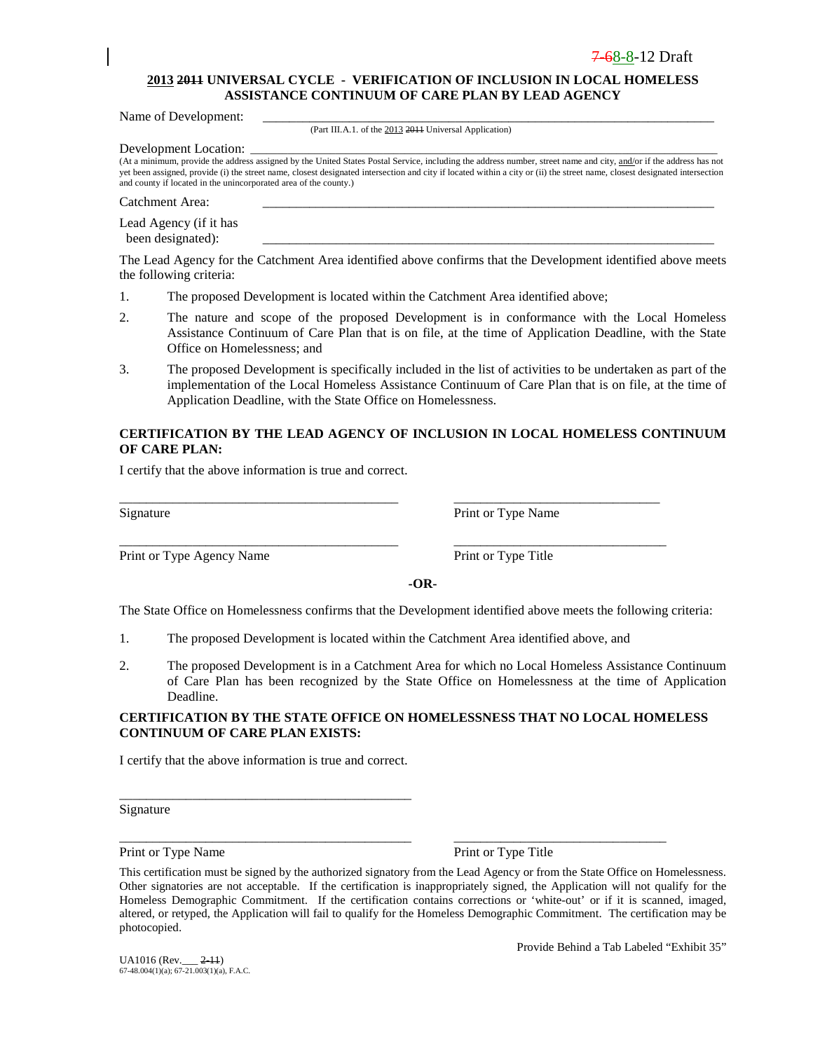7-68-8-12 Draft

**2013 2011 UNIVERSAL CYCLE - VERIFICATION OF INCLUSION IN LOCAL HOMELESS ASSISTANCE CONTINUUM OF CARE PLAN BY LEAD AGENCY**

Name of Development: ______________________________________________________________

(Part III.A.1. of the 2013 2011 Universal Application)

Development Location: ______________________________________________________________

(At a minimum, provide the address assigned by the United States Postal Service, including the address number, street name and city, and/or if the address has not yet been assigned, provide (i) the street name, closest designated intersection and city if located within a city or (ii) the street name, closest designated intersection and county if located in the unincorporated area of the county.)

Catchment Area: ______________________________________________________________

Lead Agency (if it has been designated): ______________________________________________________________

The Lead Agency for the Catchment Area identified above confirms that the Development identified above meets the following criteria:

1. The proposed Development is located within the Catchment Area identified above;
2. The nature and scope of the proposed Development is in conformance with the Local Homeless Assistance Continuum of Care Plan that is on file, at the time of Application Deadline, with the State Office on Homelessness; and
3. The proposed Development is specifically included in the list of activities to be undertaken as part of the implementation of the Local Homeless Assistance Continuum of Care Plan that is on file, at the time of Application Deadline, with the State Office on Homelessness.

**CERTIFICATION BY THE LEAD AGENCY OF INCLUSION IN LOCAL HOMELESS CONTINUUM OF CARE PLAN:**

I certify that the above information is true and correct.

_________________________________ _________________________________

Signature Print or Type Name

_________________________________ _________________________________

Print or Type Agency Name Print or Type Title

**-OR-**

The State Office on Homelessness confirms that the Development identified above meets the following criteria:

1. The proposed Development is located within the Catchment Area identified above, and
2. The proposed Development is in a Catchment Area for which no Local Homeless Assistance Continuum of Care Plan has been recognized by the State Office on Homelessness at the time of Application Deadline.

**CERTIFICATION BY THE STATE OFFICE ON HOMELESSNESS THAT NO LOCAL HOMELESS CONTINUUM OF CARE PLAN EXISTS:**

I certify that the above information is true and correct.

_________________________________

Signature

_________________________________ _________________________________

Print or Type Name Print or Type Title

This certification must be signed by the authorized signatory from the Lead Agency or from the State Office on Homelessness. Other signatories are not acceptable. If the certification is inappropriately signed, the Application will not qualify for the Homeless Demographic Commitment. If the certification contains corrections or 'white-out' or if it is scanned, imaged, altered, or retyped, the Application will fail to qualify for the Homeless Demographic Commitment. The certification may be photocopied.

Provide Behind a Tab Labeled "Exhibit 35"

UA1016 (Rev.___ 2-11)
67-48.004(1)(a); 67-21.003(1)(a), F.A.C.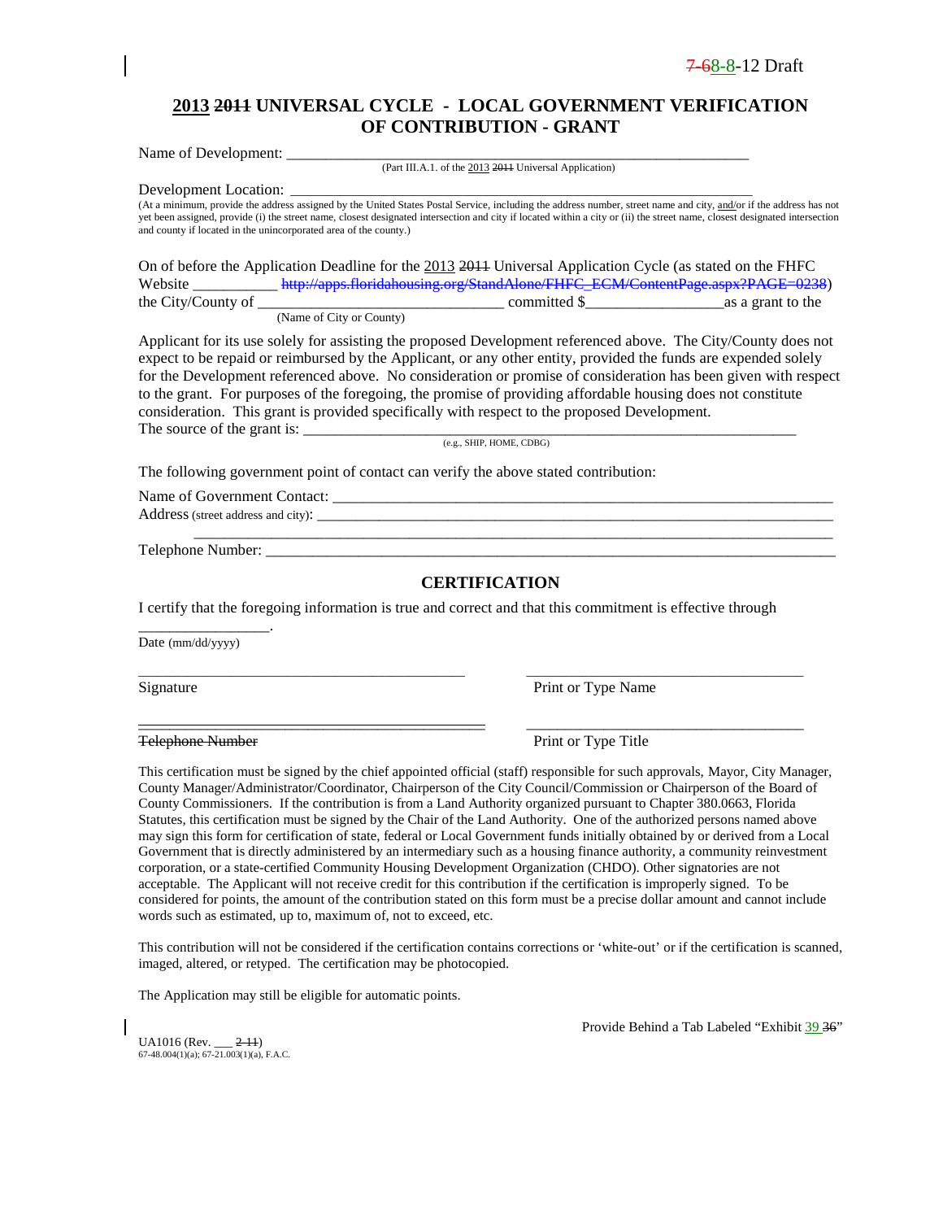7-68-8-12 Draft

## 2013 2011 UNIVERSAL CYCLE - LOCAL GOVERNMENT VERIFICATION OF CONTRIBUTION - GRANT

Name of Development: ___________________________________________________________

(Part III.A.1. of the 2013 2011 Universal Application)

Development Location: ___________________________________________________________

(At a minimum, provide the address assigned by the United States Postal Service, including the address number, street name and city, and/or if the address has not yet been assigned, provide (i) the street name, closest designated intersection and city if located within a city or (ii) the street name, closest designated intersection and county if located in the unincorporated area of the county.)

On of before the Application Deadline for the 2013 2011 Universal Application Cycle (as stated on the FHFC Website ___________ http://apps.floridahousing.org/StandAlone/FHFC_ECM/ContentPage.aspx?PAGE=0238) the City/County of ______________________________ committed $_________________as a grant to the

(Name of City or County)

Applicant for its use solely for assisting the proposed Development referenced above. The City/County does not expect to be repaid or reimbursed by the Applicant, or any other entity, provided the funds are expended solely for the Development referenced above. No consideration or promise of consideration has been given with respect to the grant. For purposes of the foregoing, the promise of providing affordable housing does not constitute consideration. This grant is provided specifically with respect to the proposed Development.

The source of the grant is: ___________________________________________________________

(e.g., SHIP, HOME, CDBG)

The following government point of contact can verify the above stated contribution:

Name of Government Contact: ___________________________________________________________

Address (street address and city): ___________________________________________________________

___________________________________________________________

Telephone Number: ___________________________________________________________

### CERTIFICATION

I certify that the foregoing information is true and correct and that this commitment is effective through

_________________.

Date (mm/dd/yyyy)

_____________________________________ _____________________________________

Signature Print or Type Name

_____________________________________ _____________________________________

~~Telephone Number~~ Print or Type Title

This certification must be signed by the chief appointed official (staff) responsible for such approvals, Mayor, City Manager, County Manager/Administrator/Coordinator, Chairperson of the City Council/Commission or Chairperson of the Board of County Commissioners. If the contribution is from a Land Authority organized pursuant to Chapter 380.0663, Florida Statutes, this certification must be signed by the Chair of the Land Authority. One of the authorized persons named above may sign this form for certification of state, federal or Local Government funds initially obtained by or derived from a Local Government that is directly administered by an intermediary such as a housing finance authority, a community reinvestment corporation, or a state-certified Community Housing Development Organization (CHDO). Other signatories are not acceptable. The Applicant will not receive credit for this contribution if the certification is improperly signed. To be considered for points, the amount of the contribution stated on this form must be a precise dollar amount and cannot include words such as estimated, up to, maximum of, not to exceed, etc.

This contribution will not be considered if the certification contains corrections or 'white-out' or if the certification is scanned, imaged, altered, or retyped. The certification may be photocopied.

The Application may still be eligible for automatic points.

Provide Behind a Tab Labeled "Exhibit 39 36"

UA1016 (Rev. ___ 2-11)
67-48.004(1)(a); 67-21.003(1)(a), F.A.C.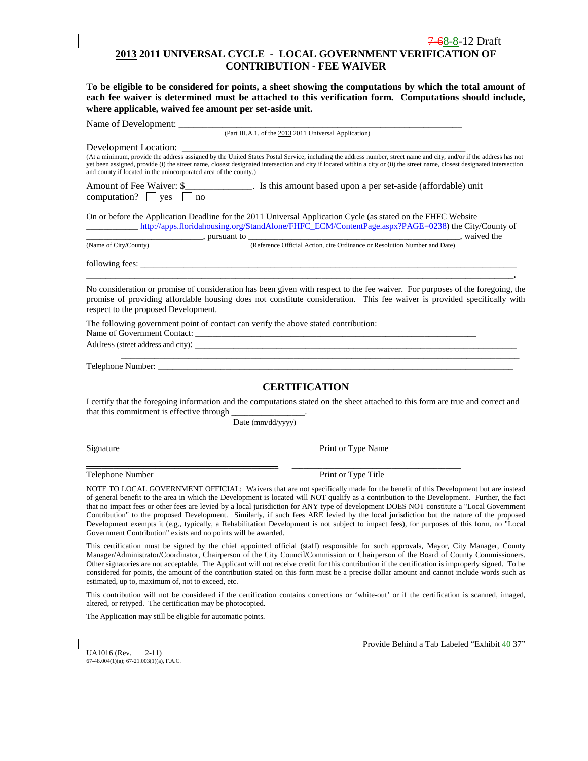7-68-8-12 Draft

# 2013 2011 UNIVERSAL CYCLE - LOCAL GOVERNMENT VERIFICATION OF CONTRIBUTION - FEE WAIVER

**To be eligible to be considered for points, a sheet showing the computations by which the total amount of each fee waiver is determined must be attached to this verification form. Computations should include, where applicable, waived fee amount per set-aside unit.**

Name of Development: ___________________________________________________________
(Part III.A.1. of the 2013 2011 Universal Application)

Development Location: ___________________________________________________________
(At a minimum, provide the address assigned by the United States Postal Service, including the address number, street name and city, and/or if the address has not yet been assigned, provide (i) the street name, closest designated intersection and city if located within a city or (ii) the street name, closest designated intersection and county if located in the unincorporated area of the county.)

Amount of Fee Waiver: $_____________. Is this amount based upon a per set-aside (affordable) unit computation? ☐ yes ☐ no

On or before the Application Deadline for the 2011 Universal Application Cycle (as stated on the FHFC Website ___________ http://apps.floridahousing.org/StandAlone/FHFC_ECM/ContentPage.aspx?PAGE=0238) the City/County of _________________________, pursuant to _______________________________________________, waived the
(Name of City/County) (Reference Official Action, cite Ordinance or Resolution Number and Date)

following fees: ___________________________________________________________________________
_____________________________________________________________________________________.

No consideration or promise of consideration has been given with respect to the fee waiver. For purposes of the foregoing, the promise of providing affordable housing does not constitute consideration. This fee waiver is provided specifically with respect to the proposed Development.

The following government point of contact can verify the above stated contribution:
Name of Government Contact: ______________________________________________________________
Address (street address and city): ___________________________________________________________
_____________________________________________________________________________________
Telephone Number: ________________________________________________________________________

## CERTIFICATION

I certify that the foregoing information and the computations stated on the sheet attached to this form are true and correct and that this commitment is effective through ________________.
Date (mm/dd/yyyy)

_____________________________________ _____________________________________
Signature Print or Type Name

_____________________________________ _____________________________________
Telephone Number Print or Type Title

NOTE TO LOCAL GOVERNMENT OFFICIAL: Waivers that are not specifically made for the benefit of this Development but are instead of general benefit to the area in which the Development is located will NOT qualify as a contribution to the Development. Further, the fact that no impact fees or other fees are levied by a local jurisdiction for ANY type of development DOES NOT constitute a "Local Government Contribution" to the proposed Development. Similarly, if such fees ARE levied by the local jurisdiction but the nature of the proposed Development exempts it (e.g., typically, a Rehabilitation Development is not subject to impact fees), for purposes of this form, no "Local Government Contribution" exists and no points will be awarded.

This certification must be signed by the chief appointed official (staff) responsible for such approvals, Mayor, City Manager, County Manager/Administrator/Coordinator, Chairperson of the City Council/Commission or Chairperson of the Board of County Commissioners. Other signatories are not acceptable. The Applicant will not receive credit for this contribution if the certification is improperly signed. To be considered for points, the amount of the contribution stated on this form must be a precise dollar amount and cannot include words such as estimated, up to, maximum of, not to exceed, etc.

This contribution will not be considered if the certification contains corrections or 'white-out' or if the certification is scanned, imaged, altered, or retyped. The certification may be photocopied.

The Application may still be eligible for automatic points.

Provide Behind a Tab Labeled "Exhibit 40 37"

UA1016 (Rev. ___2-11)
67-48.004(1)(a); 67-21.003(1)(a), F.A.C.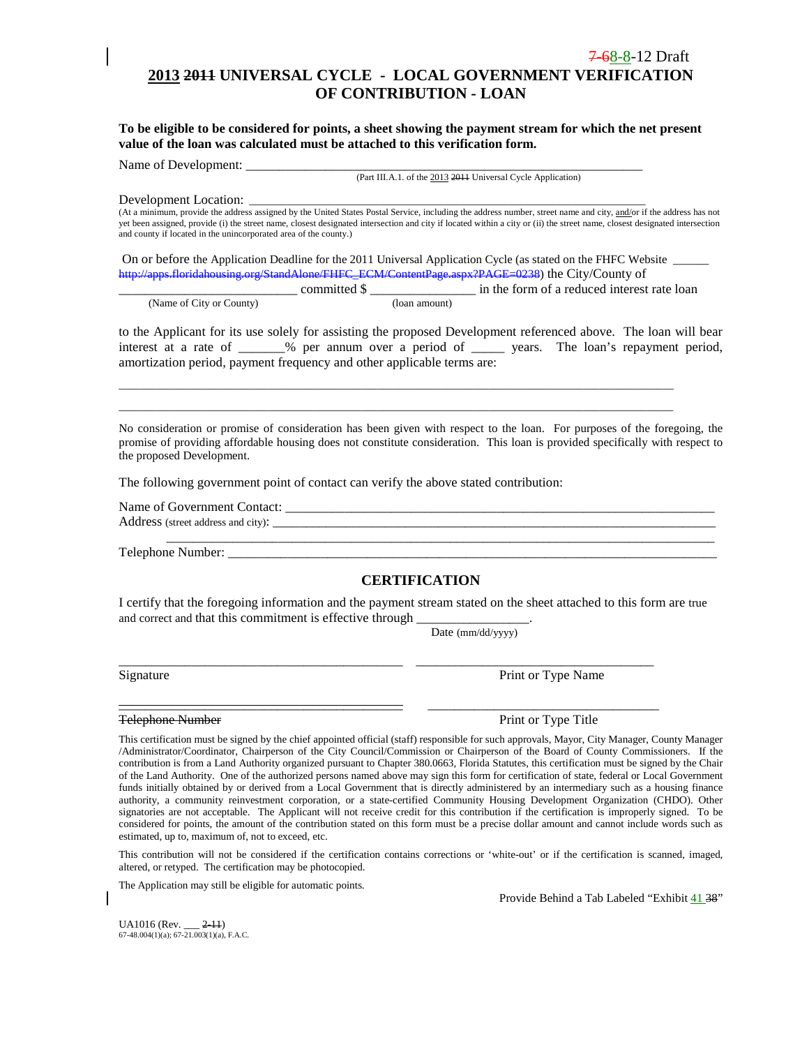7-68-8-12 Draft

# 2013 2011 UNIVERSAL CYCLE - LOCAL GOVERNMENT VERIFICATION OF CONTRIBUTION - LOAN

**To be eligible to be considered for points, a sheet showing the payment stream for which the net present value of the loan was calculated must be attached to this verification form.**

Name of Development: ___________________________________________________________
(Part III.A.1. of the 2013 2011 Universal Cycle Application)

Development Location: ___________________________________________________________
(At a minimum, provide the address assigned by the United States Postal Service, including the address number, street name and city, and/or if the address has not yet been assigned, provide (i) the street name, closest designated intersection and city if located within a city or (ii) the street name, closest designated intersection and county if located in the unincorporated area of the county.)

On or before the Application Deadline for the 2011 Universal Application Cycle (as stated on the FHFC Website ______ http://apps.floridahousing.org/StandAlone/FHFC_ECM/ContentPage.aspx?PAGE=0238) the City/County of ___________________________ committed $ ________________ in the form of a reduced interest rate loan
(Name of City or County) (loan amount)

to the Applicant for its use solely for assisting the proposed Development referenced above. The loan will bear interest at a rate of _______% per annum over a period of _____ years. The loan's repayment period, amortization period, payment frequency and other applicable terms are:

_____________________________________________________________________________________

_____________________________________________________________________________________

No consideration or promise of consideration has been given with respect to the loan. For purposes of the foregoing, the promise of providing affordable housing does not constitute consideration. This loan is provided specifically with respect to the proposed Development.

The following government point of contact can verify the above stated contribution:

Name of Government Contact: ___________________________________________________________
Address (street address and city): _____________________________________________________
_____________________________________________________________________________________
Telephone Number: ______________________________________________________________________

## CERTIFICATION

I certify that the foregoing information and the payment stream stated on the sheet attached to this form are true and correct and that this commitment is effective through _________________.
Date (mm/dd/yyyy)

_____________________________________ _____________________________________
Signature Print or Type Name

_____________________________________ _____________________________________
Telephone Number Print or Type Title

This certification must be signed by the chief appointed official (staff) responsible for such approvals, Mayor, City Manager, County Manager /Administrator/Coordinator, Chairperson of the City Council/Commission or Chairperson of the Board of County Commissioners. If the contribution is from a Land Authority organized pursuant to Chapter 380.0663, Florida Statutes, this certification must be signed by the Chair of the Land Authority. One of the authorized persons named above may sign this form for certification of state, federal or Local Government funds initially obtained by or derived from a Local Government that is directly administered by an intermediary such as a housing finance authority, a community reinvestment corporation, or a state-certified Community Housing Development Organization (CHDO). Other signatories are not acceptable. The Applicant will not receive credit for this contribution if the certification is improperly signed. To be considered for points, the amount of the contribution stated on this form must be a precise dollar amount and cannot include words such as estimated, up to, maximum of, not to exceed, etc.

This contribution will not be considered if the certification contains corrections or 'white-out' or if the certification is scanned, imaged, altered, or retyped. The certification may be photocopied.

The Application may still be eligible for automatic points.

Provide Behind a Tab Labeled "Exhibit 41 38"

UA1016 (Rev. ___ 2-11)
67-48.004(1)(a); 67-21.003(1)(a), F.A.C.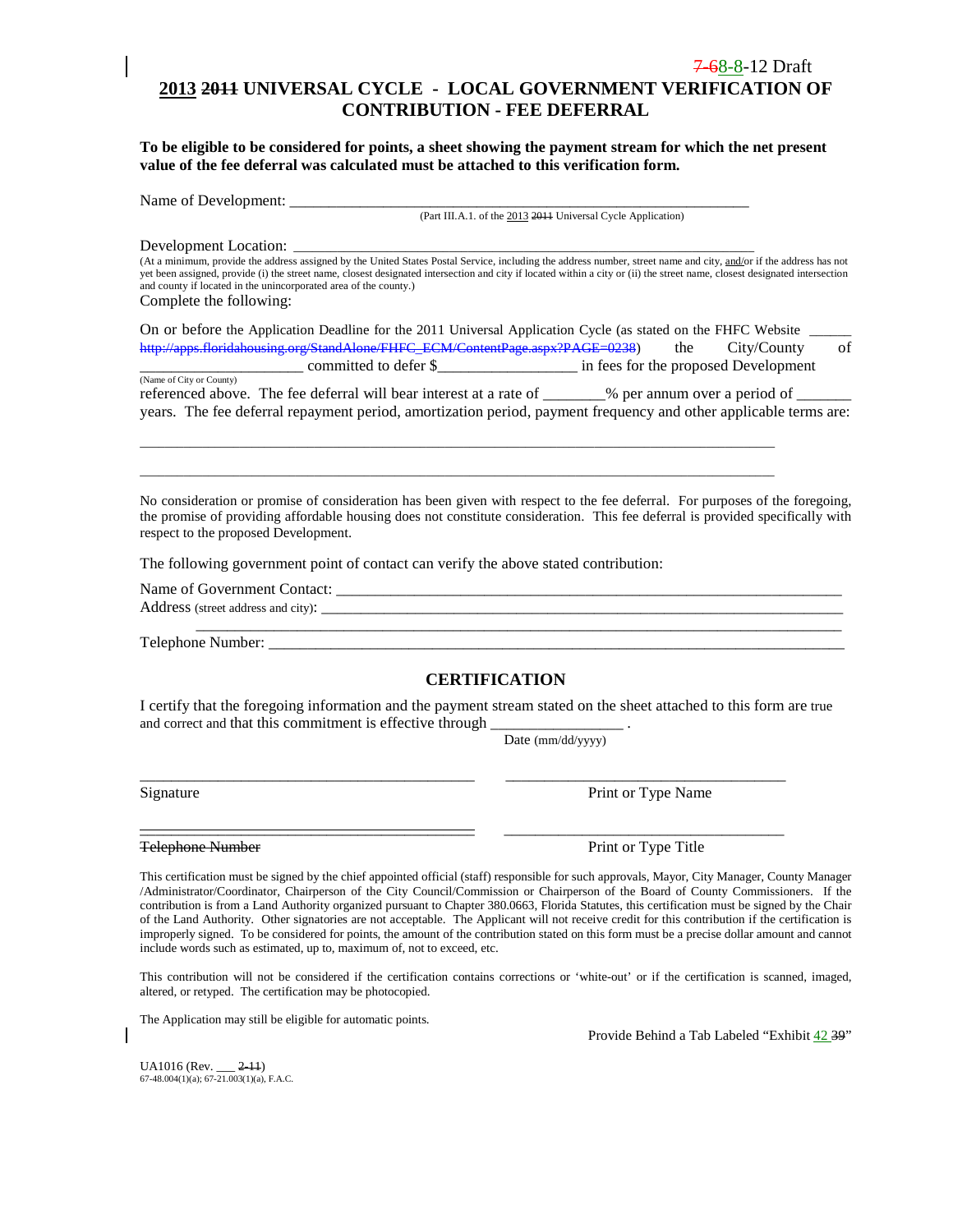7-68-8-12 Draft

# 2013 2011 UNIVERSAL CYCLE - LOCAL GOVERNMENT VERIFICATION OF CONTRIBUTION - FEE DEFERRAL

**To be eligible to be considered for points, a sheet showing the payment stream for which the net present value of the fee deferral was calculated must be attached to this verification form.**

Name of Development: ___________________________________________________________
(Part III.A.1. of the 2013 2011 Universal Cycle Application)

Development Location: ___________________________________________________________
(At a minimum, provide the address assigned by the United States Postal Service, including the address number, street name and city, and/or if the address has not yet been assigned, provide (i) the street name, closest designated intersection and city if located within a city or (ii) the street name, closest designated intersection and county if located in the unincorporated area of the county.)

Complete the following:

On or before the Application Deadline for the 2011 Universal Application Cycle (as stated on the FHFC Website ______ http://apps.floridahousing.org/StandAlone/FHFC_ECM/ContentPage.aspx?PAGE=0238) the City/County of ____________________ committed to defer $_________________ in fees for the proposed Development
(Name of City or County)
referenced above. The fee deferral will bear interest at a rate of ________% per annum over a period of _______ years. The fee deferral repayment period, amortization period, payment frequency and other applicable terms are:

_____________________________________________________________________________________

_____________________________________________________________________________________

No consideration or promise of consideration has been given with respect to the fee deferral. For purposes of the foregoing, the promise of providing affordable housing does not constitute consideration. This fee deferral is provided specifically with respect to the proposed Development.

The following government point of contact can verify the above stated contribution:

Name of Government Contact: ___________________________________________________________

Address (street address and city): ___________________________________________________________

___________________________________________________________

Telephone Number: ___________________________________________________________

## CERTIFICATION

I certify that the foregoing information and the payment stream stated on the sheet attached to this form are true and correct and that this commitment is effective through ________________ .
Date (mm/dd/yyyy)

___________________________________________ ___________________________________
Signature Print or Type Name

___________________________________________ ___________________________________
Telephone Number Print or Type Title

This certification must be signed by the chief appointed official (staff) responsible for such approvals, Mayor, City Manager, County Manager /Administrator/Coordinator, Chairperson of the City Council/Commission or Chairperson of the Board of County Commissioners. If the contribution is from a Land Authority organized pursuant to Chapter 380.0663, Florida Statutes, this certification must be signed by the Chair of the Land Authority. Other signatories are not acceptable. The Applicant will not receive credit for this contribution if the certification is improperly signed. To be considered for points, the amount of the contribution stated on this form must be a precise dollar amount and cannot include words such as estimated, up to, maximum of, not to exceed, etc.

This contribution will not be considered if the certification contains corrections or 'white-out' or if the certification is scanned, imaged, altered, or retyped. The certification may be photocopied.

The Application may still be eligible for automatic points.

Provide Behind a Tab Labeled "Exhibit 42 39"

UA1016 (Rev. ___ 2-11)
67-48.004(1)(a); 67-21.003(1)(a), F.A.C.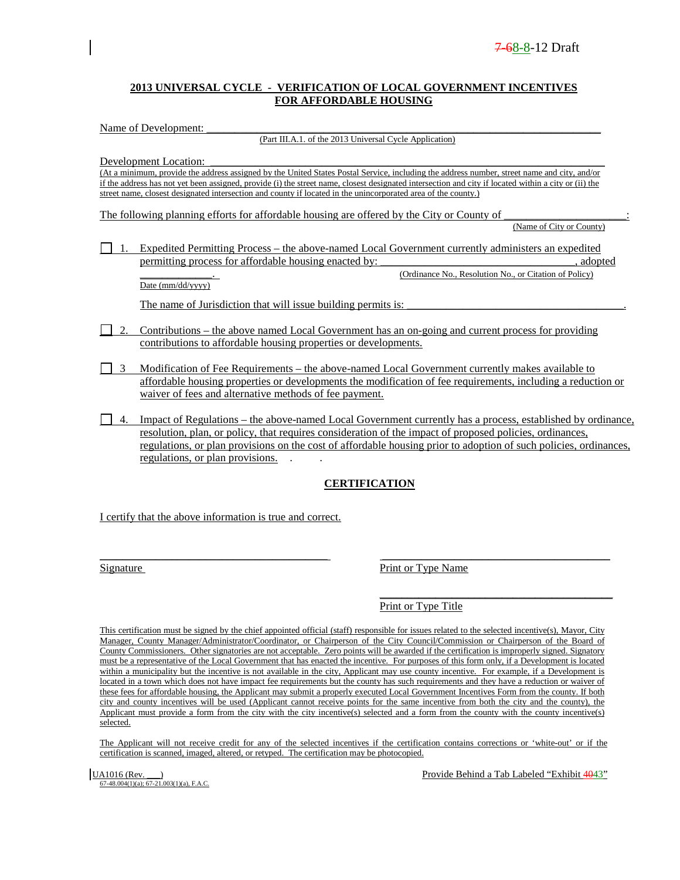7-68-8-12 Draft

**2013 UNIVERSAL CYCLE - VERIFICATION OF LOCAL GOVERNMENT INCENTIVES FOR AFFORDABLE HOUSING**

Name of Development: ___________________________________________________________________________

(Part III.A.1. of the 2013 Universal Cycle Application)

Development Location: __________________________________________________________________________

(At a minimum, provide the address assigned by the United States Postal Service, including the address number, street name and city, and/or if the address has not yet been assigned, provide (i) the street name, closest designated intersection and city if located within a city or (ii) the street name, closest designated intersection and county if located in the unincorporated area of the county.)

The following planning efforts for affordable housing are offered by the City or County of _____________________:

(Name of City or County)

☐ 1. Expedited Permitting Process – the above-named Local Government currently administers an expedited permitting process for affordable housing enacted by: __________________________________, adopted _____________.

(Ordinance No., Resolution No., or Citation of Policy)

Date (mm/dd/yyyy)

The name of Jurisdiction that will issue building permits is: _______________________________________.

☐ 2. Contributions – the above named Local Government has an on-going and current process for providing contributions to affordable housing properties or developments.

☐ 3 Modification of Fee Requirements – the above-named Local Government currently makes available to affordable housing properties or developments the modification of fee requirements, including a reduction or waiver of fees and alternative methods of fee payment.

☐ 4. Impact of Regulations – the above-named Local Government currently has a process, established by ordinance, resolution, plan, or policy, that requires consideration of the impact of proposed policies, ordinances, regulations, or plan provisions on the cost of affordable housing prior to adoption of such policies, ordinances, regulations, or plan provisions. . .

**CERTIFICATION**

I certify that the above information is true and correct.

________________________________________ ________________________________________

Signature Print or Type Name

________________________________________

Print or Type Title

This certification must be signed by the chief appointed official (staff) responsible for issues related to the selected incentive(s), Mayor, City Manager, County Manager/Administrator/Coordinator, or Chairperson of the City Council/Commission or Chairperson of the Board of County Commissioners. Other signatories are not acceptable. Zero points will be awarded if the certification is improperly signed. Signatory must be a representative of the Local Government that has enacted the incentive. For purposes of this form only, if a Development is located within a municipality but the incentive is not available in the city, Applicant may use county incentive. For example, if a Development is located in a town which does not have impact fee requirements but the county has such requirements and they have a reduction or waiver of these fees for affordable housing, the Applicant may submit a properly executed Local Government Incentives Form from the county. If both city and county incentives will be used (Applicant cannot receive points for the same incentive from both the city and the county), the Applicant must provide a form from the city with the city incentive(s) selected and a form from the county with the county incentive(s) selected.

The Applicant will not receive credit for any of the selected incentives if the certification contains corrections or 'white-out' or if the certification is scanned, imaged, altered, or retyped. The certification may be photocopied.

UA1016 (Rev. ___)
67-48.004(1)(a); 67-21.003(1)(a), F.A.C.

Provide Behind a Tab Labeled "Exhibit 4043"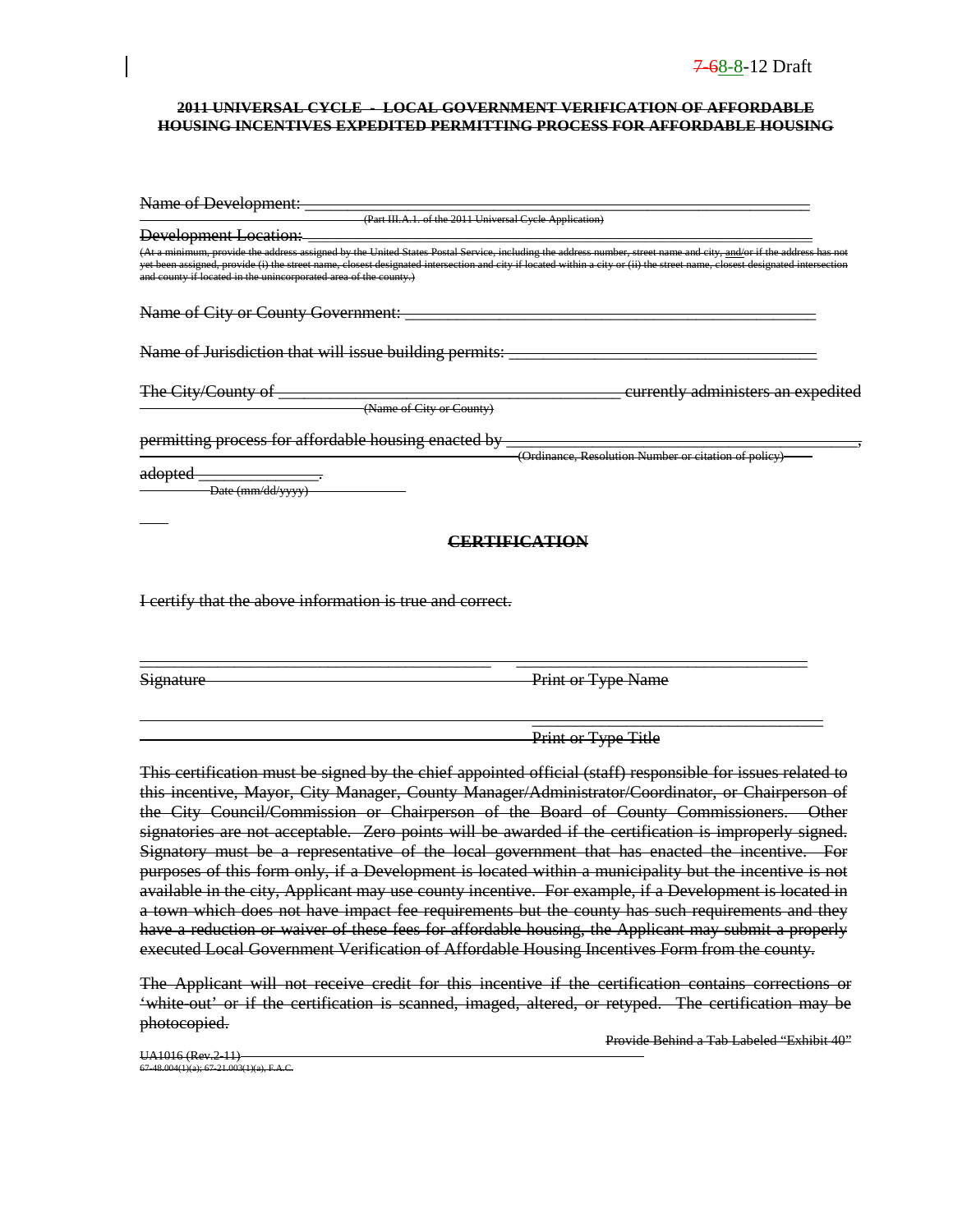7-68-8-12 Draft

**2011 UNIVERSAL CYCLE - LOCAL GOVERNMENT VERIFICATION OF AFFORDABLE HOUSING INCENTIVES EXPEDITED PERMITTING PROCESS FOR AFFORDABLE HOUSING**

Name of Development: ______________________________________________________________
(Part III.A.1. of the 2011 Universal Cycle Application)

Development Location: ______________________________________________________________

(At a minimum, provide the address assigned by the United States Postal Service, including the address number, street name and city, and/or if the address has not yet been assigned, provide (i) the street name, closest designated intersection and city if located within a city or (ii) the street name, closest designated intersection and county if located in the unincorporated area of the county.)

Name of City or County Government: ______________________________________________

Name of Jurisdiction that will issue building permits: _________________________________

The City/County of ________________________________________ currently administers an expedited
(Name of City or County)

permitting process for affordable housing enacted by ________________________________________,
(Ordinance, Resolution Number or citation of policy)

adopted ______________.
Date (mm/dd/yyyy)

**CERTIFICATION**

I certify that the above information is true and correct.

________________________________________ ________________________________________
Signature Print or Type Name

________________________________________
Print or Type Title

This certification must be signed by the chief appointed official (staff) responsible for issues related to this incentive, Mayor, City Manager, County Manager/Administrator/Coordinator, or Chairperson of the City Council/Commission or Chairperson of the Board of County Commissioners. Other signatories are not acceptable. Zero points will be awarded if the certification is improperly signed. Signatory must be a representative of the local government that has enacted the incentive. For purposes of this form only, if a Development is located within a municipality but the incentive is not available in the city, Applicant may use county incentive. For example, if a Development is located in a town which does not have impact fee requirements but the county has such requirements and they have a reduction or waiver of these fees for affordable housing, the Applicant may submit a properly executed Local Government Verification of Affordable Housing Incentives Form from the county.

The Applicant will not receive credit for this incentive if the certification contains corrections or 'white-out' or if the certification is scanned, imaged, altered, or retyped. The certification may be photocopied.

Provide Behind a Tab Labeled "Exhibit 40"

UA1016 (Rev.2-11)
67-48.004(1)(a); 67-21.003(1)(a), F.A.C.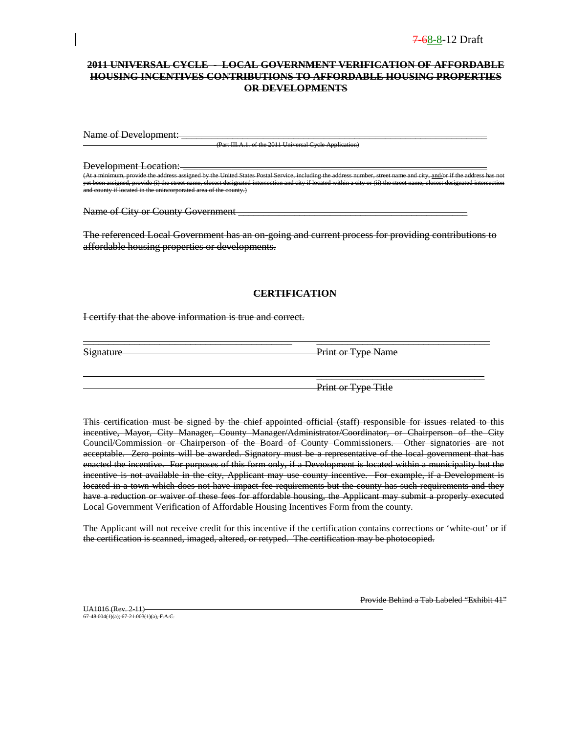7-68-8-12 Draft

**2011 UNIVERSAL CYCLE - LOCAL GOVERNMENT VERIFICATION OF AFFORDABLE HOUSING INCENTIVES CONTRIBUTIONS TO AFFORDABLE HOUSING PROPERTIES OR DEVELOPMENTS**

Name of Development: ____________________________________________________________

(Part III.A.1. of the 2011 Universal Cycle Application)

Development Location: ____________________________________________________________

(At a minimum, provide the address assigned by the United States Postal Service, including the address number, street name and city, and/or if the address has not yet been assigned, provide (i) the street name, closest designated intersection and city if located within a city or (ii) the street name, closest designated intersection and county if located in the unincorporated area of the county.)

Name of City or County Government ____________________________________________

The referenced Local Government has an on-going and current process for providing contributions to affordable housing properties or developments.

**CERTIFICATION**

I certify that the above information is true and correct.

________________________________________ ________________________________

Signature Print or Type Name

________________________________

Print or Type Title

This certification must be signed by the chief appointed official (staff) responsible for issues related to this incentive, Mayor, City Manager, County Manager/Administrator/Coordinator, or Chairperson of the City Council/Commission or Chairperson of the Board of County Commissioners. Other signatories are not acceptable. Zero points will be awarded. Signatory must be a representative of the local government that has enacted the incentive. For purposes of this form only, if a Development is located within a municipality but the incentive is not available in the city, Applicant may use county incentive. For example, if a Development is located in a town which does not have impact fee requirements but the county has such requirements and they have a reduction or waiver of these fees for affordable housing, the Applicant may submit a properly executed Local Government Verification of Affordable Housing Incentives Form from the county.

The Applicant will not receive credit for this incentive if the certification contains corrections or 'white-out' or if the certification is scanned, imaged, altered, or retyped. The certification may be photocopied.

Provide Behind a Tab Labeled "Exhibit 41"

UA1016 (Rev. 2-11)
67-48.004(1)(a); 67-21.003(1)(a), F.A.C.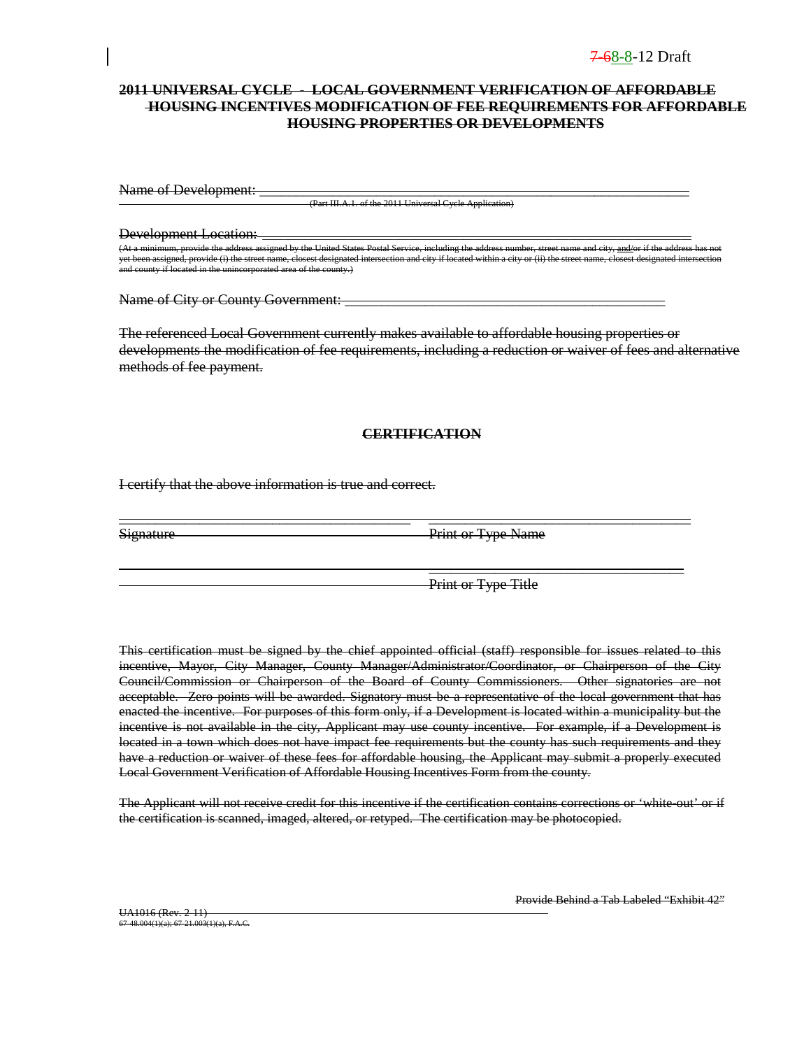7-68-8-12 Draft

**2011 UNIVERSAL CYCLE - LOCAL GOVERNMENT VERIFICATION OF AFFORDABLE HOUSING INCENTIVES MODIFICATION OF FEE REQUIREMENTS FOR AFFORDABLE HOUSING PROPERTIES OR DEVELOPMENTS**

Name of Development: \_\_\_\_\_\_\_\_\_\_\_\_\_\_\_\_\_\_\_\_\_\_\_\_\_\_\_\_\_\_\_\_\_\_\_\_\_\_\_\_\_\_\_\_\_\_\_\_\_\_\_\_\_\_\_\_\_\_\_\_

(Part III.A.1. of the 2011 Universal Cycle Application)

Development Location: \_\_\_\_\_\_\_\_\_\_\_\_\_\_\_\_\_\_\_\_\_\_\_\_\_\_\_\_\_\_\_\_\_\_\_\_\_\_\_\_\_\_\_\_\_\_\_\_\_\_\_\_\_\_\_\_\_\_\_\_

(At a minimum, provide the address assigned by the United States Postal Service, including the address number, street name and city, and/or if the address has not yet been assigned, provide (i) the street name, closest designated intersection and city if located within a city or (ii) the street name, closest designated intersection and county if located in the unincorporated area of the county.)

Name of City or County Government: \_\_\_\_\_\_\_\_\_\_\_\_\_\_\_\_\_\_\_\_\_\_\_\_\_\_\_\_\_\_\_\_\_\_\_\_\_\_\_\_\_\_\_\_\_\_\_\_

The referenced Local Government currently makes available to affordable housing properties or developments the modification of fee requirements, including a reduction or waiver of fees and alternative methods of fee payment.

**CERTIFICATION**

I certify that the above information is true and correct.

\_\_\_\_\_\_\_\_\_\_\_\_\_\_\_\_\_\_\_\_\_\_\_\_\_\_\_\_\_\_\_\_\_\_\_\_\_\_ \_\_\_\_\_\_\_\_\_\_\_\_\_\_\_\_\_\_\_\_\_\_\_\_\_\_\_\_\_\_\_\_\_\_\_\_\_\_

Signature Print or Type Name

\_\_\_\_\_\_\_\_\_\_\_\_\_\_\_\_\_\_\_\_\_\_\_\_\_\_\_\_\_\_\_\_\_\_\_\_\_\_

Print or Type Title

This certification must be signed by the chief appointed official (staff) responsible for issues related to this incentive, Mayor, City Manager, County Manager/Administrator/Coordinator, or Chairperson of the City Council/Commission or Chairperson of the Board of County Commissioners. Other signatories are not acceptable. Zero points will be awarded. Signatory must be a representative of the local government that has enacted the incentive. For purposes of this form only, if a Development is located within a municipality but the incentive is not available in the city, Applicant may use county incentive. For example, if a Development is located in a town which does not have impact fee requirements but the county has such requirements and they have a reduction or waiver of these fees for affordable housing, the Applicant may submit a properly executed Local Government Verification of Affordable Housing Incentives Form from the county.

The Applicant will not receive credit for this incentive if the certification contains corrections or 'white-out' or if the certification is scanned, imaged, altered, or retyped. The certification may be photocopied.

Provide Behind a Tab Labeled "Exhibit 42"

UA1016 (Rev. 2-11)
67-48.004(1)(a); 67-21.003(1)(a), F.A.C.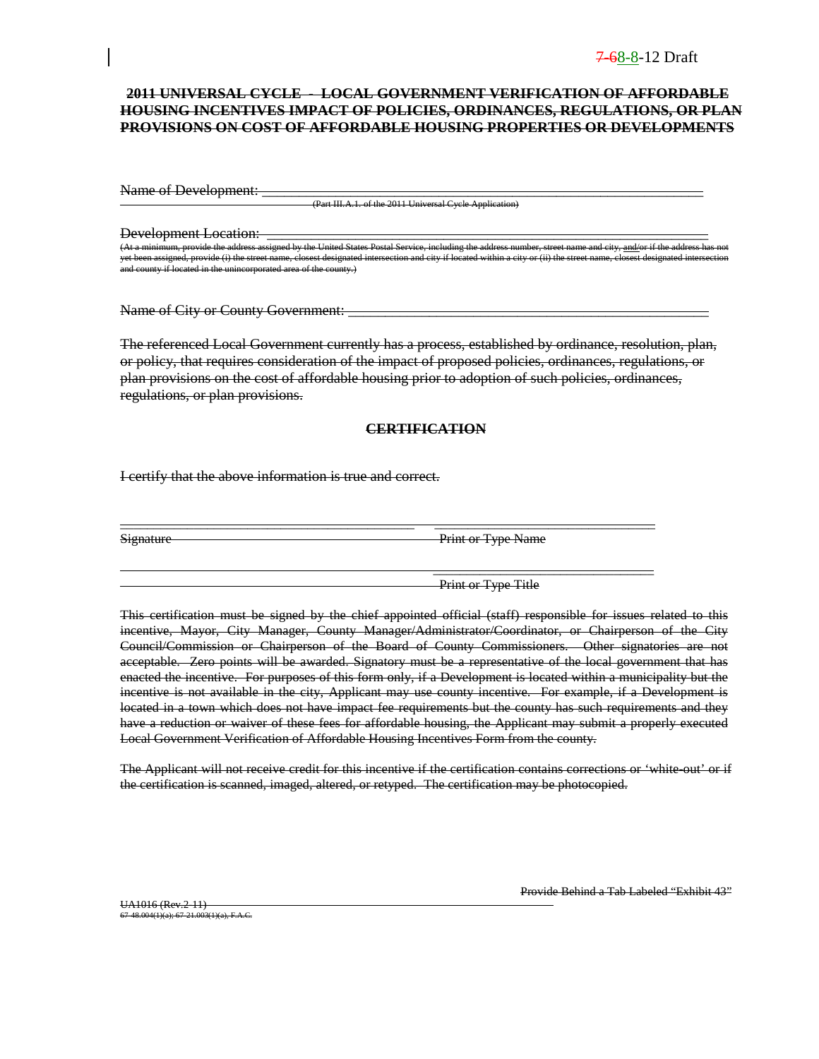7-68-8-12 Draft

**2011 UNIVERSAL CYCLE - LOCAL GOVERNMENT VERIFICATION OF AFFORDABLE HOUSING INCENTIVES IMPACT OF POLICIES, ORDINANCES, REGULATIONS, OR PLAN PROVISIONS ON COST OF AFFORDABLE HOUSING PROPERTIES OR DEVELOPMENTS**

Name of Development: ___________________________________________________________
(Part III.A.1. of the 2011 Universal Cycle Application)

Development Location: __________________________________________________________
(At a minimum, provide the address assigned by the United States Postal Service, including the address number, street name and city, and/or if the address has not yet been assigned, provide (i) the street name, closest designated intersection and city if located within a city or (ii) the street name, closest designated intersection and county if located in the unincorporated area of the county.)

Name of City or County Government: ______________________________________________

The referenced Local Government currently has a process, established by ordinance, resolution, plan, or policy, that requires consideration of the impact of proposed policies, ordinances, regulations, or plan provisions on the cost of affordable housing prior to adoption of such policies, ordinances, regulations, or plan provisions.

**CERTIFICATION**

I certify that the above information is true and correct.

_________________________________________ _______________________________
Signature Print or Type Name

_______________________________
Print or Type Title

This certification must be signed by the chief appointed official (staff) responsible for issues related to this incentive, Mayor, City Manager, County Manager/Administrator/Coordinator, or Chairperson of the City Council/Commission or Chairperson of the Board of County Commissioners. Other signatories are not acceptable. Zero points will be awarded. Signatory must be a representative of the local government that has enacted the incentive. For purposes of this form only, if a Development is located within a municipality but the incentive is not available in the city, Applicant may use county incentive. For example, if a Development is located in a town which does not have impact fee requirements but the county has such requirements and they have a reduction or waiver of these fees for affordable housing, the Applicant may submit a properly executed Local Government Verification of Affordable Housing Incentives Form from the county.

The Applicant will not receive credit for this incentive if the certification contains corrections or 'white-out' or if the certification is scanned, imaged, altered, or retyped. The certification may be photocopied.

Provide Behind a Tab Labeled "Exhibit 43"

UA1016 (Rev.2-11)
67-48.004(1)(a); 67-21.003(1)(a), F.A.C.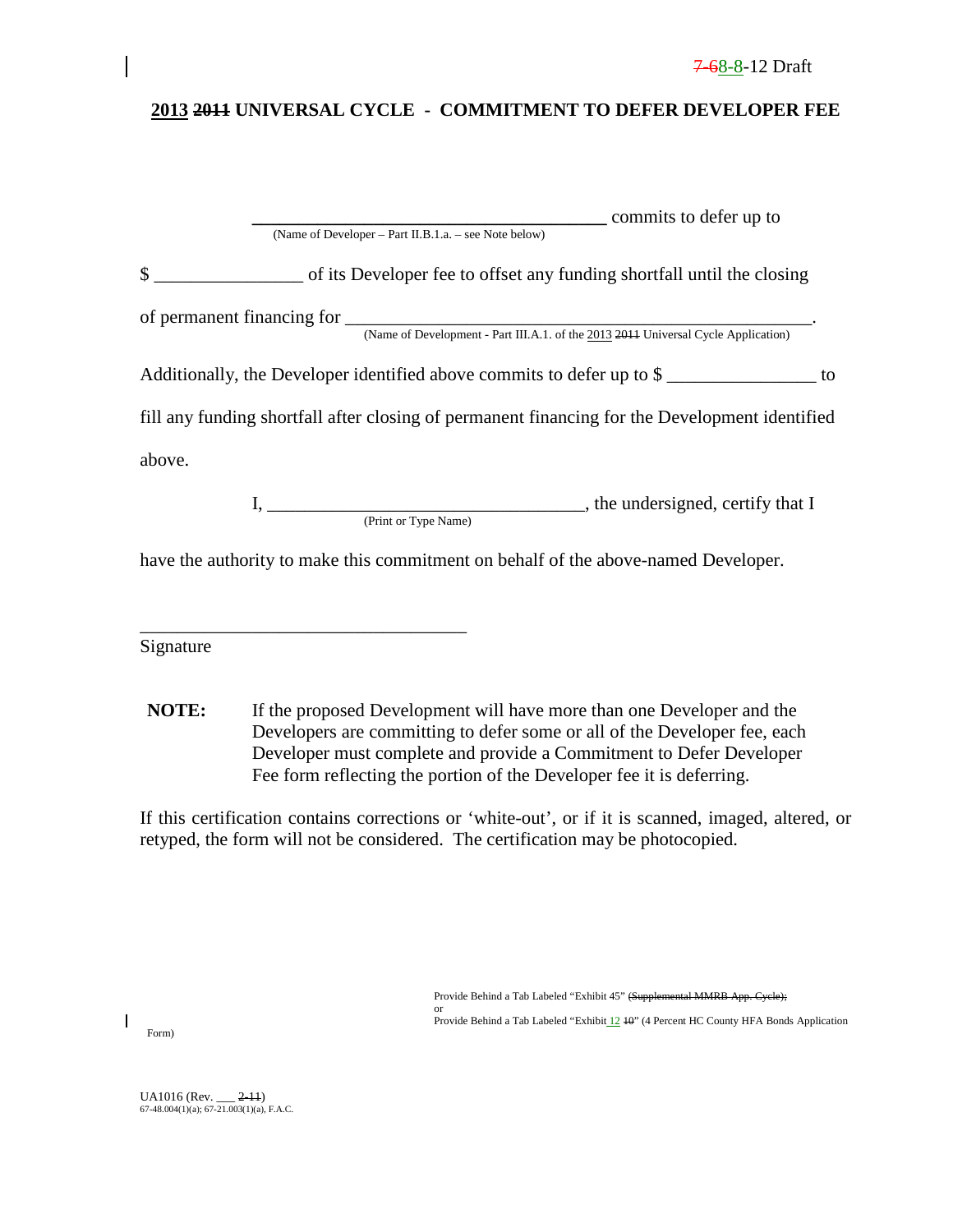7-68-8-12 Draft

## 2013 ~~2011~~ UNIVERSAL CYCLE - COMMITMENT TO DEFER DEVELOPER FEE

\_\_\_\_\_\_\_\_\_\_\_\_\_\_\_\_\_\_\_\_\_\_\_\_\_\_\_\_\_\_\_\_\_\_\_\_\_\_\_\_ commits to defer up to
(Name of Developer – Part II.B.1.a. – see Note below)

$ \_\_\_\_\_\_\_\_\_\_\_\_\_\_\_\_ of its Developer fee to offset any funding shortfall until the closing

of permanent financing for \_\_\_\_\_\_\_\_\_\_\_\_\_\_\_\_\_\_\_\_\_\_\_\_\_\_\_\_\_\_\_\_\_\_\_\_\_\_\_\_\_\_\_\_\_\_\_\_\_\_\_\_.
(Name of Development - Part III.A.1. of the 2013 ~~2011~~ Universal Cycle Application)

Additionally, the Developer identified above commits to defer up to $ \_\_\_\_\_\_\_\_\_\_\_\_\_\_\_\_ to fill any funding shortfall after closing of permanent financing for the Development identified above.

I, \_\_\_\_\_\_\_\_\_\_\_\_\_\_\_\_\_\_\_\_\_\_\_\_\_\_\_\_\_\_\_\_\_\_\_, the undersigned, certify that I
(Print or Type Name)

have the authority to make this commitment on behalf of the above-named Developer.

\_\_\_\_\_\_\_\_\_\_\_\_\_\_\_\_\_\_\_\_\_\_\_\_\_\_\_\_\_\_\_\_\_\_\_\_
Signature

**NOTE:** If the proposed Development will have more than one Developer and the Developers are committing to defer some or all of the Developer fee, each Developer must complete and provide a Commitment to Defer Developer Fee form reflecting the portion of the Developer fee it is deferring.

If this certification contains corrections or 'white-out', or if it is scanned, imaged, altered, or retyped, the form will not be considered. The certification may be photocopied.

Provide Behind a Tab Labeled "Exhibit 45" ~~(Supplemental MMRB App. Cycle);~~
or
Provide Behind a Tab Labeled "Exhibit 12 ~~10~~" (4 Percent HC County HFA Bonds Application Form)

UA1016 (Rev. \_\_\_ ~~2-11~~)
67-48.004(1)(a); 67-21.003(1)(a), F.A.C.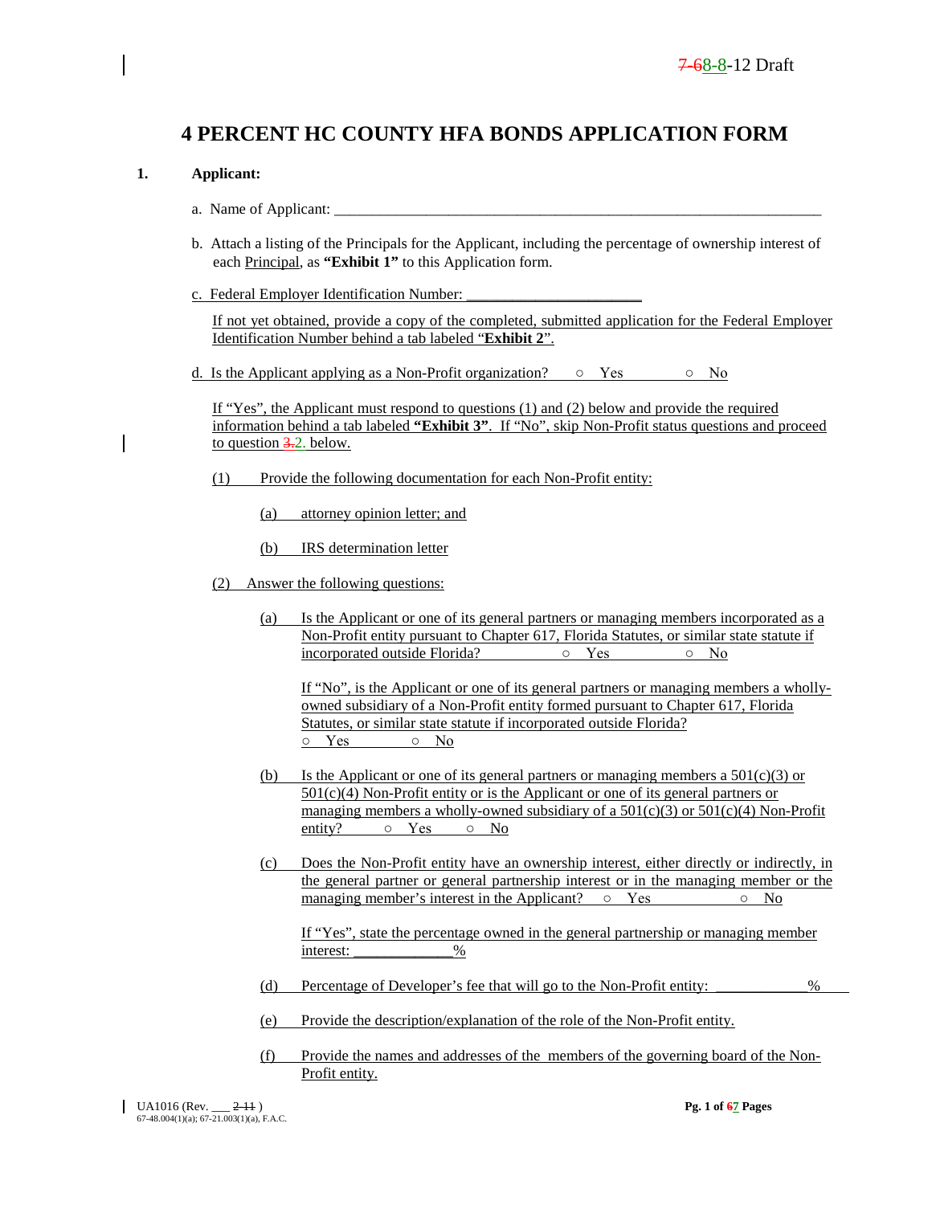# 4 PERCENT HC COUNTY HFA BONDS APPLICATION FORM

**1. Applicant:**

a. Name of Applicant: ___________________________________________________________________

b. Attach a listing of the Principals for the Applicant, including the percentage of ownership interest of each Principal, as **"Exhibit 1"** to this Application form.

c. Federal Employer Identification Number: ______________________

If not yet obtained, provide a copy of the completed, submitted application for the Federal Employer Identification Number behind a tab labeled "**Exhibit 2**".

d. Is the Applicant applying as a Non-Profit organization? ○ Yes ○ No

If "Yes", the Applicant must respond to questions (1) and (2) below and provide the required information behind a tab labeled **"Exhibit 3"**. If "No", skip Non-Profit status questions and proceed to question 3.2. below.

(1) Provide the following documentation for each Non-Profit entity:

(a) attorney opinion letter; and

(b) IRS determination letter

(2) Answer the following questions:

(a) Is the Applicant or one of its general partners or managing members incorporated as a Non-Profit entity pursuant to Chapter 617, Florida Statutes, or similar state statute if incorporated outside Florida? ○ Yes ○ No

If "No", is the Applicant or one of its general partners or managing members a wholly-owned subsidiary of a Non-Profit entity formed pursuant to Chapter 617, Florida Statutes, or similar state statute if incorporated outside Florida?
○ Yes ○ No

(b) Is the Applicant or one of its general partners or managing members a 501(c)(3) or 501(c)(4) Non-Profit entity or is the Applicant or one of its general partners or managing members a wholly-owned subsidiary of a 501(c)(3) or 501(c)(4) Non-Profit entity? ○ Yes ○ No

(c) Does the Non-Profit entity have an ownership interest, either directly or indirectly, in the general partner or general partnership interest or in the managing member or the managing member's interest in the Applicant? ○ Yes ○ No

If "Yes", state the percentage owned in the general partnership or managing member interest: _____________%

(d) Percentage of Developer's fee that will go to the Non-Profit entity: ____________%

(e) Provide the description/explanation of the role of the Non-Profit entity.

(f) Provide the names and addresses of the members of the governing board of the Non-Profit entity.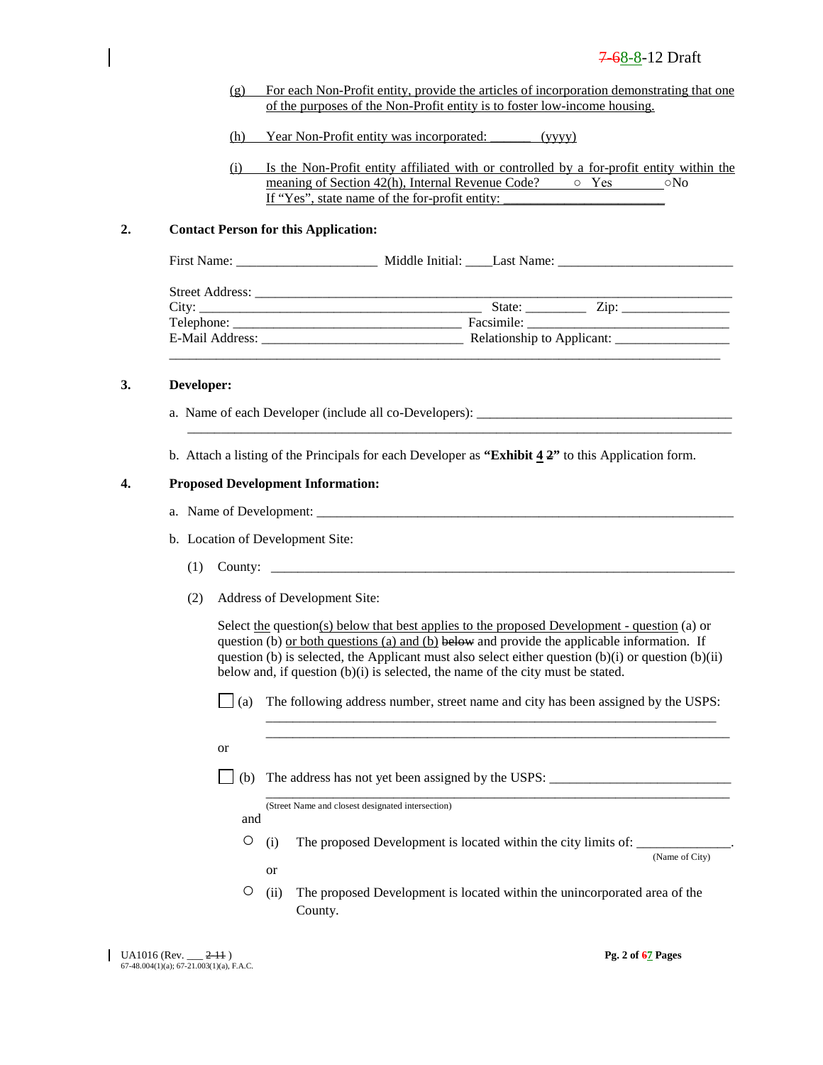(g) For each Non-Profit entity, provide the articles of incorporation demonstrating that one of the purposes of the Non-Profit entity is to foster low-income housing.

(h) Year Non-Profit entity was incorporated: ______ (yyyy)

(i) Is the Non-Profit entity affiliated with or controlled by a for-profit entity within the meaning of Section 42(h), Internal Revenue Code? ○ Yes ○ No
If "Yes", state name of the for-profit entity: ________________________

**2. Contact Person for this Application:**

First Name: ____________________ Middle Initial: ____ Last Name: __________________________

Street Address: ________________________________________________________________________
City: __________________________________________ State: _________ Zip: ________________
Telephone: _________________________________ Facsimile: _____________________________
E-Mail Address: _____________________________ Relationship to Applicant: ________________
_________________________________________________________________________________

**3. Developer:**

a. Name of each Developer (include all co-Developers): ______________________________________
_________________________________________________________________________________

b. Attach a listing of the Principals for each Developer as **"Exhibit 4 2"** to this Application form.

**4. Proposed Development Information:**

a. Name of Development: _____________________________________________________________

b. Location of Development Site:

(1) County: ________________________________________________________________________

(2) Address of Development Site:

Select the question(s) below that best applies to the proposed Development - question (a) or question (b) or both questions (a) and (b) below and provide the applicable information. If question (b) is selected, the Applicant must also select either question (b)(i) or question (b)(ii) below and, if question (b)(i) is selected, the name of the city must be stated.

☐ (a) The following address number, street name and city has been assigned by the USPS:
_____________________________________________________________________
_____________________________________________________________________

or

☐ (b) The address has not yet been assigned by the USPS: ___________________________
_____________________________________________________________________
(Street Name and closest designated intersection)

and

○ (i) The proposed Development is located within the city limits of: ______________.
(Name of City)

or

○ (ii) The proposed Development is located within the unincorporated area of the County.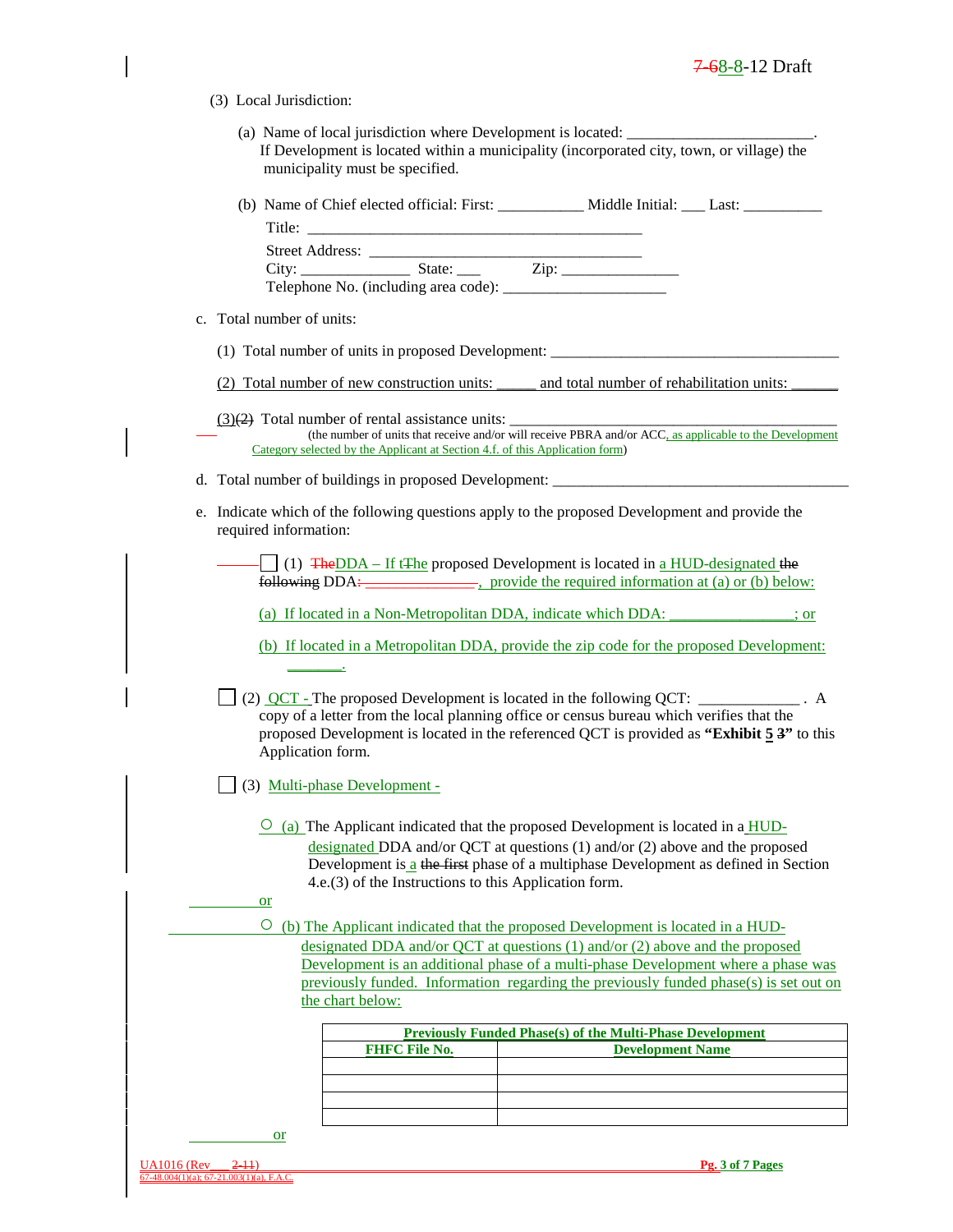(3) Local Jurisdiction:

(a) Name of local jurisdiction where Development is located: ________________________.
If Development is located within a municipality (incorporated city, town, or village) the municipality must be specified.

(b) Name of Chief elected official: First: ___________ Middle Initial: ___ Last: __________

Title: ______________________________________________

Street Address: ______________________________________

City: ______________ State: ___ Zip: _______________

Telephone No. (including area code): _____________________

c. Total number of units:

(1) Total number of units in proposed Development: ______________________________________

(2) Total number of new construction units: _____ and total number of rehabilitation units: ______

~~(3)~~(2) Total number of rental assistance units: _____________________________________________
(the number of units that receive and/or will receive PBRA and/or ACC, as applicable to the Development Category selected by the Applicant at Section 4.f. of this Application form)

d. Total number of buildings in proposed Development: ________________________________________

e. Indicate which of the following questions apply to the proposed Development and provide the required information:

☐ (1) ~~The~~DDA – If t~~T~~he proposed Development is located in a HUD-designated ~~the following~~ DDA: ~~______________~~, provide the required information at (a) or (b) below:

(a) If located in a Non-Metropolitan DDA, indicate which DDA: ________________; or

(b) If located in a Metropolitan DDA, provide the zip code for the proposed Development: _______.

☐ (2) QCT - The proposed Development is located in the following QCT: _____________ . A copy of a letter from the local planning office or census bureau which verifies that the proposed Development is located in the referenced QCT is provided as **"Exhibit 5 ~~3~~"** to this Application form.

☐ (3) Multi-phase Development -

○ (a) The Applicant indicated that the proposed Development is located in a HUD-designated DDA and/or QCT at questions (1) and/or (2) above and the proposed Development is a ~~the first~~ phase of a multiphase Development as defined in Section 4.e.(3) of the Instructions to this Application form.

or

○ (b) The Applicant indicated that the proposed Development is located in a HUD-designated DDA and/or QCT at questions (1) and/or (2) above and the proposed Development is an additional phase of a multi-phase Development where a phase was previously funded. Information regarding the previously funded phase(s) is set out on the chart below:

| **Previously Funded Phase(s) of the Multi-Phase Development** | |
|---|---|
| **FHFC File No.** | **Development Name** |
| | |
| | |
| | |
| | |

or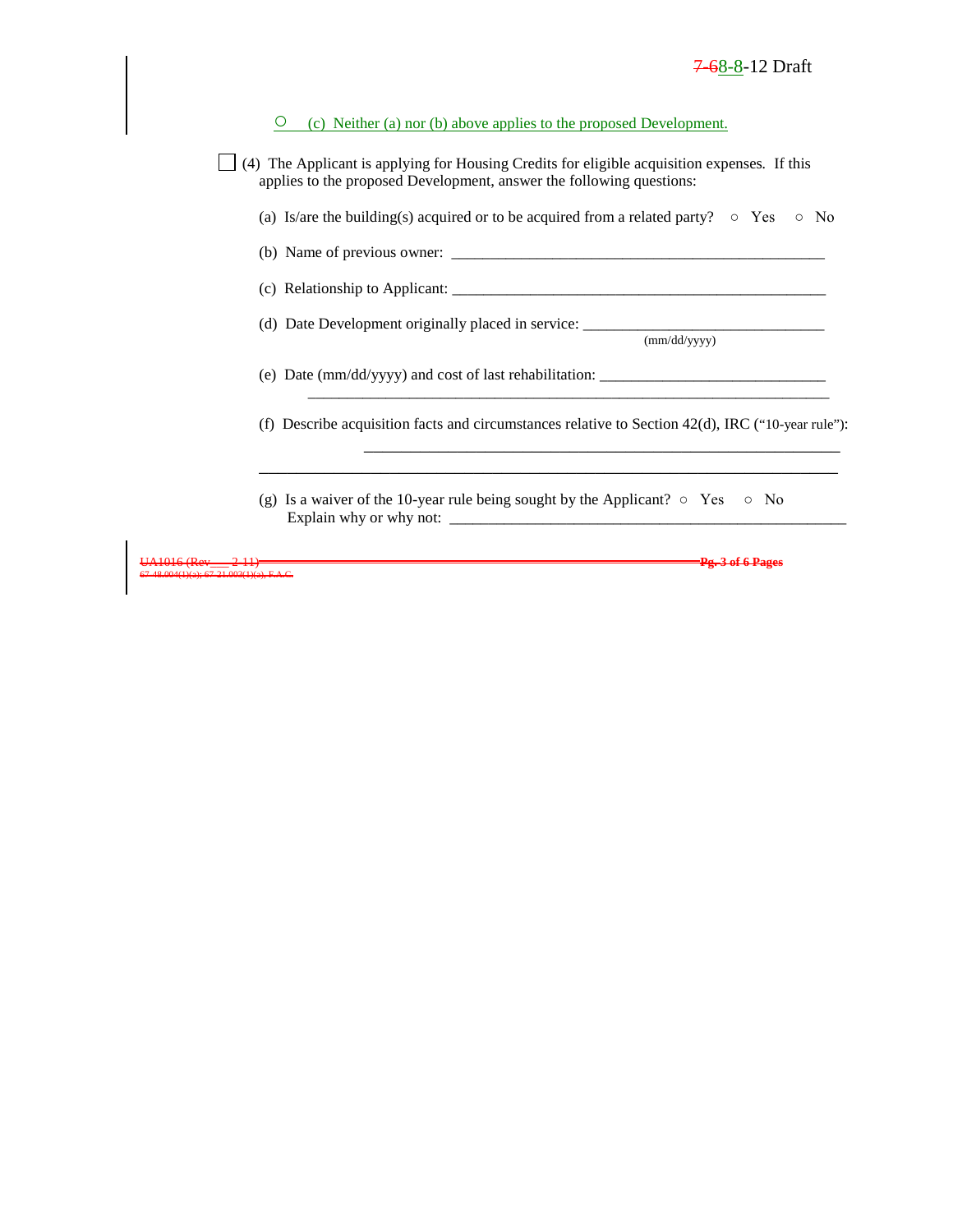○ (c) Neither (a) nor (b) above applies to the proposed Development.

☐ (4) The Applicant is applying for Housing Credits for eligible acquisition expenses. If this applies to the proposed Development, answer the following questions:

(a) Is/are the building(s) acquired or to be acquired from a related party? ○ Yes ○ No

(b) Name of previous owner: ________________________________________________

(c) Relationship to Applicant: ________________________________________________

(d) Date Development originally placed in service: ________________________________
(mm/dd/yyyy)

(e) Date (mm/dd/yyyy) and cost of last rehabilitation: ______________________________
__________________________________________________________________

(f) Describe acquisition facts and circumstances relative to Section 42(d), IRC ("10-year rule"):
______________________________________________________
__________________________________________________________________

(g) Is a waiver of the 10-year rule being sought by the Applicant? ○ Yes ○ No
Explain why or why not: ________________________________________________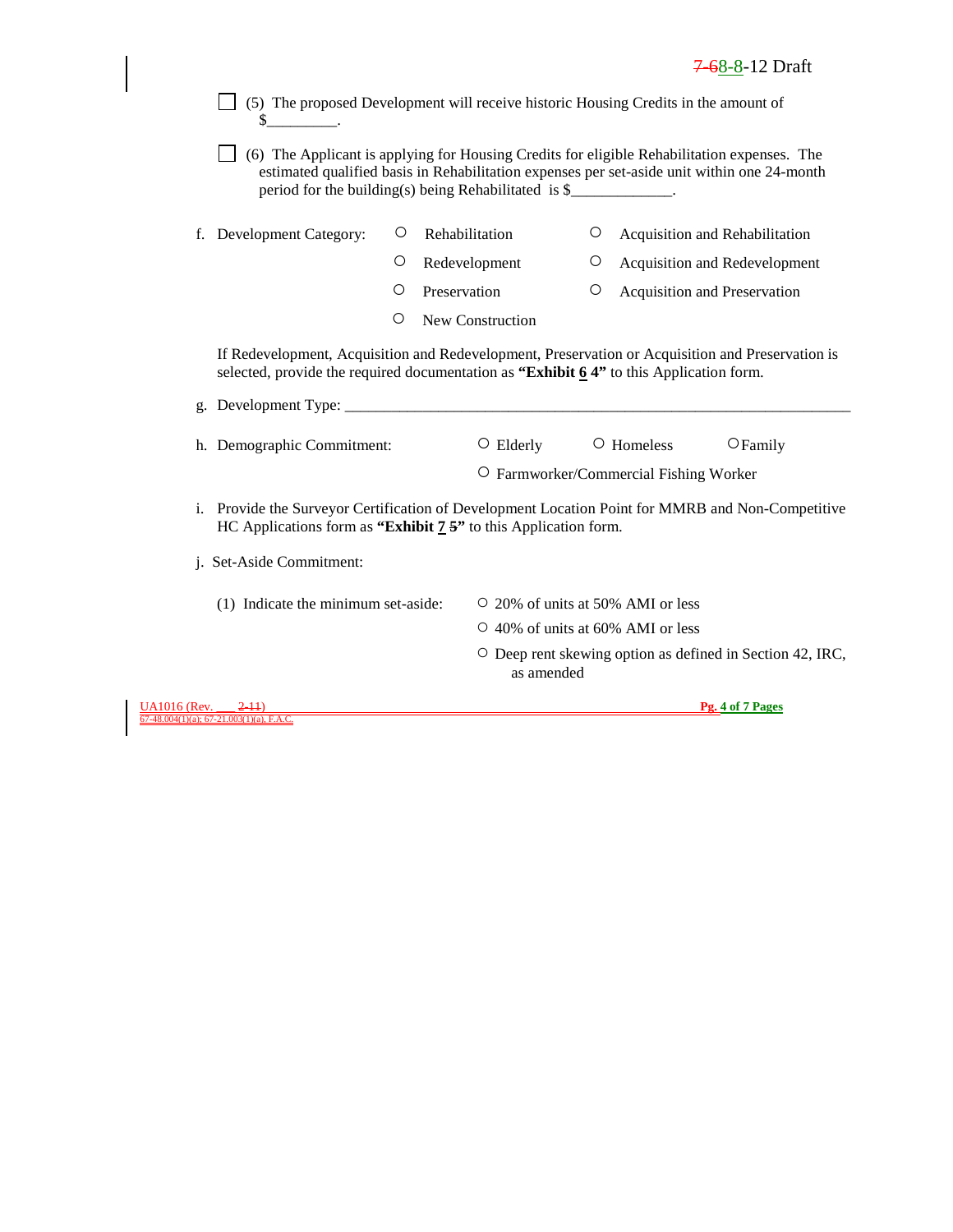☐ (5) The proposed Development will receive historic Housing Credits in the amount of $_________.

☐ (6) The Applicant is applying for Housing Credits for eligible Rehabilitation expenses. The estimated qualified basis in Rehabilitation expenses per set-aside unit within one 24-month period for the building(s) being Rehabilitated is $_____________.

f. Development Category:

- ○ Rehabilitation
- ○ Acquisition and Rehabilitation
- ○ Redevelopment
- ○ Acquisition and Redevelopment
- ○ Preservation
- ○ Acquisition and Preservation
- ○ New Construction

If Redevelopment, Acquisition and Redevelopment, Preservation or Acquisition and Preservation is selected, provide the required documentation as **"Exhibit 6 4"** to this Application form.

g. Development Type: _______________________________________________________________

h. Demographic Commitment:

- ○ Elderly
- ○ Homeless
- ○ Family
- ○ Farmworker/Commercial Fishing Worker

i. Provide the Surveyor Certification of Development Location Point for MMRB and Non-Competitive HC Applications form as **"Exhibit 7 5"** to this Application form.

j. Set-Aside Commitment:

(1) Indicate the minimum set-aside:

- ○ 20% of units at 50% AMI or less
- ○ 40% of units at 60% AMI or less
- ○ Deep rent skewing option as defined in Section 42, IRC, as amended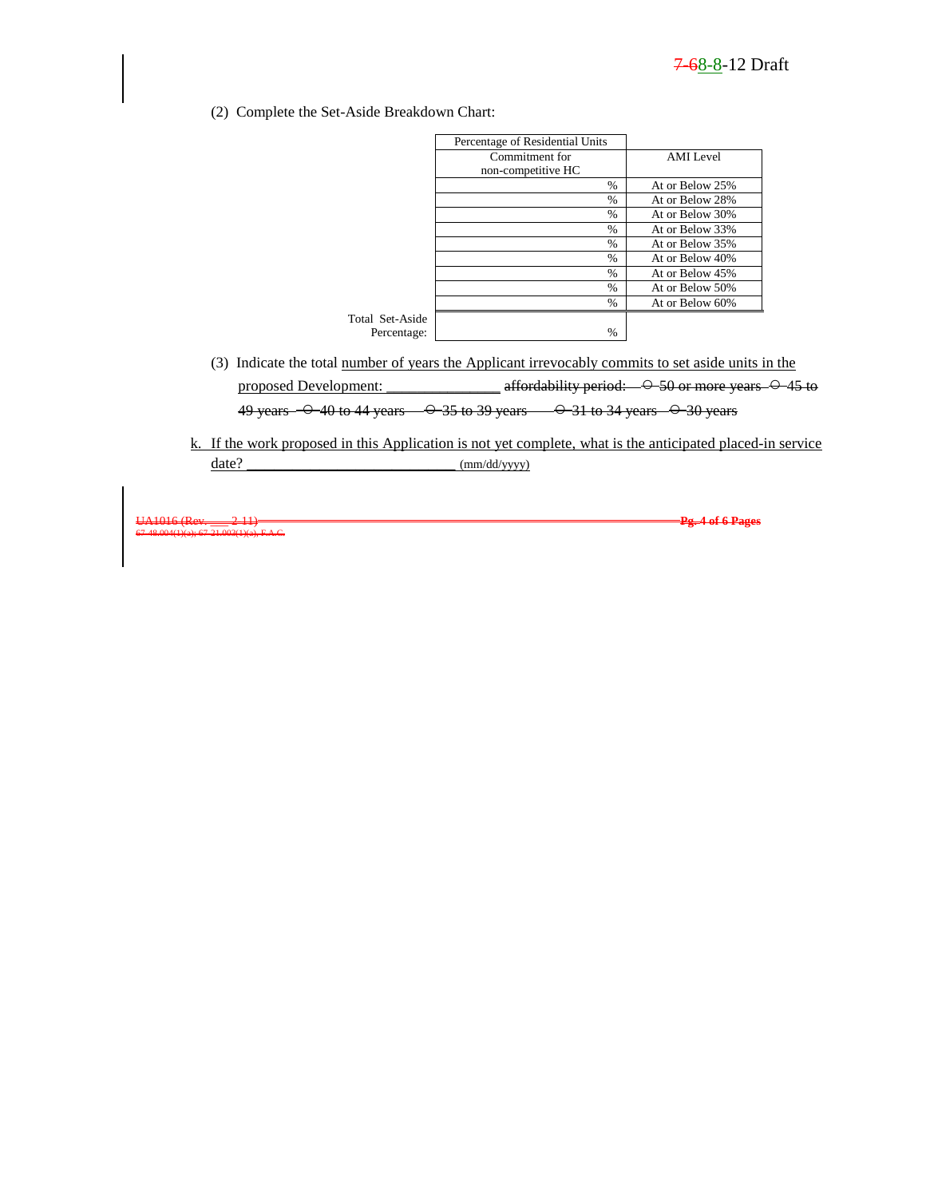(2) Complete the Set-Aside Breakdown Chart:

| Percentage of Residential Units Commitment for non-competitive HC | AMI Level |
|---|---|
| % | At or Below 25% |
| % | At or Below 28% |
| % | At or Below 30% |
| % | At or Below 33% |
| % | At or Below 35% |
| % | At or Below 40% |
| % | At or Below 45% |
| % | At or Below 50% |
| % | At or Below 60% |
| Total Set-Aside Percentage: % | |

(3) Indicate the total number of years the Applicant irrevocably commits to set aside units in the proposed Development: _______________ ~~affordability period: ○ 50 or more years ○ 45 to 49 years ○ 40 to 44 years ○ 35 to 39 years ○ 31 to 34 years ○ 30 years~~

k. If the work proposed in this Application is not yet complete, what is the anticipated placed-in service date? ___________________________ (mm/dd/yyyy)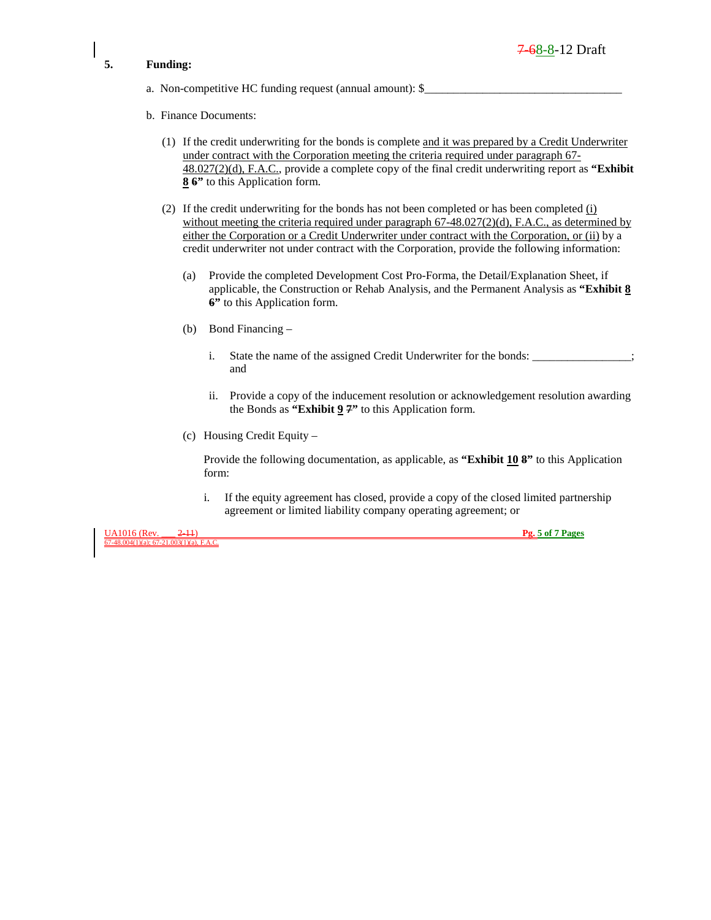**5. Funding:**

a. Non-competitive HC funding request (annual amount): $__________________________________

b. Finance Documents:

(1) If the credit underwriting for the bonds is complete and it was prepared by a Credit Underwriter under contract with the Corporation meeting the criteria required under paragraph 67-48.027(2)(d), F.A.C., provide a complete copy of the final credit underwriting report as **"Exhibit 8 6"** to this Application form.

(2) If the credit underwriting for the bonds has not been completed or has been completed (i) without meeting the criteria required under paragraph 67-48.027(2)(d), F.A.C., as determined by either the Corporation or a Credit Underwriter under contract with the Corporation, or (ii) by a credit underwriter not under contract with the Corporation, provide the following information:

(a) Provide the completed Development Cost Pro-Forma, the Detail/Explanation Sheet, if applicable, the Construction or Rehab Analysis, and the Permanent Analysis as **"Exhibit 8 6"** to this Application form.

(b) Bond Financing –

i. State the name of the assigned Credit Underwriter for the bonds: _________________; and

ii. Provide a copy of the inducement resolution or acknowledgement resolution awarding the Bonds as **"Exhibit 9 7"** to this Application form.

(c) Housing Credit Equity –

Provide the following documentation, as applicable, as **"Exhibit 10 8"** to this Application form:

i. If the equity agreement has closed, provide a copy of the closed limited partnership agreement or limited liability company operating agreement; or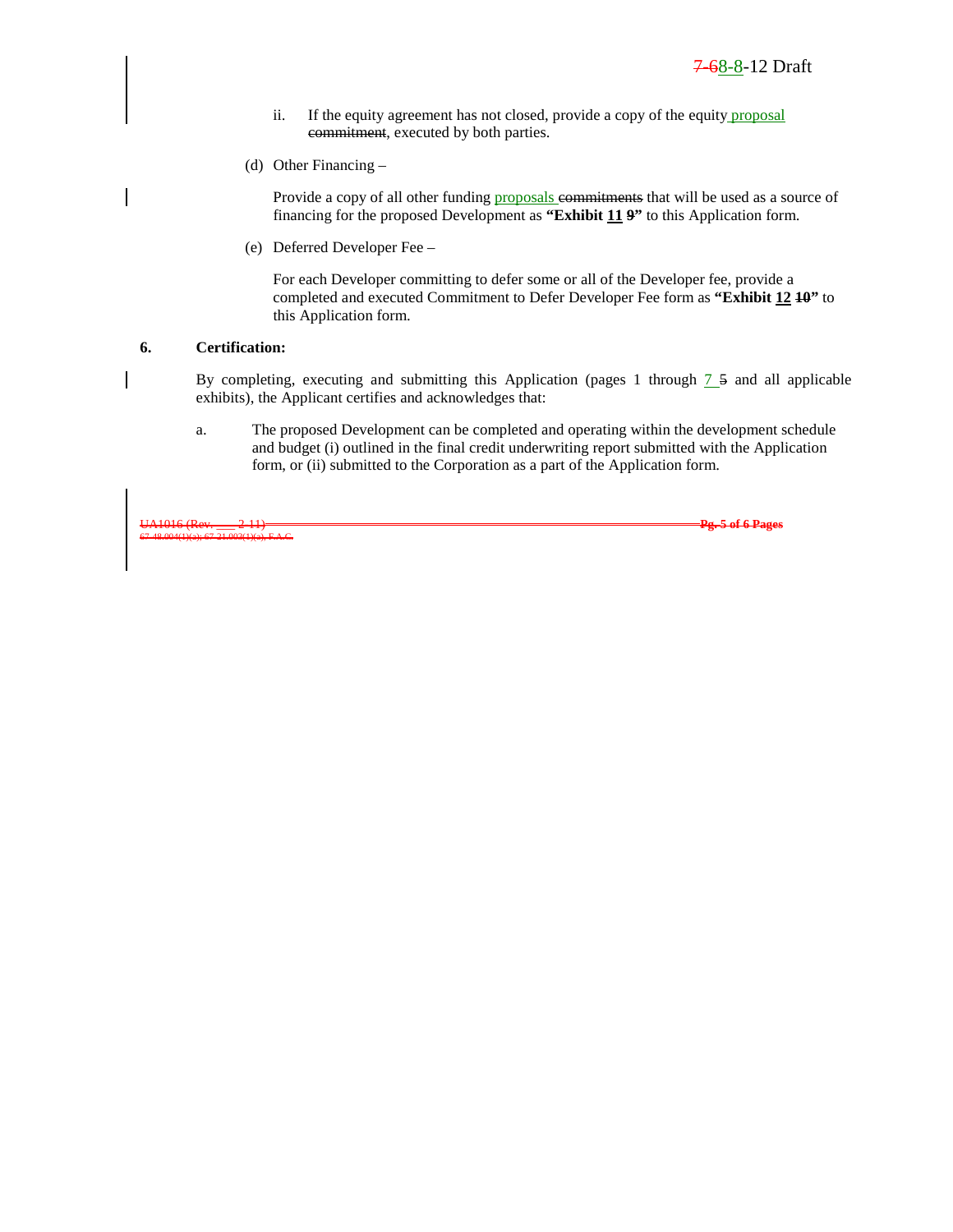ii. If the equity agreement has not closed, provide a copy of the equity proposal ~~commitment~~, executed by both parties.

(d) Other Financing –

Provide a copy of all other funding proposals ~~commitments~~ that will be used as a source of financing for the proposed Development as **"Exhibit 11 ~~9~~"** to this Application form.

(e) Deferred Developer Fee –

For each Developer committing to defer some or all of the Developer fee, provide a completed and executed Commitment to Defer Developer Fee form as **"Exhibit 12 ~~10~~"** to this Application form.

**6. Certification:**

By completing, executing and submitting this Application (pages 1 through 7 ~~5~~ and all applicable exhibits), the Applicant certifies and acknowledges that:

a. The proposed Development can be completed and operating within the development schedule and budget (i) outlined in the final credit underwriting report submitted with the Application form, or (ii) submitted to the Corporation as a part of the Application form.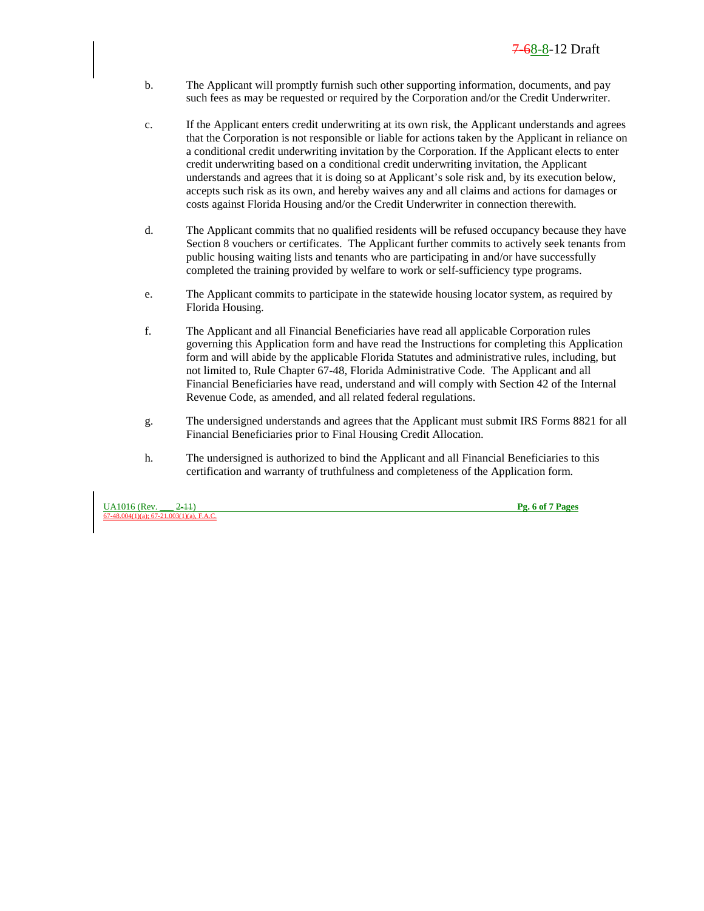b. The Applicant will promptly furnish such other supporting information, documents, and pay such fees as may be requested or required by the Corporation and/or the Credit Underwriter.

c. If the Applicant enters credit underwriting at its own risk, the Applicant understands and agrees that the Corporation is not responsible or liable for actions taken by the Applicant in reliance on a conditional credit underwriting invitation by the Corporation. If the Applicant elects to enter credit underwriting based on a conditional credit underwriting invitation, the Applicant understands and agrees that it is doing so at Applicant's sole risk and, by its execution below, accepts such risk as its own, and hereby waives any and all claims and actions for damages or costs against Florida Housing and/or the Credit Underwriter in connection therewith.

d. The Applicant commits that no qualified residents will be refused occupancy because they have Section 8 vouchers or certificates. The Applicant further commits to actively seek tenants from public housing waiting lists and tenants who are participating in and/or have successfully completed the training provided by welfare to work or self-sufficiency type programs.

e. The Applicant commits to participate in the statewide housing locator system, as required by Florida Housing.

f. The Applicant and all Financial Beneficiaries have read all applicable Corporation rules governing this Application form and have read the Instructions for completing this Application form and will abide by the applicable Florida Statutes and administrative rules, including, but not limited to, Rule Chapter 67-48, Florida Administrative Code. The Applicant and all Financial Beneficiaries have read, understand and will comply with Section 42 of the Internal Revenue Code, as amended, and all related federal regulations.

g. The undersigned understands and agrees that the Applicant must submit IRS Forms 8821 for all Financial Beneficiaries prior to Final Housing Credit Allocation.

h. The undersigned is authorized to bind the Applicant and all Financial Beneficiaries to this certification and warranty of truthfulness and completeness of the Application form.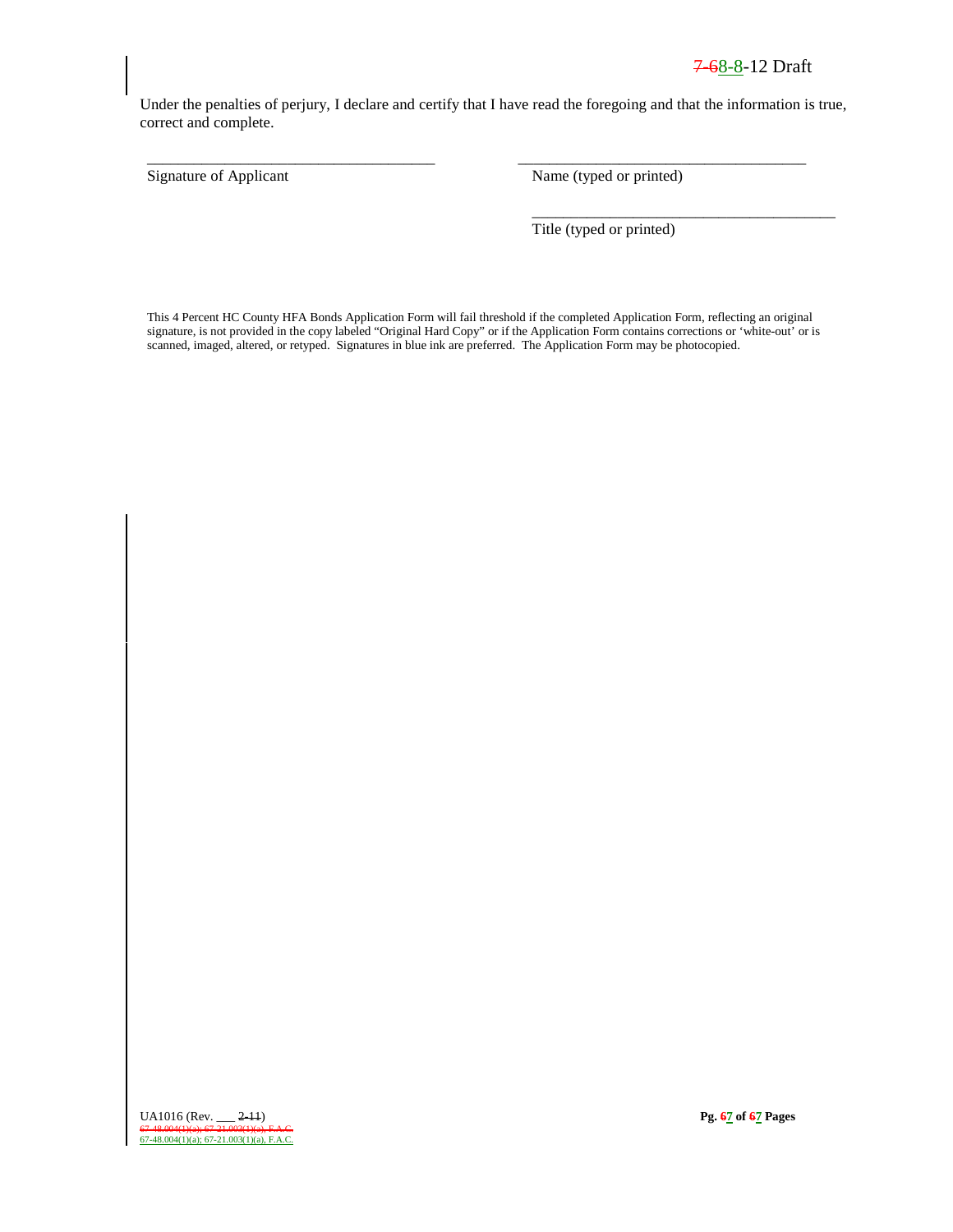Under the penalties of perjury, I declare and certify that I have read the foregoing and that the information is true, correct and complete.

| | |
|---|---|
| \_\_\_\_\_\_\_\_\_\_\_\_\_\_\_\_\_\_\_\_\_\_\_\_\_\_\_\_\_\_\_\_\_\_\_\_ | \_\_\_\_\_\_\_\_\_\_\_\_\_\_\_\_\_\_\_\_\_\_\_\_\_\_\_\_\_\_\_\_\_\_\_\_ |
| Signature of Applicant | Name (typed or printed) |
| | \_\_\_\_\_\_\_\_\_\_\_\_\_\_\_\_\_\_\_\_\_\_\_\_\_\_\_\_\_\_\_\_\_\_\_\_ |
| | Title (typed or printed) |

This 4 Percent HC County HFA Bonds Application Form will fail threshold if the completed Application Form, reflecting an original signature, is not provided in the copy labeled "Original Hard Copy" or if the Application Form contains corrections or 'white-out' or is scanned, imaged, altered, or retyped. Signatures in blue ink are preferred. The Application Form may be photocopied.

UA1016 (Rev. \_\_\_ ~~2-11~~)
~~67-48.004(1)(a); 67-21.003(1)(a), F.A.C.~~
67-48.004(1)(a); 67-21.003(1)(a), F.A.C.